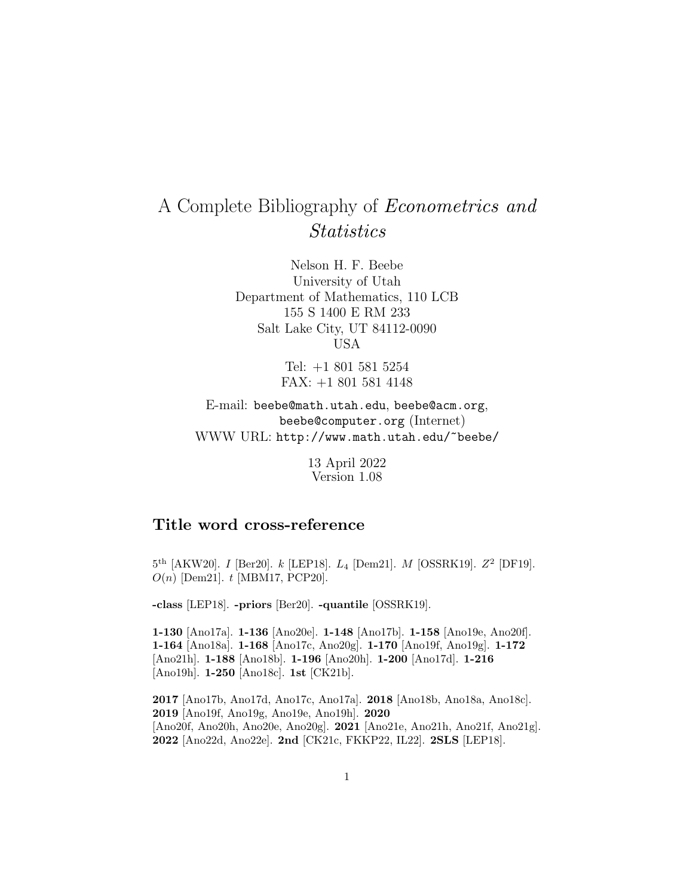# A Complete Bibliography of *Econometrics and Statistics*

Nelson H. F. Beebe
University of Utah
Department of Mathematics, 110 LCB
155 S 1400 E RM 233
Salt Lake City, UT 84112-0090
USA

Tel: +1 801 581 5254
FAX: +1 801 581 4148

E-mail: beebe@math.utah.edu, beebe@acm.org, beebe@computer.org (Internet)
WWW URL: http://www.math.utah.edu/~beebe/

13 April 2022
Version 1.08

## Title word cross-reference

$5^{\text{th}}$ [AKW20]. $I$ [Ber20]. $k$ [LEP18]. $L_4$ [Dem21]. $M$ [OSSRK19]. $Z^2$ [DF19]. $O(n)$ [Dem21]. $t$ [MBM17, PCP20].

**-class** [LEP18]. **-priors** [Ber20]. **-quantile** [OSSRK19].

**1-130** [Ano17a]. **1-136** [Ano20e]. **1-148** [Ano17b]. **1-158** [Ano19e, Ano20f]. **1-164** [Ano18a]. **1-168** [Ano17c, Ano20g]. **1-170** [Ano19f, Ano19g]. **1-172** [Ano21h]. **1-188** [Ano18b]. **1-196** [Ano20h]. **1-200** [Ano17d]. **1-216** [Ano19h]. **1-250** [Ano18c]. **1st** [CK21b].

**2017** [Ano17b, Ano17d, Ano17c, Ano17a]. **2018** [Ano18b, Ano18a, Ano18c]. **2019** [Ano19f, Ano19g, Ano19e, Ano19h]. **2020** [Ano20f, Ano20h, Ano20e, Ano20g]. **2021** [Ano21e, Ano21h, Ano21f, Ano21g]. **2022** [Ano22d, Ano22e]. **2nd** [CK21c, FKKP22, IL22]. **2SLS** [LEP18].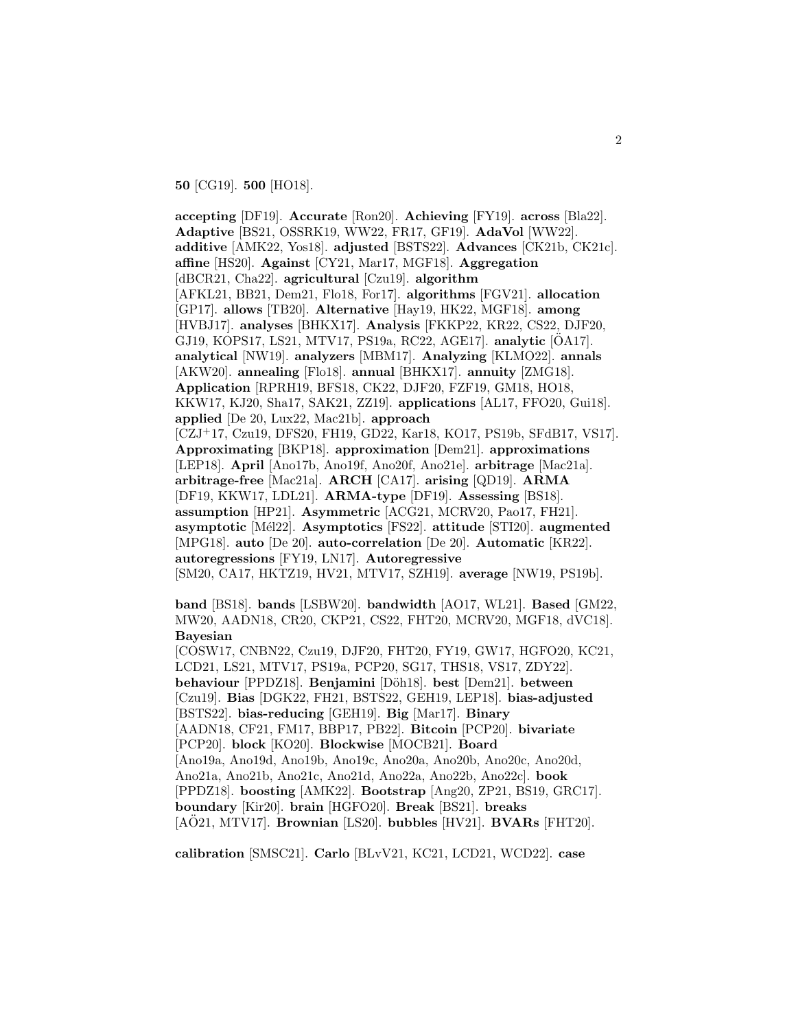**50** [CG19]. **500** [HO18].

**accepting** [DF19]. **Accurate** [Ron20]. **Achieving** [FY19]. **across** [Bla22]. **Adaptive** [BS21, OSSRK19, WW22, FR17, GF19]. **AdaVol** [WW22]. **additive** [AMK22, Yos18]. **adjusted** [BSTS22]. **Advances** [CK21b, CK21c]. **affine** [HS20]. **Against** [CY21, Mar17, MGF18]. **Aggregation** [dBCR21, Cha22]. **agricultural** [Czu19]. **algorithm** [AFKL21, BB21, Dem21, Flo18, For17]. **algorithms** [FGV21]. **allocation** [GP17]. **allows** [TB20]. **Alternative** [Hay19, HK22, MGF18]. **among** [HVBJ17]. **analyses** [BHKX17]. **Analysis** [FKKP22, KR22, CS22, DJF20, GJ19, KOPS17, LS21, MTV17, PS19a, RC22, AGE17]. **analytic** [ÖA17]. **analytical** [NW19]. **analyzers** [MBM17]. **Analyzing** [KLMO22]. **annals** [AKW20]. **annealing** [Flo18]. **annual** [BHKX17]. **annuity** [ZMG18]. **Application** [RPRH19, BFS18, CK22, DJF20, FZF19, GM18, HO18, KKW17, KJ20, Sha17, SAK21, ZZ19]. **applications** [AL17, FFO20, Gui18]. **applied** [De 20, Lux22, Mac21b]. **approach** [CZJ+17, Czu19, DFS20, FH19, GD22, Kar18, KO17, PS19b, SFdB17, VS17]. **Approximating** [BKP18]. **approximation** [Dem21]. **approximations** [LEP18]. **April** [Ano17b, Ano19f, Ano20f, Ano21e]. **arbitrage** [Mac21a]. **arbitrage-free** [Mac21a]. **ARCH** [CA17]. **arising** [QD19]. **ARMA** [DF19, KKW17, LDL21]. **ARMA-type** [DF19]. **Assessing** [BS18]. **assumption** [HP21]. **Asymmetric** [ACG21, MCRV20, Pao17, FH21]. **asymptotic** [Mél22]. **Asymptotics** [FS22]. **attitude** [STI20]. **augmented** [MPG18]. **auto** [De 20]. **auto-correlation** [De 20]. **Automatic** [KR22]. **autoregressions** [FY19, LN17]. **Autoregressive** [SM20, CA17, HKTZ19, HV21, MTV17, SZH19]. **average** [NW19, PS19b].

**band** [BS18]. **bands** [LSBW20]. **bandwidth** [AO17, WL21]. **Based** [GM22, MW20, AADN18, CR20, CKP21, CS22, FHT20, MCRV20, MGF18, dVC18]. **Bayesian** [COSW17, CNBN22, Czu19, DJF20, FHT20, FY19, GW17, HGFO20, KC21, LCD21, LS21, MTV17, PS19a, PCP20, SG17, THS18, VS17, ZDY22]. **behaviour** [PPDZ18]. **Benjamini** [Döh18]. **best** [Dem21]. **between** [Czu19]. **Bias** [DGK22, FH21, BSTS22, GEH19, LEP18]. **bias-adjusted** [BSTS22]. **bias-reducing** [GEH19]. **Big** [Mar17]. **Binary** [AADN18, CF21, FM17, BBP17, PB22]. **Bitcoin** [PCP20]. **bivariate** [PCP20]. **block** [KO20]. **Blockwise** [MOCB21]. **Board** [Ano19a, Ano19d, Ano19b, Ano19c, Ano20a, Ano20b, Ano20c, Ano20d, Ano21a, Ano21b, Ano21c, Ano21d, Ano22a, Ano22b, Ano22c]. **book** [PPDZ18]. **boosting** [AMK22]. **Bootstrap** [Ang20, ZP21, BS19, GRC17]. **boundary** [Kir20]. **brain** [HGFO20]. **Break** [BS21]. **breaks** [AÖ21, MTV17]. **Brownian** [LS20]. **bubbles** [HV21]. **BVARs** [FHT20].

**calibration** [SMSC21]. **Carlo** [BLvV21, KC21, LCD21, WCD22]. **case**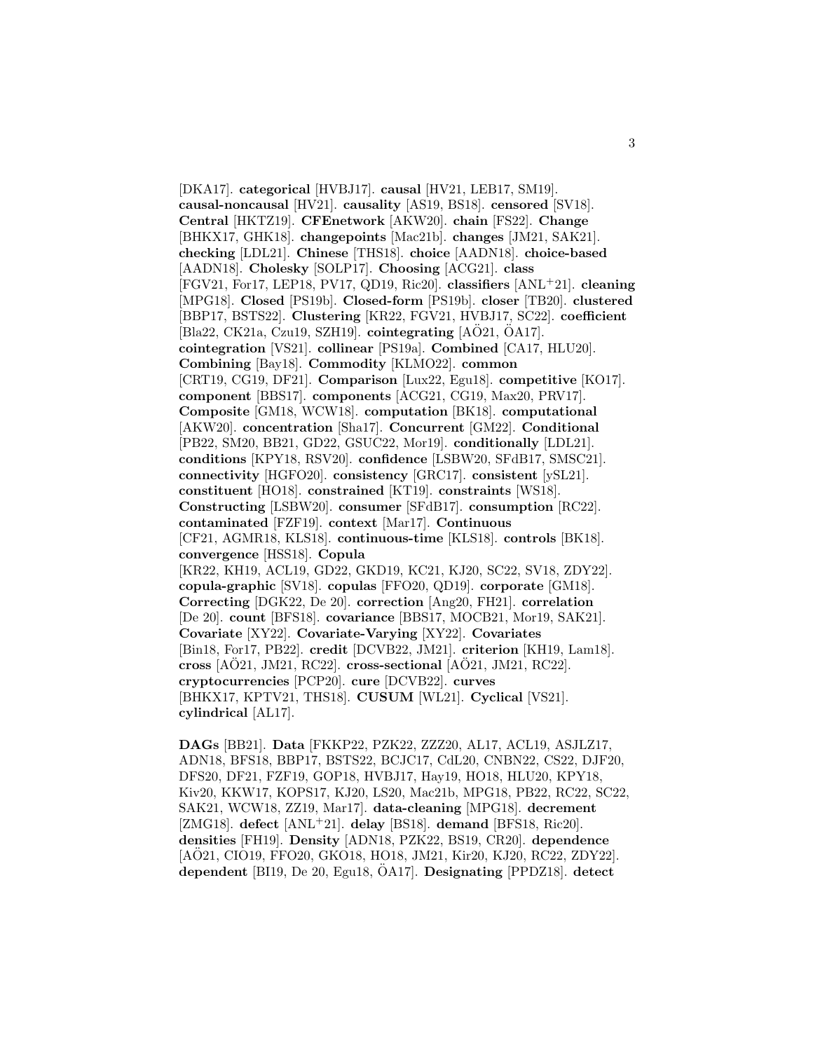[DKA17]. **categorical** [HVBJ17]. **causal** [HV21, LEB17, SM19]. **causal-noncausal** [HV21]. **causality** [AS19, BS18]. **censored** [SV18]. **Central** [HKTZ19]. **CFEnetwork** [AKW20]. **chain** [FS22]. **Change** [BHKX17, GHK18]. **changepoints** [Mac21b]. **changes** [JM21, SAK21]. **checking** [LDL21]. **Chinese** [THS18]. **choice** [AADN18]. **choice-based** [AADN18]. **Cholesky** [SOLP17]. **Choosing** [ACG21]. **class** [FGV21, For17, LEP18, PV17, QD19, Ric20]. **classifiers** [ANL+21]. **cleaning** [MPG18]. **Closed** [PS19b]. **Closed-form** [PS19b]. **closer** [TB20]. **clustered** [BBP17, BSTS22]. **Clustering** [KR22, FGV21, HVBJ17, SC22]. **coefficient** [Bla22, CK21a, Czu19, SZH19]. **cointegrating** [AÖ21, ÖA17]. **cointegration** [VS21]. **collinear** [PS19a]. **Combined** [CA17, HLU20]. **Combining** [Bay18]. **Commodity** [KLMO22]. **common** [CRT19, CG19, DF21]. **Comparison** [Lux22, Egu18]. **competitive** [KO17]. **component** [BBS17]. **components** [ACG21, CG19, Max20, PRV17]. **Composite** [GM18, WCW18]. **computation** [BK18]. **computational** [AKW20]. **concentration** [Sha17]. **Concurrent** [GM22]. **Conditional** [PB22, SM20, BB21, GD22, GSUC22, Mor19]. **conditionally** [LDL21]. **conditions** [KPY18, RSV20]. **confidence** [LSBW20, SFdB17, SMSC21]. **connectivity** [HGFO20]. **consistency** [GRC17]. **consistent** [ySL21]. **constituent** [HO18]. **constrained** [KT19]. **constraints** [WS18]. **Constructing** [LSBW20]. **consumer** [SFdB17]. **consumption** [RC22]. **contaminated** [FZF19]. **context** [Mar17]. **Continuous** [CF21, AGMR18, KLS18]. **continuous-time** [KLS18]. **controls** [BK18]. **convergence** [HSS18]. **Copula** [KR22, KH19, ACL19, GD22, GKD19, KC21, KJ20, SC22, SV18, ZDY22]. **copula-graphic** [SV18]. **copulas** [FFO20, QD19]. **corporate** [GM18]. **Correcting** [DGK22, De 20]. **correction** [Ang20, FH21]. **correlation** [De 20]. **count** [BFS18]. **covariance** [BBS17, MOCB21, Mor19, SAK21]. **Covariate** [XY22]. **Covariate-Varying** [XY22]. **Covariates** [Bin18, For17, PB22]. **credit** [DCVB22, JM21]. **criterion** [KH19, Lam18]. **cross** [AÖ21, JM21, RC22]. **cross-sectional** [AÖ21, JM21, RC22]. **cryptocurrencies** [PCP20]. **cure** [DCVB22]. **curves** [BHKX17, KPTV21, THS18]. **CUSUM** [WL21]. **Cyclical** [VS21]. **cylindrical** [AL17].

**DAGs** [BB21]. **Data** [FKKP22, PZK22, ZZZ20, AL17, ACL19, ASJLZ17, ADN18, BFS18, BBP17, BSTS22, BCJC17, CdL20, CNBN22, CS22, DJF20, DFS20, DF21, FZF19, GOP18, HVBJ17, Hay19, HO18, HLU20, KPY18, Kiv20, KKW17, KOPS17, KJ20, LS20, Mac21b, MPG18, PB22, RC22, SC22, SAK21, WCW18, ZZ19, Mar17]. **data-cleaning** [MPG18]. **decrement** [ZMG18]. **defect** [ANL+21]. **delay** [BS18]. **demand** [BFS18, Ric20]. **densities** [FH19]. **Density** [ADN18, PZK22, BS19, CR20]. **dependence** [AÖ21, CIO19, FFO20, GKO18, HO18, JM21, Kir20, KJ20, RC22, ZDY22]. **dependent** [BI19, De 20, Egu18, ÖA17]. **Designating** [PPDZ18]. **detect**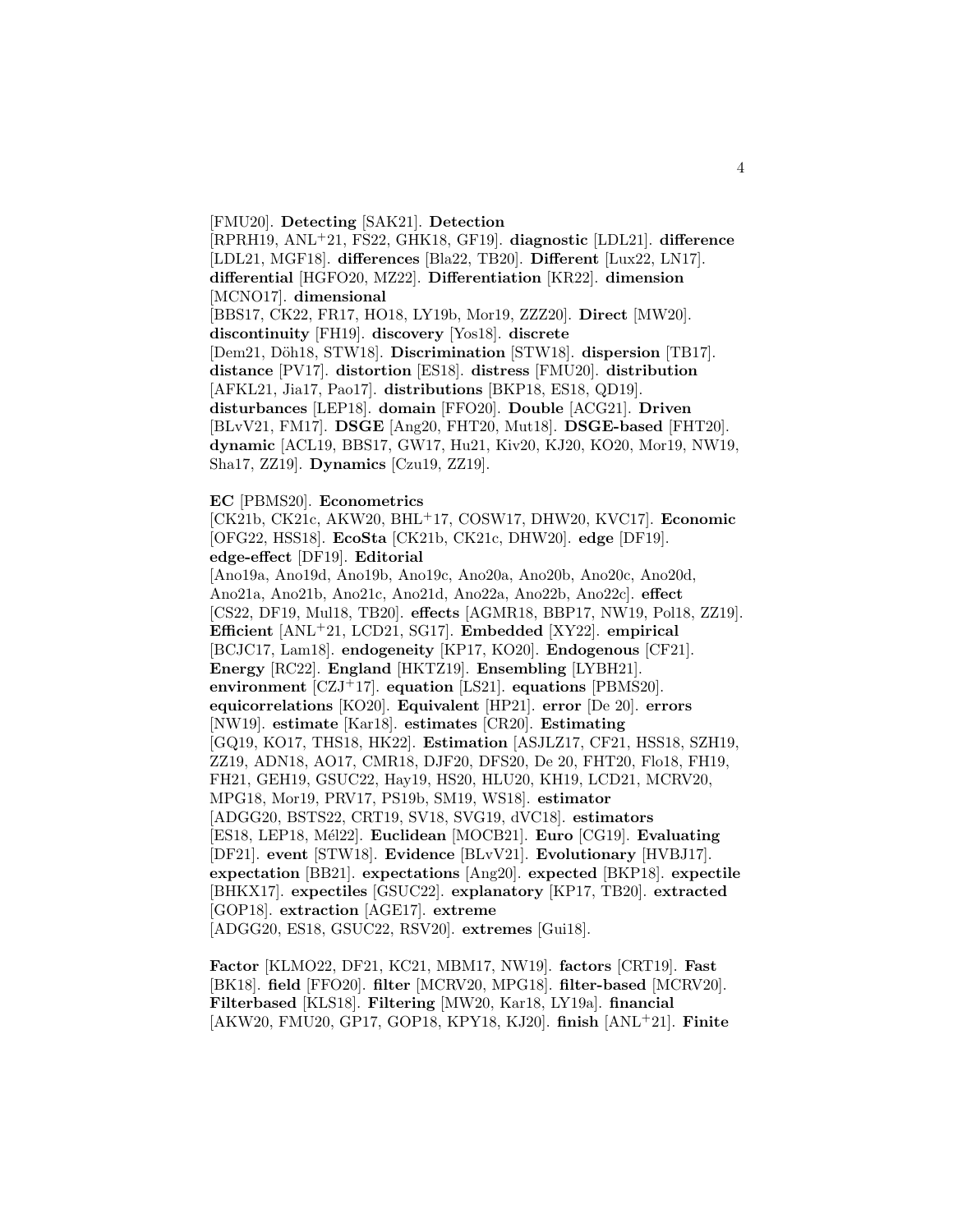[FMU20]. **Detecting** [SAK21]. **Detection** [RPRH19, ANL[+]21, FS22, GHK18, GF19]. **diagnostic** [LDL21]. **difference** [LDL21, MGF18]. **differences** [Bla22, TB20]. **Different** [Lux22, LN17]. **differential** [HGFO20, MZ22]. **Differentiation** [KR22]. **dimension** [MCNO17]. **dimensional** [BBS17, CK22, FR17, HO18, LY19b, Mor19, ZZZ20]. **Direct** [MW20]. **discontinuity** [FH19]. **discovery** [Yos18]. **discrete** [Dem21, Döh18, STW18]. **Discrimination** [STW18]. **dispersion** [TB17]. **distance** [PV17]. **distortion** [ES18]. **distress** [FMU20]. **distribution** [AFKL21, Jia17, Pao17]. **distributions** [BKP18, ES18, QD19]. **disturbances** [LEP18]. **domain** [FFO20]. **Double** [ACG21]. **Driven** [BLvV21, FM17]. **DSGE** [Ang20, FHT20, Mut18]. **DSGE-based** [FHT20]. **dynamic** [ACL19, BBS17, GW17, Hu21, Kiv20, KJ20, KO20, Mor19, NW19, Sha17, ZZ19]. **Dynamics** [Czu19, ZZ19].

**EC** [PBMS20]. **Econometrics** [CK21b, CK21c, AKW20, BHL[+]17, COSW17, DHW20, KVC17]. **Economic** [OFG22, HSS18]. **EcoSta** [CK21b, CK21c, DHW20]. **edge** [DF19]. **edge-effect** [DF19]. **Editorial** [Ano19a, Ano19d, Ano19b, Ano19c, Ano20a, Ano20b, Ano20c, Ano20d, Ano21a, Ano21b, Ano21c, Ano21d, Ano22a, Ano22b, Ano22c]. **effect** [CS22, DF19, Mul18, TB20]. **effects** [AGMR18, BBP17, NW19, Pol18, ZZ19]. **Efficient** [ANL[+]21, LCD21, SG17]. **Embedded** [XY22]. **empirical** [BCJC17, Lam18]. **endogeneity** [KP17, KO20]. **Endogenous** [CF21]. **Energy** [RC22]. **England** [HKTZ19]. **Ensembling** [LYBH21]. **environment** [CZJ[+]17]. **equation** [LS21]. **equations** [PBMS20]. **equicorrelations** [KO20]. **Equivalent** [HP21]. **error** [De 20]. **errors** [NW19]. **estimate** [Kar18]. **estimates** [CR20]. **Estimating** [GQ19, KO17, THS18, HK22]. **Estimation** [ASJLZ17, CF21, HSS18, SZH19, ZZ19, ADN18, AO17, CMR18, DJF20, DFS20, De 20, FHT20, Flo18, FH19, FH21, GEH19, GSUC22, Hay19, HS20, HLU20, KH19, LCD21, MCRV20, MPG18, Mor19, PRV17, PS19b, SM19, WS18]. **estimator** [ADGG20, BSTS22, CRT19, SV18, SVG19, dVC18]. **estimators** [ES18, LEP18, Mél22]. **Euclidean** [MOCB21]. **Euro** [CG19]. **Evaluating** [DF21]. **event** [STW18]. **Evidence** [BLvV21]. **Evolutionary** [HVBJ17]. **expectation** [BB21]. **expectations** [Ang20]. **expected** [BKP18]. **expectile** [BHKX17]. **expectiles** [GSUC22]. **explanatory** [KP17, TB20]. **extracted** [GOP18]. **extraction** [AGE17]. **extreme** [ADGG20, ES18, GSUC22, RSV20]. **extremes** [Gui18].

**Factor** [KLMO22, DF21, KC21, MBM17, NW19]. **factors** [CRT19]. **Fast** [BK18]. **field** [FFO20]. **filter** [MCRV20, MPG18]. **filter-based** [MCRV20]. **Filterbased** [KLS18]. **Filtering** [MW20, Kar18, LY19a]. **financial** [AKW20, FMU20, GP17, GOP18, KPY18, KJ20]. **finish** [ANL[+]21]. **Finite**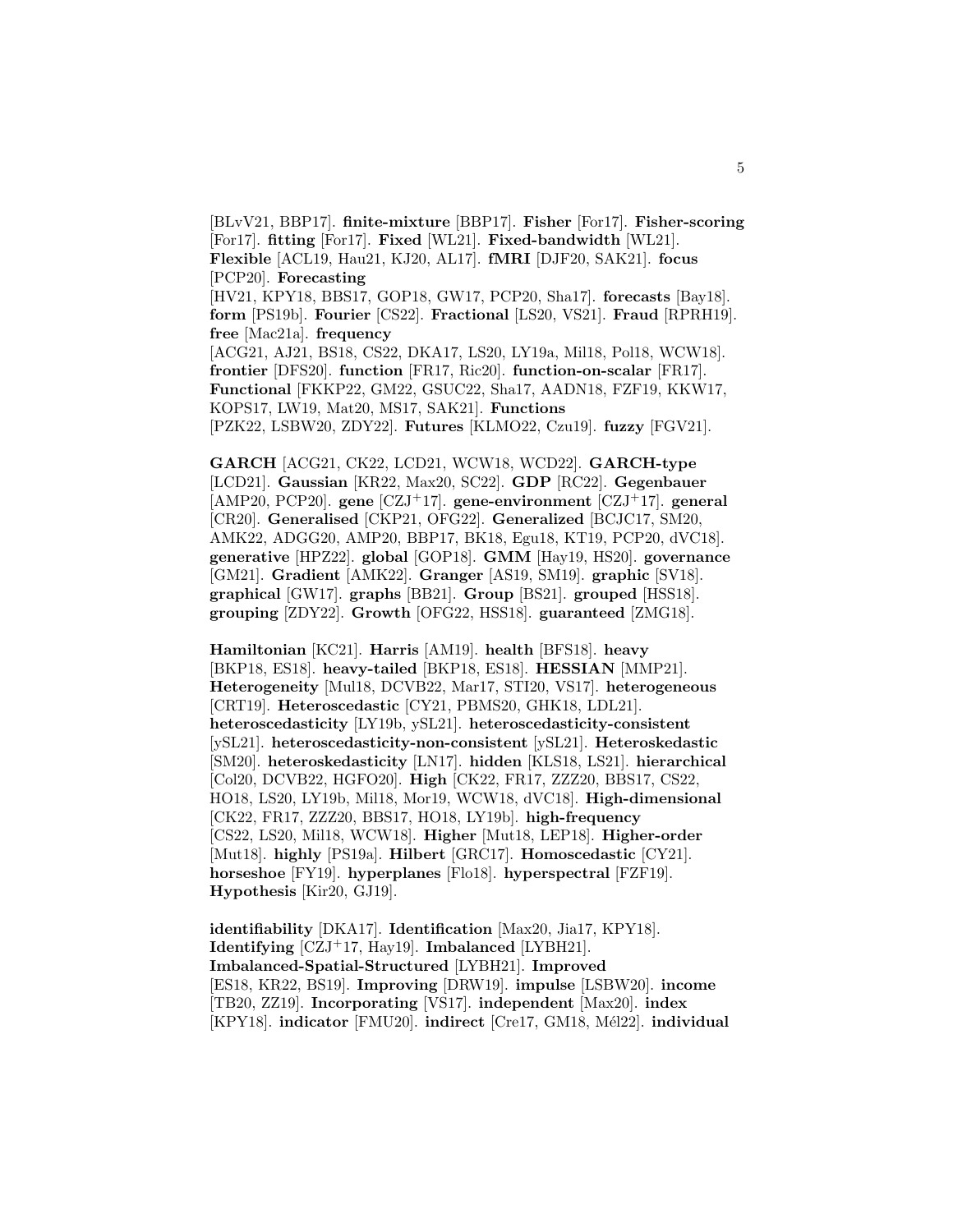[BLvV21, BBP17]. **finite-mixture** [BBP17]. **Fisher** [For17]. **Fisher-scoring** [For17]. **fitting** [For17]. **Fixed** [WL21]. **Fixed-bandwidth** [WL21]. **Flexible** [ACL19, Hau21, KJ20, AL17]. **fMRI** [DJF20, SAK21]. **focus** [PCP20]. **Forecasting** [HV21, KPY18, BBS17, GOP18, GW17, PCP20, Sha17]. **forecasts** [Bay18]. **form** [PS19b]. **Fourier** [CS22]. **Fractional** [LS20, VS21]. **Fraud** [RPRH19]. **free** [Mac21a]. **frequency** [ACG21, AJ21, BS18, CS22, DKA17, LS20, LY19a, Mil18, Pol18, WCW18]. **frontier** [DFS20]. **function** [FR17, Ric20]. **function-on-scalar** [FR17]. **Functional** [FKKP22, GM22, GSUC22, Sha17, AADN18, FZF19, KKW17, KOPS17, LW19, Mat20, MS17, SAK21]. **Functions** [PZK22, LSBW20, ZDY22]. **Futures** [KLMO22, Czu19]. **fuzzy** [FGV21].

**GARCH** [ACG21, CK22, LCD21, WCW18, WCD22]. **GARCH-type** [LCD21]. **Gaussian** [KR22, Max20, SC22]. **GDP** [RC22]. **Gegenbauer** [AMP20, PCP20]. **gene** [CZJ+17]. **gene-environment** [CZJ+17]. **general** [CR20]. **Generalised** [CKP21, OFG22]. **Generalized** [BCJC17, SM20, AMK22, ADGG20, AMP20, BBP17, BK18, Egu18, KT19, PCP20, dVC18]. **generative** [HPZ22]. **global** [GOP18]. **GMM** [Hay19, HS20]. **governance** [GM21]. **Gradient** [AMK22]. **Granger** [AS19, SM19]. **graphic** [SV18]. **graphical** [GW17]. **graphs** [BB21]. **Group** [BS21]. **grouped** [HSS18]. **grouping** [ZDY22]. **Growth** [OFG22, HSS18]. **guaranteed** [ZMG18].

**Hamiltonian** [KC21]. **Harris** [AM19]. **health** [BFS18]. **heavy** [BKP18, ES18]. **heavy-tailed** [BKP18, ES18]. **HESSIAN** [MMP21]. **Heterogeneity** [Mul18, DCVB22, Mar17, STI20, VS17]. **heterogeneous** [CRT19]. **Heteroscedastic** [CY21, PBMS20, GHK18, LDL21]. **heteroscedasticity** [LY19b, ySL21]. **heteroscedasticity-consistent** [ySL21]. **heteroscedasticity-non-consistent** [ySL21]. **Heteroskedastic** [SM20]. **heteroskedasticity** [LN17]. **hidden** [KLS18, LS21]. **hierarchical** [Col20, DCVB22, HGFO20]. **High** [CK22, FR17, ZZZ20, BBS17, CS22, HO18, LS20, LY19b, Mil18, Mor19, WCW18, dVC18]. **High-dimensional** [CK22, FR17, ZZZ20, BBS17, HO18, LY19b]. **high-frequency** [CS22, LS20, Mil18, WCW18]. **Higher** [Mut18, LEP18]. **Higher-order** [Mut18]. **highly** [PS19a]. **Hilbert** [GRC17]. **Homoscedastic** [CY21]. **horseshoe** [FY19]. **hyperplanes** [Flo18]. **hyperspectral** [FZF19]. **Hypothesis** [Kir20, GJ19].

**identifiability** [DKA17]. **Identification** [Max20, Jia17, KPY18]. **Identifying** [CZJ+17, Hay19]. **Imbalanced** [LYBH21]. **Imbalanced-Spatial-Structured** [LYBH21]. **Improved** [ES18, KR22, BS19]. **Improving** [DRW19]. **impulse** [LSBW20]. **income** [TB20, ZZ19]. **Incorporating** [VS17]. **independent** [Max20]. **index** [KPY18]. **indicator** [FMU20]. **indirect** [Cre17, GM18, Mél22]. **individual**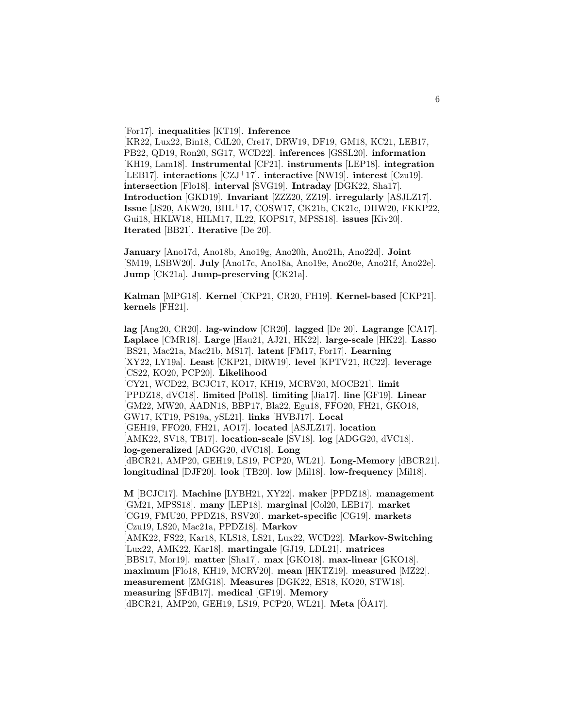[For17]. **inequalities** [KT19]. **Inference** [KR22, Lux22, Bin18, CdL20, Cre17, DRW19, DF19, GM18, KC21, LEB17, PB22, QD19, Ron20, SG17, WCD22]. **inferences** [GSSL20]. **information** [KH19, Lam18]. **Instrumental** [CF21]. **instruments** [LEP18]. **integration** [LEB17]. **interactions** [CZJ+17]. **interactive** [NW19]. **interest** [Czu19]. **intersection** [Flo18]. **interval** [SVG19]. **Intraday** [DGK22, Sha17]. **Introduction** [GKD19]. **Invariant** [ZZZ20, ZZ19]. **irregularly** [ASJLZ17]. **Issue** [JS20, AKW20, BHL+17, COSW17, CK21b, CK21c, DHW20, FKKP22, Gui18, HKLW18, HILM17, IL22, KOPS17, MPSS18]. **issues** [Kiv20]. **Iterated** [BB21]. **Iterative** [De 20].

**January** [Ano17d, Ano18b, Ano19g, Ano20h, Ano21h, Ano22d]. **Joint** [SM19, LSBW20]. **July** [Ano17c, Ano18a, Ano19e, Ano20e, Ano21f, Ano22e]. **Jump** [CK21a]. **Jump-preserving** [CK21a].

**Kalman** [MPG18]. **Kernel** [CKP21, CR20, FH19]. **Kernel-based** [CKP21]. **kernels** [FH21].

**lag** [Ang20, CR20]. **lag-window** [CR20]. **lagged** [De 20]. **Lagrange** [CA17]. **Laplace** [CMR18]. **Large** [Hau21, AJ21, HK22]. **large-scale** [HK22]. **Lasso** [BS21, Mac21a, Mac21b, MS17]. **latent** [FM17, For17]. **Learning** [XY22, LY19a]. **Least** [CKP21, DRW19]. **level** [KPTV21, RC22]. **leverage** [CS22, KO20, PCP20]. **Likelihood** [CY21, WCD22, BCJC17, KO17, KH19, MCRV20, MOCB21]. **limit** [PPDZ18, dVC18]. **limited** [Pol18]. **limiting** [Jia17]. **line** [GF19]. **Linear** [GM22, MW20, AADN18, BBP17, Bla22, Egu18, FFO20, FH21, GKO18, GW17, KT19, PS19a, ySL21]. **links** [HVBJ17]. **Local** [GEH19, FFO20, FH21, AO17]. **located** [ASJLZ17]. **location** [AMK22, SV18, TB17]. **location-scale** [SV18]. **log** [ADGG20, dVC18]. **log-generalized** [ADGG20, dVC18]. **Long** [dBCR21, AMP20, GEH19, LS19, PCP20, WL21]. **Long-Memory** [dBCR21]. **longitudinal** [DJF20]. **look** [TB20]. **low** [Mil18]. **low-frequency** [Mil18].

**M** [BCJC17]. **Machine** [LYBH21, XY22]. **maker** [PPDZ18]. **management** [GM21, MPSS18]. **many** [LEP18]. **marginal** [Col20, LEB17]. **market** [CG19, FMU20, PPDZ18, RSV20]. **market-specific** [CG19]. **markets** [Czu19, LS20, Mac21a, PPDZ18]. **Markov** [AMK22, FS22, Kar18, KLS18, LS21, Lux22, WCD22]. **Markov-Switching** [Lux22, AMK22, Kar18]. **martingale** [GJ19, LDL21]. **matrices** [BBS17, Mor19]. **matter** [Sha17]. **max** [GKO18]. **max-linear** [GKO18]. **maximum** [Flo18, KH19, MCRV20]. **mean** [HKTZ19]. **measured** [MZ22]. **measurement** [ZMG18]. **Measures** [DGK22, ES18, KO20, STW18]. **measuring** [SFdB17]. **medical** [GF19]. **Memory** [dBCR21, AMP20, GEH19, LS19, PCP20, WL21]. **Meta** [ÖA17].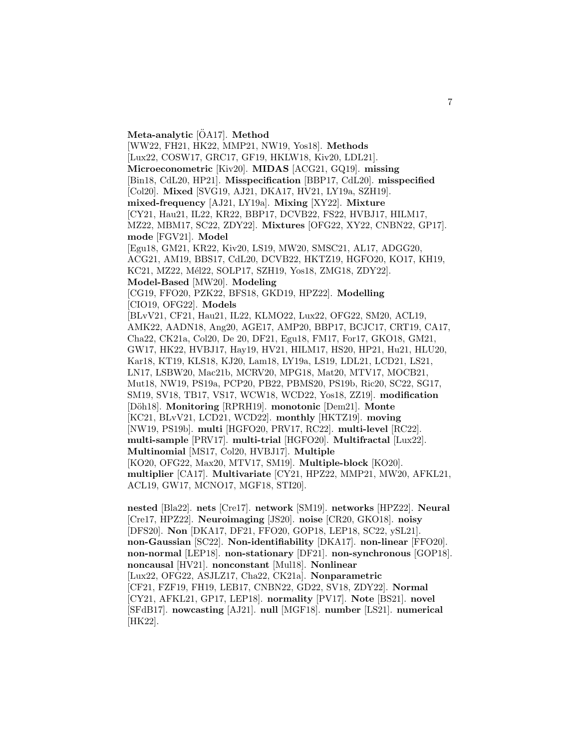**Meta-analytic** [ÖA17]. **Method** [WW22, FH21, HK22, MMP21, NW19, Yos18]. **Methods** [Lux22, COSW17, GRC17, GF19, HKLW18, Kiv20, LDL21]. **Microeconometric** [Kiv20]. **MIDAS** [ACG21, GQ19]. **missing** [Bin18, CdL20, HP21]. **Misspecification** [BBP17, CdL20]. **misspecified** [Col20]. **Mixed** [SVG19, AJ21, DKA17, HV21, LY19a, SZH19]. **mixed-frequency** [AJ21, LY19a]. **Mixing** [XY22]. **Mixture** [CY21, Hau21, IL22, KR22, BBP17, DCVB22, FS22, HVBJ17, HILM17, MZ22, MBM17, SC22, ZDY22]. **Mixtures** [OFG22, XY22, CNBN22, GP17]. **mode** [FGV21]. **Model** [Egu18, GM21, KR22, Kiv20, LS19, MW20, SMSC21, AL17, ADGG20, ACG21, AM19, BBS17, CdL20, DCVB22, HKTZ19, HGFO20, KO17, KH19, KC21, MZ22, Mél22, SOLP17, SZH19, Yos18, ZMG18, ZDY22]. **Model-Based** [MW20]. **Modeling** [CG19, FFO20, PZK22, BFS18, GKD19, HPZ22]. **Modelling** [CIO19, OFG22]. **Models** [BLvV21, CF21, Hau21, IL22, KLMO22, Lux22, OFG22, SM20, ACL19, AMK22, AADN18, Ang20, AGE17, AMP20, BBP17, BCJC17, CRT19, CA17, Cha22, CK21a, Col20, De 20, DF21, Egu18, FM17, For17, GKO18, GM21, GW17, HK22, HVBJ17, Hay19, HV21, HILM17, HS20, HP21, Hu21, HLU20, Kar18, KT19, KLS18, KJ20, Lam18, LY19a, LS19, LDL21, LCD21, LS21, LN17, LSBW20, Mac21b, MCRV20, MPG18, Mat20, MTV17, MOCB21, Mut18, NW19, PS19a, PCP20, PB22, PBMS20, PS19b, Ric20, SC22, SG17, SM19, SV18, TB17, VS17, WCW18, WCD22, Yos18, ZZ19]. **modification** [Döh18]. **Monitoring** [RPRH19]. **monotonic** [Dem21]. **Monte** [KC21, BLvV21, LCD21, WCD22]. **monthly** [HKTZ19]. **moving** [NW19, PS19b]. **multi** [HGFO20, PRV17, RC22]. **multi-level** [RC22]. **multi-sample** [PRV17]. **multi-trial** [HGFO20]. **Multifractal** [Lux22]. **Multinomial** [MS17, Col20, HVBJ17]. **Multiple** [KO20, OFG22, Max20, MTV17, SM19]. **Multiple-block** [KO20]. **multiplier** [CA17]. **Multivariate** [CY21, HPZ22, MMP21, MW20, AFKL21, ACL19, GW17, MCNO17, MGF18, STI20].

**nested** [Bla22]. **nets** [Cre17]. **network** [SM19]. **networks** [HPZ22]. **Neural** [Cre17, HPZ22]. **Neuroimaging** [JS20]. **noise** [CR20, GKO18]. **noisy** [DFS20]. **Non** [DKA17, DF21, FFO20, GOP18, LEP18, SC22, ySL21]. **non-Gaussian** [SC22]. **Non-identifiability** [DKA17]. **non-linear** [FFO20]. **non-normal** [LEP18]. **non-stationary** [DF21]. **non-synchronous** [GOP18]. **noncausal** [HV21]. **nonconstant** [Mul18]. **Nonlinear** [Lux22, OFG22, ASJLZ17, Cha22, CK21a]. **Nonparametric** [CF21, FZF19, FH19, LEB17, CNBN22, GD22, SV18, ZDY22]. **Normal** [CY21, AFKL21, GP17, LEP18]. **normality** [PV17]. **Note** [BS21]. **novel** [SFdB17]. **nowcasting** [AJ21]. **null** [MGF18]. **number** [LS21]. **numerical** [HK22].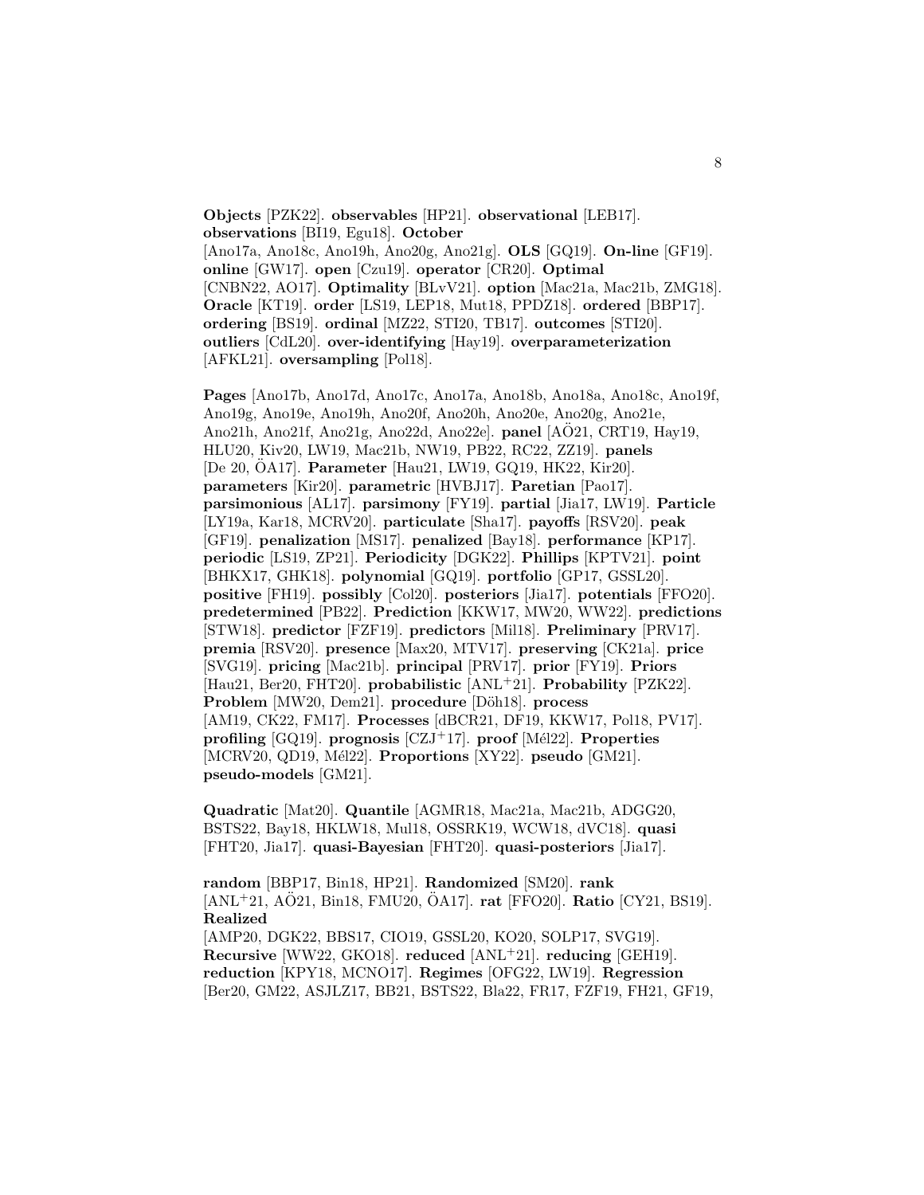**Objects** [PZK22]. **observables** [HP21]. **observational** [LEB17]. **observations** [BI19, Egu18]. **October** [Ano17a, Ano18c, Ano19h, Ano20g, Ano21g]. **OLS** [GQ19]. **On-line** [GF19]. **online** [GW17]. **open** [Czu19]. **operator** [CR20]. **Optimal** [CNBN22, AO17]. **Optimality** [BLvV21]. **option** [Mac21a, Mac21b, ZMG18]. **Oracle** [KT19]. **order** [LS19, LEP18, Mut18, PPDZ18]. **ordered** [BBP17]. **ordering** [BS19]. **ordinal** [MZ22, STI20, TB17]. **outcomes** [STI20]. **outliers** [CdL20]. **over-identifying** [Hay19]. **overparameterization** [AFKL21]. **oversampling** [Pol18].

**Pages** [Ano17b, Ano17d, Ano17c, Ano17a, Ano18b, Ano18a, Ano18c, Ano19f, Ano19g, Ano19e, Ano19h, Ano20f, Ano20h, Ano20e, Ano20g, Ano21e, Ano21h, Ano21f, Ano21g, Ano22d, Ano22e]. **panel** [AÖ21, CRT19, Hay19, HLU20, Kiv20, LW19, Mac21b, NW19, PB22, RC22, ZZ19]. **panels** [De 20, ÖA17]. **Parameter** [Hau21, LW19, GQ19, HK22, Kir20]. **parameters** [Kir20]. **parametric** [HVBJ17]. **Paretian** [Pao17]. **parsimonious** [AL17]. **parsimony** [FY19]. **partial** [Jia17, LW19]. **Particle** [LY19a, Kar18, MCRV20]. **particulate** [Sha17]. **payoffs** [RSV20]. **peak** [GF19]. **penalization** [MS17]. **penalized** [Bay18]. **performance** [KP17]. **periodic** [LS19, ZP21]. **Periodicity** [DGK22]. **Phillips** [KPTV21]. **point** [BHKX17, GHK18]. **polynomial** [GQ19]. **portfolio** [GP17, GSSL20]. **positive** [FH19]. **possibly** [Col20]. **posteriors** [Jia17]. **potentials** [FFO20]. **predetermined** [PB22]. **Prediction** [KKW17, MW20, WW22]. **predictions** [STW18]. **predictor** [FZF19]. **predictors** [Mil18]. **Preliminary** [PRV17]. **premia** [RSV20]. **presence** [Max20, MTV17]. **preserving** [CK21a]. **price** [SVG19]. **pricing** [Mac21b]. **principal** [PRV17]. **prior** [FY19]. **Priors** [Hau21, Ber20, FHT20]. **probabilistic** [ANL[+]21]. **Probability** [PZK22]. **Problem** [MW20, Dem21]. **procedure** [Döh18]. **process** [AM19, CK22, FM17]. **Processes** [dBCR21, DF19, KKW17, Pol18, PV17]. **profiling** [GQ19]. **prognosis** [CZJ[+]17]. **proof** [Mél22]. **Properties** [MCRV20, QD19, Mél22]. **Proportions** [XY22]. **pseudo** [GM21]. **pseudo-models** [GM21].

**Quadratic** [Mat20]. **Quantile** [AGMR18, Mac21a, Mac21b, ADGG20, BSTS22, Bay18, HKLW18, Mul18, OSSRK19, WCW18, dVC18]. **quasi** [FHT20, Jia17]. **quasi-Bayesian** [FHT20]. **quasi-posteriors** [Jia17].

**random** [BBP17, Bin18, HP21]. **Randomized** [SM20]. **rank** [ANL[+]21, AÖ21, Bin18, FMU20, ÖA17]. **rat** [FFO20]. **Ratio** [CY21, BS19]. **Realized** [AMP20, DGK22, BBS17, CIO19, GSSL20, KO20, SOLP17, SVG19]. **Recursive** [WW22, GKO18]. **reduced** [ANL[+]21]. **reducing** [GEH19]. **reduction** [KPY18, MCNO17]. **Regimes** [OFG22, LW19]. **Regression** [Ber20, GM22, ASJLZ17, BB21, BSTS22, Bla22, FR17, FZF19, FH21, GF19,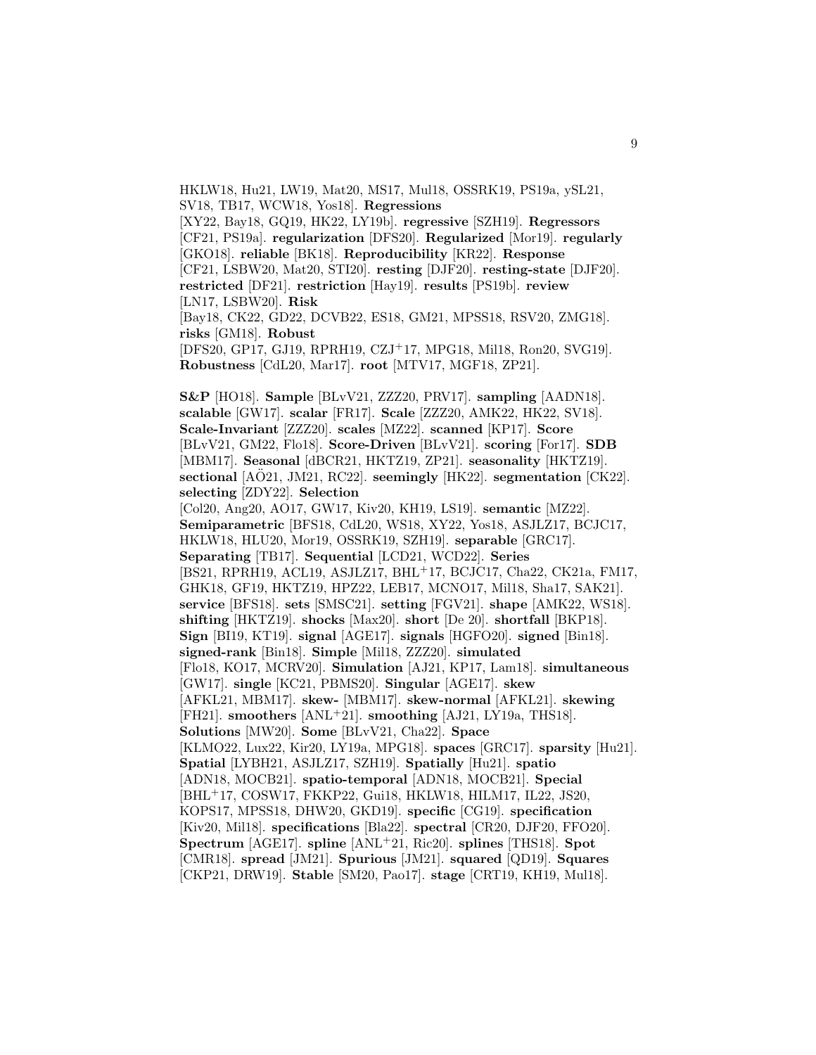HKLW18, Hu21, LW19, Mat20, MS17, Mul18, OSSRK19, PS19a, ySL21, SV18, TB17, WCW18, Yos18]. **Regressions** [XY22, Bay18, GQ19, HK22, LY19b]. **regressive** [SZH19]. **Regressors** [CF21, PS19a]. **regularization** [DFS20]. **Regularized** [Mor19]. **regularly** [GKO18]. **reliable** [BK18]. **Reproducibility** [KR22]. **Response** [CF21, LSBW20, Mat20, STI20]. **resting** [DJF20]. **resting-state** [DJF20]. **restricted** [DF21]. **restriction** [Hay19]. **results** [PS19b]. **review** [LN17, LSBW20]. **Risk** [Bay18, CK22, GD22, DCVB22, ES18, GM21, MPSS18, RSV20, ZMG18]. **risks** [GM18]. **Robust** [DFS20, GP17, GJ19, RPRH19, CZJ+17, MPG18, Mil18, Ron20, SVG19]. **Robustness** [CdL20, Mar17]. **root** [MTV17, MGF18, ZP21].

**S&P** [HO18]. **Sample** [BLvV21, ZZZ20, PRV17]. **sampling** [AADN18]. **scalable** [GW17]. **scalar** [FR17]. **Scale** [ZZZ20, AMK22, HK22, SV18]. **Scale-Invariant** [ZZZ20]. **scales** [MZ22]. **scanned** [KP17]. **Score** [BLvV21, GM22, Flo18]. **Score-Driven** [BLvV21]. **scoring** [For17]. **SDB** [MBM17]. **Seasonal** [dBCR21, HKTZ19, ZP21]. **seasonality** [HKTZ19]. **sectional** [AÖ21, JM21, RC22]. **seemingly** [HK22]. **segmentation** [CK22]. **selecting** [ZDY22]. **Selection** [Col20, Ang20, AO17, GW17, Kiv20, KH19, LS19]. **semantic** [MZ22]. **Semiparametric** [BFS18, CdL20, WS18, XY22, Yos18, ASJLZ17, BCJC17, HKLW18, HLU20, Mor19, OSSRK19, SZH19]. **separable** [GRC17]. **Separating** [TB17]. **Sequential** [LCD21, WCD22]. **Series** [BS21, RPRH19, ACL19, ASJLZ17, BHL+17, BCJC17, Cha22, CK21a, FM17, GHK18, GF19, HKTZ19, HPZ22, LEB17, MCNO17, Mil18, Sha17, SAK21]. **service** [BFS18]. **sets** [SMSC21]. **setting** [FGV21]. **shape** [AMK22, WS18]. **shifting** [HKTZ19]. **shocks** [Max20]. **short** [De 20]. **shortfall** [BKP18]. **Sign** [BI19, KT19]. **signal** [AGE17]. **signals** [HGFO20]. **signed** [Bin18]. **signed-rank** [Bin18]. **Simple** [Mil18, ZZZ20]. **simulated** [Flo18, KO17, MCRV20]. **Simulation** [AJ21, KP17, Lam18]. **simultaneous** [GW17]. **single** [KC21, PBMS20]. **Singular** [AGE17]. **skew** [AFKL21, MBM17]. **skew-** [MBM17]. **skew-normal** [AFKL21]. **skewing** [FH21]. **smoothers** [ANL+21]. **smoothing** [AJ21, LY19a, THS18]. **Solutions** [MW20]. **Some** [BLvV21, Cha22]. **Space** [KLMO22, Lux22, Kir20, LY19a, MPG18]. **spaces** [GRC17]. **sparsity** [Hu21]. **Spatial** [LYBH21, ASJLZ17, SZH19]. **Spatially** [Hu21]. **spatio** [ADN18, MOCB21]. **spatio-temporal** [ADN18, MOCB21]. **Special** [BHL+17, COSW17, FKKP22, Gui18, HKLW18, HILM17, IL22, JS20, KOPS17, MPSS18, DHW20, GKD19]. **specific** [CG19]. **specification** [Kiv20, Mil18]. **specifications** [Bla22]. **spectral** [CR20, DJF20, FFO20]. **Spectrum** [AGE17]. **spline** [ANL+21, Ric20]. **splines** [THS18]. **Spot** [CMR18]. **spread** [JM21]. **Spurious** [JM21]. **squared** [QD19]. **Squares** [CKP21, DRW19]. **Stable** [SM20, Pao17]. **stage** [CRT19, KH19, Mul18].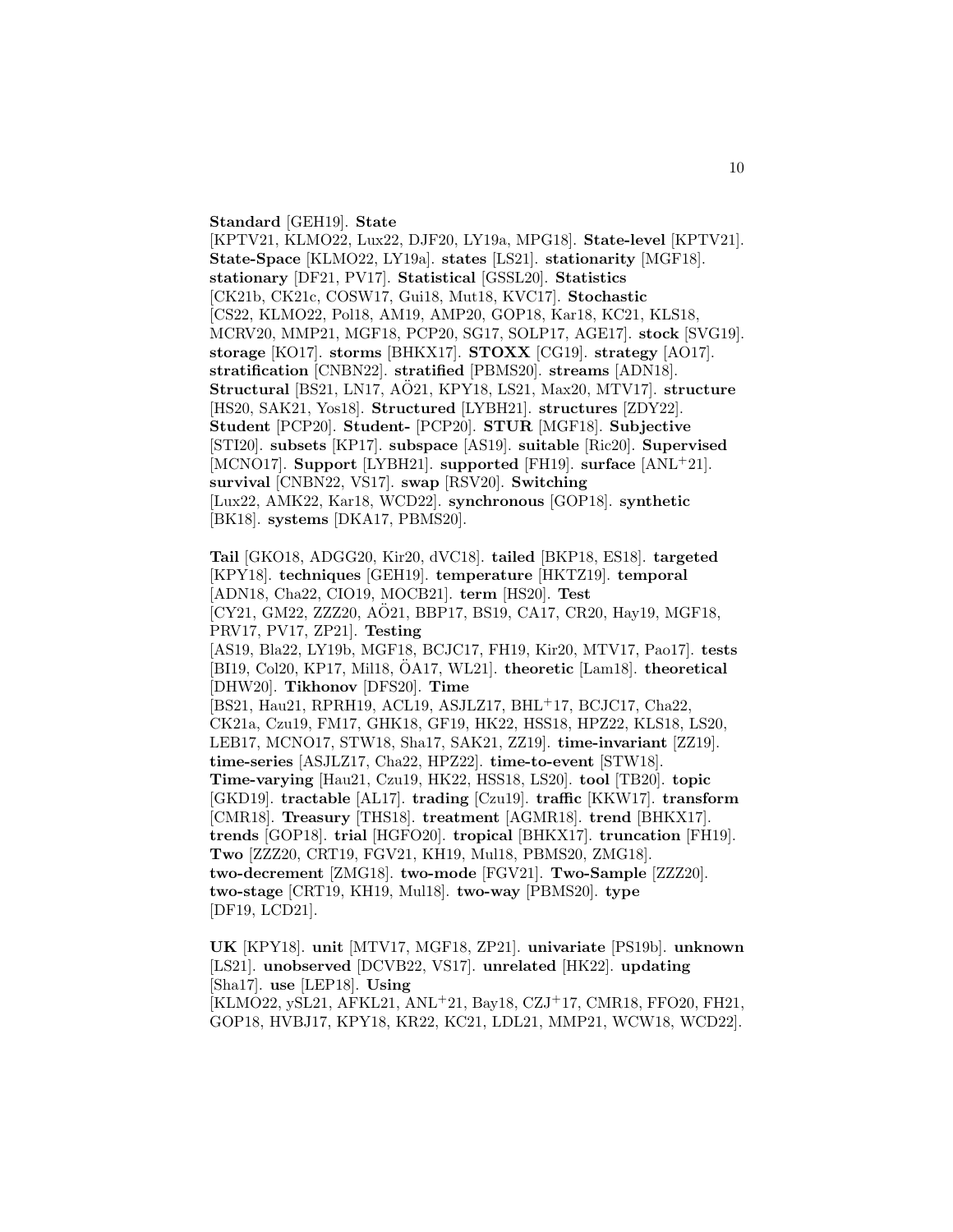**Standard** [GEH19]. **State** [KPTV21, KLMO22, Lux22, DJF20, LY19a, MPG18]. **State-level** [KPTV21]. **State-Space** [KLMO22, LY19a]. **states** [LS21]. **stationarity** [MGF18]. **stationary** [DF21, PV17]. **Statistical** [GSSL20]. **Statistics** [CK21b, CK21c, COSW17, Gui18, Mut18, KVC17]. **Stochastic** [CS22, KLMO22, Pol18, AM19, AMP20, GOP18, Kar18, KC21, KLS18, MCRV20, MMP21, MGF18, PCP20, SG17, SOLP17, AGE17]. **stock** [SVG19]. **storage** [KO17]. **storms** [BHKX17]. **STOXX** [CG19]. **strategy** [AO17]. **stratification** [CNBN22]. **stratified** [PBMS20]. **streams** [ADN18]. **Structural** [BS21, LN17, AÖ21, KPY18, LS21, Max20, MTV17]. **structure** [HS20, SAK21, Yos18]. **Structured** [LYBH21]. **structures** [ZDY22]. **Student** [PCP20]. **Student-** [PCP20]. **STUR** [MGF18]. **Subjective** [STI20]. **subsets** [KP17]. **subspace** [AS19]. **suitable** [Ric20]. **Supervised** [MCNO17]. **Support** [LYBH21]. **supported** [FH19]. **surface** [ANL+21]. **survival** [CNBN22, VS17]. **swap** [RSV20]. **Switching** [Lux22, AMK22, Kar18, WCD22]. **synchronous** [GOP18]. **synthetic** [BK18]. **systems** [DKA17, PBMS20].

**Tail** [GKO18, ADGG20, Kir20, dVC18]. **tailed** [BKP18, ES18]. **targeted** [KPY18]. **techniques** [GEH19]. **temperature** [HKTZ19]. **temporal** [ADN18, Cha22, CIO19, MOCB21]. **term** [HS20]. **Test** [CY21, GM22, ZZZ20, AÖ21, BBP17, BS19, CA17, CR20, Hay19, MGF18, PRV17, PV17, ZP21]. **Testing** [AS19, Bla22, LY19b, MGF18, BCJC17, FH19, Kir20, MTV17, Pao17]. **tests** [BI19, Col20, KP17, Mil18, ÖA17, WL21]. **theoretic** [Lam18]. **theoretical** [DHW20]. **Tikhonov** [DFS20]. **Time** [BS21, Hau21, RPRH19, ACL19, ASJLZ17, BHL+17, BCJC17, Cha22, CK21a, Czu19, FM17, GHK18, GF19, HK22, HSS18, HPZ22, KLS18, LS20, LEB17, MCNO17, STW18, Sha17, SAK21, ZZ19]. **time-invariant** [ZZ19]. **time-series** [ASJLZ17, Cha22, HPZ22]. **time-to-event** [STW18]. **Time-varying** [Hau21, Czu19, HK22, HSS18, LS20]. **tool** [TB20]. **topic** [GKD19]. **tractable** [AL17]. **trading** [Czu19]. **traffic** [KKW17]. **transform** [CMR18]. **Treasury** [THS18]. **treatment** [AGMR18]. **trend** [BHKX17]. **trends** [GOP18]. **trial** [HGFO20]. **tropical** [BHKX17]. **truncation** [FH19]. **Two** [ZZZ20, CRT19, FGV21, KH19, Mul18, PBMS20, ZMG18]. **two-decrement** [ZMG18]. **two-mode** [FGV21]. **Two-Sample** [ZZZ20]. **two-stage** [CRT19, KH19, Mul18]. **two-way** [PBMS20]. **type** [DF19, LCD21].

**UK** [KPY18]. **unit** [MTV17, MGF18, ZP21]. **univariate** [PS19b]. **unknown** [LS21]. **unobserved** [DCVB22, VS17]. **unrelated** [HK22]. **updating** [Sha17]. **use** [LEP18]. **Using** [KLMO22, ySL21, AFKL21, ANL+21, Bay18, CZJ+17, CMR18, FFO20, FH21, GOP18, HVBJ17, KPY18, KR22, KC21, LDL21, MMP21, WCW18, WCD22].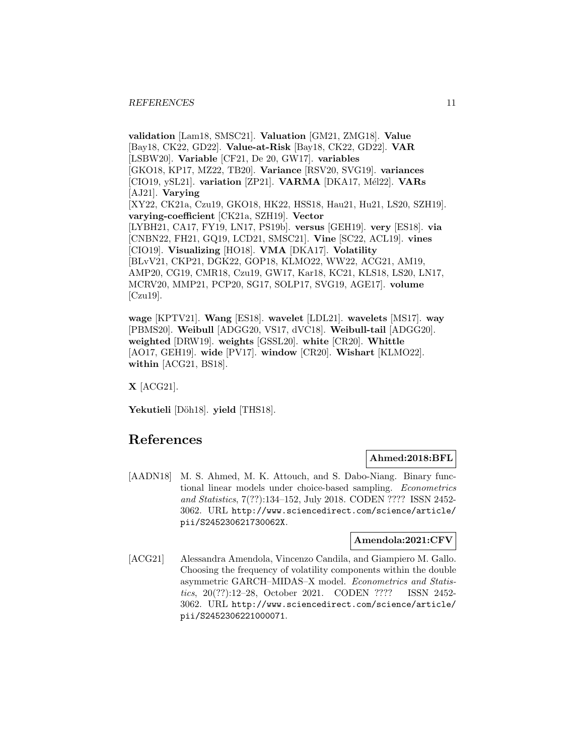**validation** [Lam18, SMSC21]. **Valuation** [GM21, ZMG18]. **Value** [Bay18, CK22, GD22]. **Value-at-Risk** [Bay18, CK22, GD22]. **VAR** [LSBW20]. **Variable** [CF21, De 20, GW17]. **variables** [GKO18, KP17, MZ22, TB20]. **Variance** [RSV20, SVG19]. **variances** [CIO19, ySL21]. **variation** [ZP21]. **VARMA** [DKA17, Mél22]. **VARs** [AJ21]. **Varying** [XY22, CK21a, Czu19, GKO18, HK22, HSS18, Hau21, Hu21, LS20, SZH19]. **varying-coefficient** [CK21a, SZH19]. **Vector** [LYBH21, CA17, FY19, LN17, PS19b]. **versus** [GEH19]. **very** [ES18]. **via** [CNBN22, FH21, GQ19, LCD21, SMSC21]. **Vine** [SC22, ACL19]. **vines** [CIO19]. **Visualizing** [HO18]. **VMA** [DKA17]. **Volatility** [BLvV21, CKP21, DGK22, GOP18, KLMO22, WW22, ACG21, AM19, AMP20, CG19, CMR18, Czu19, GW17, Kar18, KC21, KLS18, LS20, LN17, MCRV20, MMP21, PCP20, SG17, SOLP17, SVG19, AGE17]. **volume** [Czu19].

**wage** [KPTV21]. **Wang** [ES18]. **wavelet** [LDL21]. **wavelets** [MS17]. **way** [PBMS20]. **Weibull** [ADGG20, VS17, dVC18]. **Weibull-tail** [ADGG20]. **weighted** [DRW19]. **weights** [GSSL20]. **white** [CR20]. **Whittle** [AO17, GEH19]. **wide** [PV17]. **window** [CR20]. **Wishart** [KLMO22]. **within** [ACG21, BS18].

**X** [ACG21].

**Yekutieli** [Döh18]. **yield** [THS18].

# References

**Ahmed:2018:BFL**

[AADN18] M. S. Ahmed, M. K. Attouch, and S. Dabo-Niang. Binary functional linear models under choice-based sampling. *Econometrics and Statistics*, 7(??):134–152, July 2018. CODEN ???? ISSN 2452-3062. URL http://www.sciencedirect.com/science/article/pii/S245230621730062X.

**Amendola:2021:CFV**

[ACG21] Alessandra Amendola, Vincenzo Candila, and Giampiero M. Gallo. Choosing the frequency of volatility components within the double asymmetric GARCH–MIDAS–X model. *Econometrics and Statistics*, 20(??):12–28, October 2021. CODEN ???? ISSN 2452-3062. URL http://www.sciencedirect.com/science/article/pii/S2452306221000071.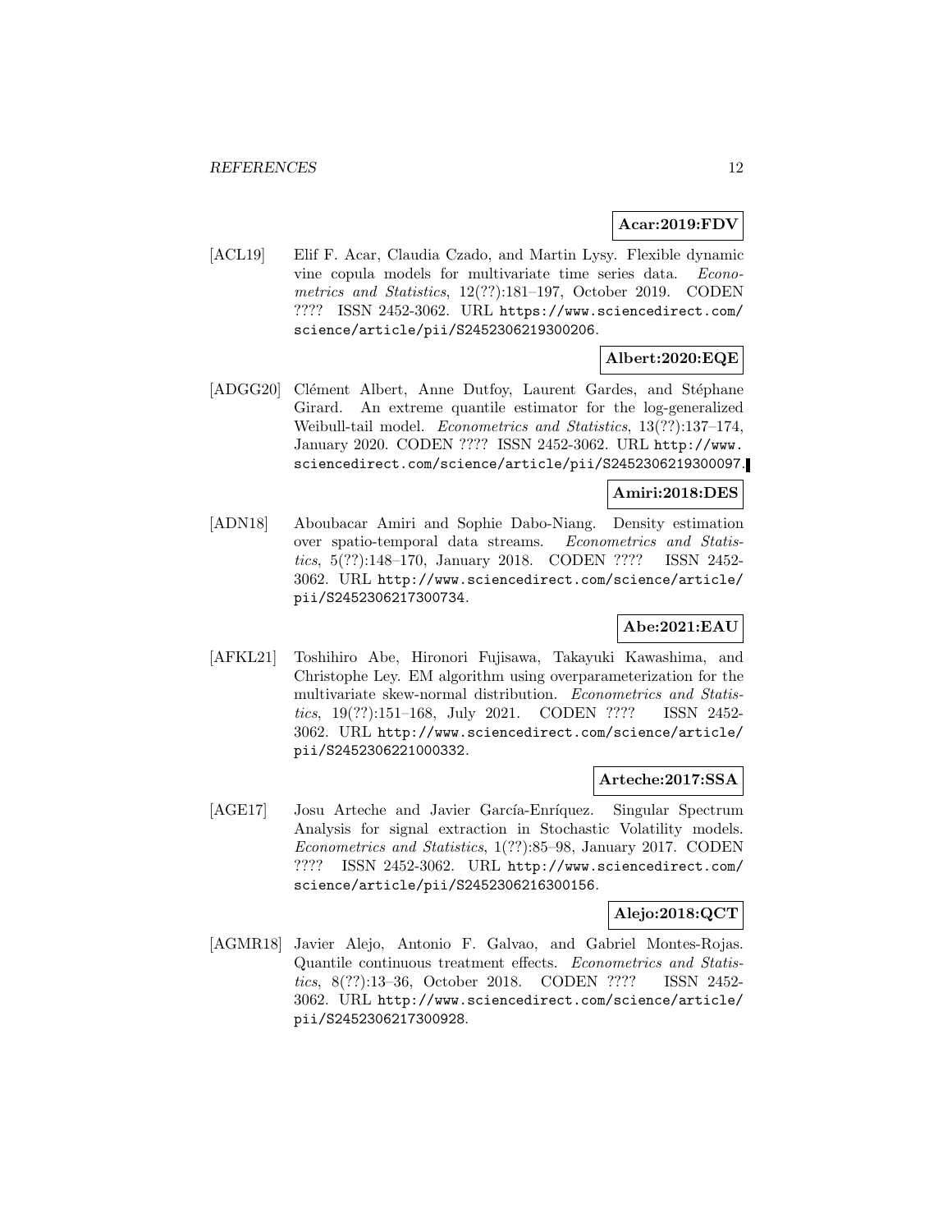**Acar:2019:FDV**

[ACL19] Elif F. Acar, Claudia Czado, and Martin Lysy. Flexible dynamic vine copula models for multivariate time series data. *Econometrics and Statistics*, 12(??):181–197, October 2019. CODEN ???? ISSN 2452-3062. URL https://www.sciencedirect.com/science/article/pii/S2452306219300206.

**Albert:2020:EQE**

[ADGG20] Clément Albert, Anne Dutfoy, Laurent Gardes, and Stéphane Girard. An extreme quantile estimator for the log-generalized Weibull-tail model. *Econometrics and Statistics*, 13(??):137–174, January 2020. CODEN ???? ISSN 2452-3062. URL http://www.sciencedirect.com/science/article/pii/S2452306219300097.

**Amiri:2018:DES**

[ADN18] Aboubacar Amiri and Sophie Dabo-Niang. Density estimation over spatio-temporal data streams. *Econometrics and Statistics*, 5(??):148–170, January 2018. CODEN ???? ISSN 2452-3062. URL http://www.sciencedirect.com/science/article/pii/S2452306217300734.

**Abe:2021:EAU**

[AFKL21] Toshihiro Abe, Hironori Fujisawa, Takayuki Kawashima, and Christophe Ley. EM algorithm using overparameterization for the multivariate skew-normal distribution. *Econometrics and Statistics*, 19(??):151–168, July 2021. CODEN ???? ISSN 2452-3062. URL http://www.sciencedirect.com/science/article/pii/S2452306221000332.

**Arteche:2017:SSA**

[AGE17] Josu Arteche and Javier García-Enríquez. Singular Spectrum Analysis for signal extraction in Stochastic Volatility models. *Econometrics and Statistics*, 1(??):85–98, January 2017. CODEN ???? ISSN 2452-3062. URL http://www.sciencedirect.com/science/article/pii/S2452306216300156.

**Alejo:2018:QCT**

[AGMR18] Javier Alejo, Antonio F. Galvao, and Gabriel Montes-Rojas. Quantile continuous treatment effects. *Econometrics and Statistics*, 8(??):13–36, October 2018. CODEN ???? ISSN 2452-3062. URL http://www.sciencedirect.com/science/article/pii/S2452306217300928.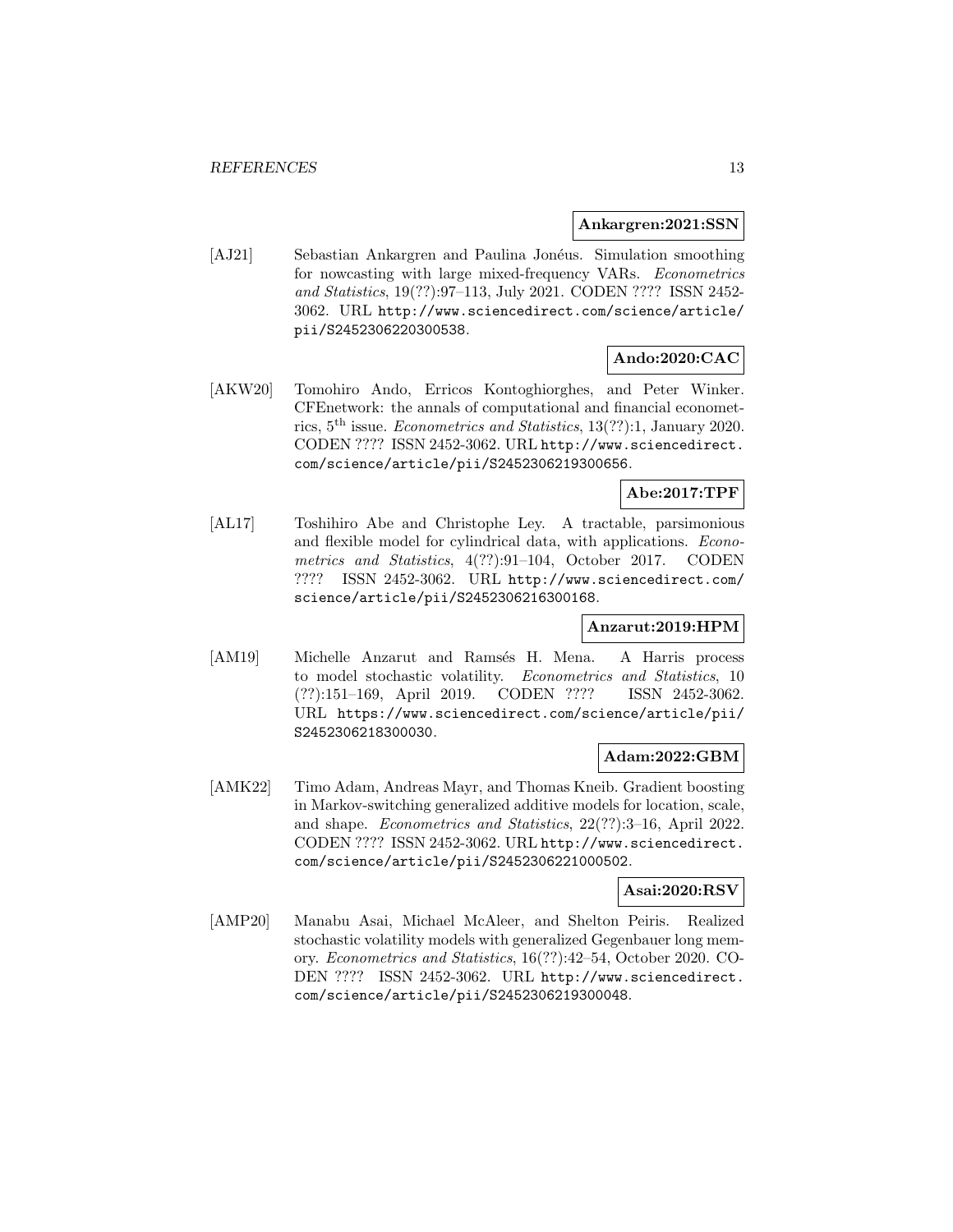**Ankargren:2021:SSN**

[AJ21] Sebastian Ankargren and Paulina Jonéus. Simulation smoothing for nowcasting with large mixed-frequency VARs. *Econometrics and Statistics*, 19(??):97–113, July 2021. CODEN ???? ISSN 2452-3062. URL http://www.sciencedirect.com/science/article/pii/S2452306220300538.

**Ando:2020:CAC**

[AKW20] Tomohiro Ando, Erricos Kontoghiorghes, and Peter Winker. CFEnetwork: the annals of computational and financial econometrics, 5th issue. *Econometrics and Statistics*, 13(??):1, January 2020. CODEN ???? ISSN 2452-3062. URL http://www.sciencedirect.com/science/article/pii/S2452306219300656.

**Abe:2017:TPF**

[AL17] Toshihiro Abe and Christophe Ley. A tractable, parsimonious and flexible model for cylindrical data, with applications. *Econometrics and Statistics*, 4(??):91–104, October 2017. CODEN ???? ISSN 2452-3062. URL http://www.sciencedirect.com/science/article/pii/S2452306216300168.

**Anzarut:2019:HPM**

[AM19] Michelle Anzarut and Ramsés H. Mena. A Harris process to model stochastic volatility. *Econometrics and Statistics*, 10(??):151–169, April 2019. CODEN ???? ISSN 2452-3062. URL https://www.sciencedirect.com/science/article/pii/S2452306218300030.

**Adam:2022:GBM**

[AMK22] Timo Adam, Andreas Mayr, and Thomas Kneib. Gradient boosting in Markov-switching generalized additive models for location, scale, and shape. *Econometrics and Statistics*, 22(??):3–16, April 2022. CODEN ???? ISSN 2452-3062. URL http://www.sciencedirect.com/science/article/pii/S2452306221000502.

**Asai:2020:RSV**

[AMP20] Manabu Asai, Michael McAleer, and Shelton Peiris. Realized stochastic volatility models with generalized Gegenbauer long memory. *Econometrics and Statistics*, 16(??):42–54, October 2020. CODEN ???? ISSN 2452-3062. URL http://www.sciencedirect.com/science/article/pii/S2452306219300048.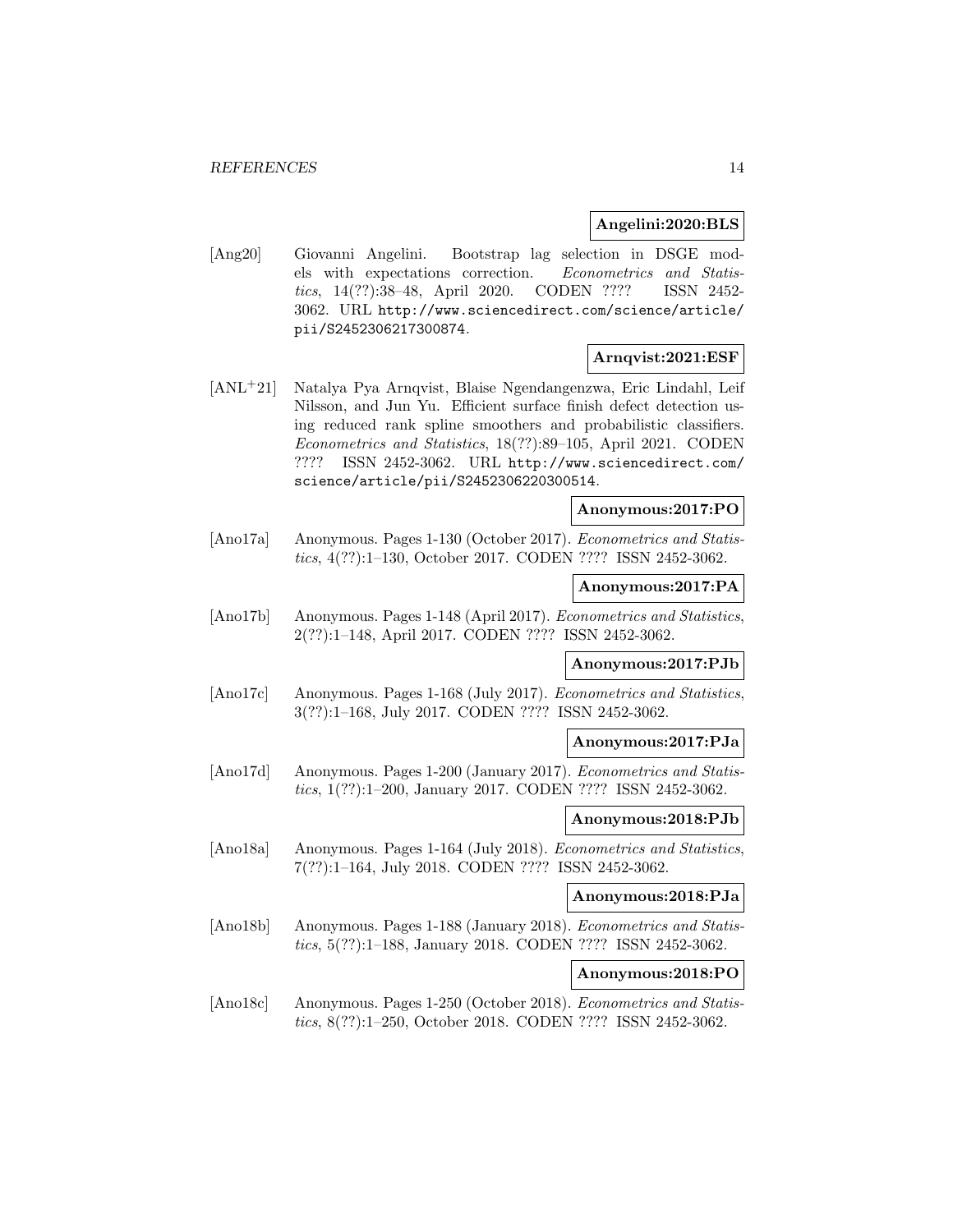**Angelini:2020:BLS**

[Ang20] Giovanni Angelini. Bootstrap lag selection in DSGE models with expectations correction. *Econometrics and Statistics*, 14(??):38–48, April 2020. CODEN ???? ISSN 2452-3062. URL http://www.sciencedirect.com/science/article/pii/S2452306217300874.

**Arnqvist:2021:ESF**

[ANL+21] Natalya Pya Arnqvist, Blaise Ngendangenzwa, Eric Lindahl, Leif Nilsson, and Jun Yu. Efficient surface finish defect detection using reduced rank spline smoothers and probabilistic classifiers. *Econometrics and Statistics*, 18(??):89–105, April 2021. CODEN ???? ISSN 2452-3062. URL http://www.sciencedirect.com/science/article/pii/S2452306220300514.

**Anonymous:2017:PO**

[Ano17a] Anonymous. Pages 1-130 (October 2017). *Econometrics and Statistics*, 4(??):1–130, October 2017. CODEN ???? ISSN 2452-3062.

**Anonymous:2017:PA**

[Ano17b] Anonymous. Pages 1-148 (April 2017). *Econometrics and Statistics*, 2(??):1–148, April 2017. CODEN ???? ISSN 2452-3062.

**Anonymous:2017:PJb**

[Ano17c] Anonymous. Pages 1-168 (July 2017). *Econometrics and Statistics*, 3(??):1–168, July 2017. CODEN ???? ISSN 2452-3062.

**Anonymous:2017:PJa**

[Ano17d] Anonymous. Pages 1-200 (January 2017). *Econometrics and Statistics*, 1(??):1–200, January 2017. CODEN ???? ISSN 2452-3062.

**Anonymous:2018:PJb**

[Ano18a] Anonymous. Pages 1-164 (July 2018). *Econometrics and Statistics*, 7(??):1–164, July 2018. CODEN ???? ISSN 2452-3062.

**Anonymous:2018:PJa**

[Ano18b] Anonymous. Pages 1-188 (January 2018). *Econometrics and Statistics*, 5(??):1–188, January 2018. CODEN ???? ISSN 2452-3062.

**Anonymous:2018:PO**

[Ano18c] Anonymous. Pages 1-250 (October 2018). *Econometrics and Statistics*, 8(??):1–250, October 2018. CODEN ???? ISSN 2452-3062.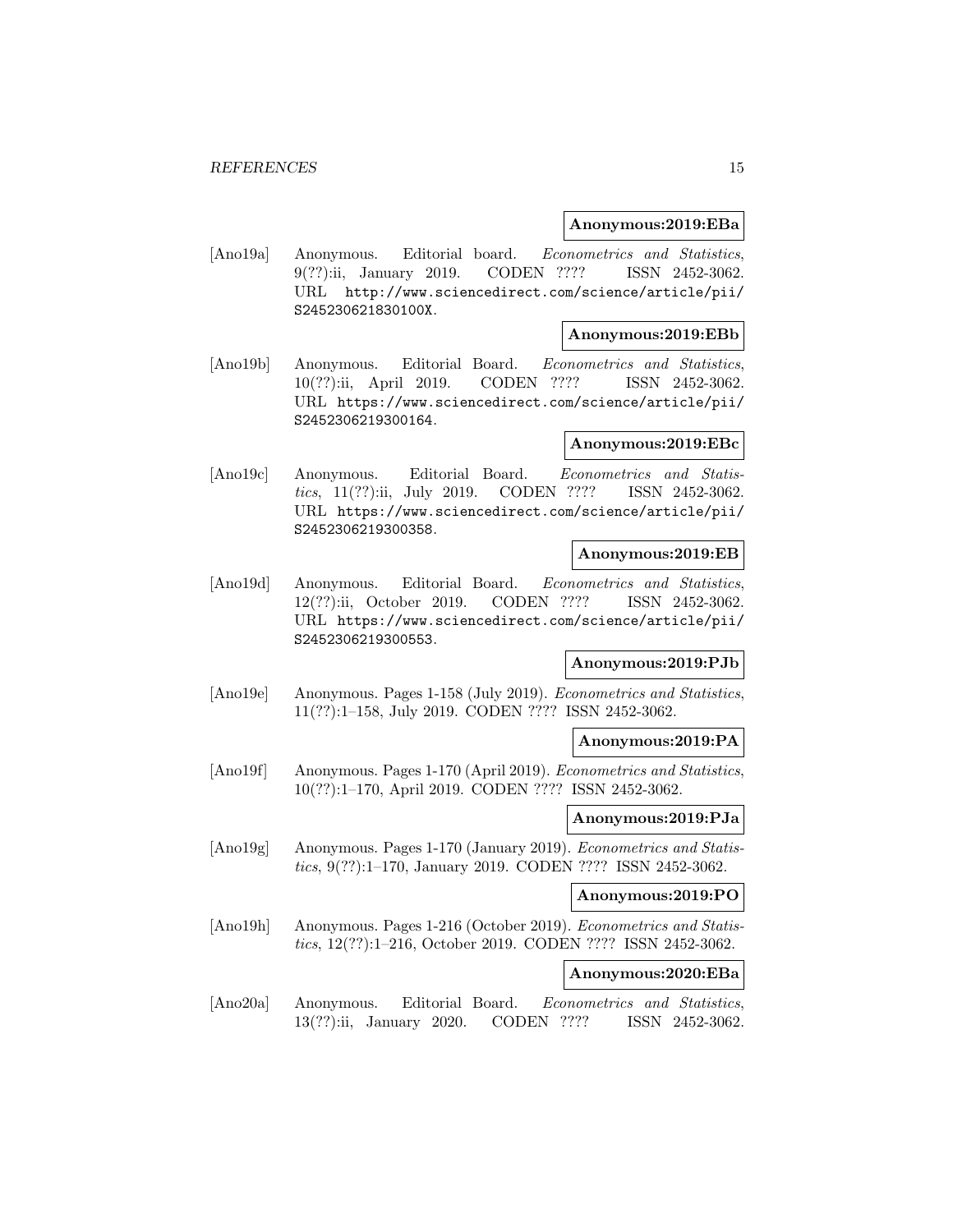**Anonymous:2019:EBa**

[Ano19a] Anonymous. Editorial board. *Econometrics and Statistics*, 9(??):ii, January 2019. CODEN ???? ISSN 2452-3062. URL http://www.sciencedirect.com/science/article/pii/S245230621830100X.

**Anonymous:2019:EBb**

[Ano19b] Anonymous. Editorial Board. *Econometrics and Statistics*, 10(??):ii, April 2019. CODEN ???? ISSN 2452-3062. URL https://www.sciencedirect.com/science/article/pii/S2452306219300164.

**Anonymous:2019:EBc**

[Ano19c] Anonymous. Editorial Board. *Econometrics and Statistics*, 11(??):ii, July 2019. CODEN ???? ISSN 2452-3062. URL https://www.sciencedirect.com/science/article/pii/S2452306219300358.

**Anonymous:2019:EB**

[Ano19d] Anonymous. Editorial Board. *Econometrics and Statistics*, 12(??):ii, October 2019. CODEN ???? ISSN 2452-3062. URL https://www.sciencedirect.com/science/article/pii/S2452306219300553.

**Anonymous:2019:PJb**

[Ano19e] Anonymous. Pages 1-158 (July 2019). *Econometrics and Statistics*, 11(??):1–158, July 2019. CODEN ???? ISSN 2452-3062.

**Anonymous:2019:PA**

[Ano19f] Anonymous. Pages 1-170 (April 2019). *Econometrics and Statistics*, 10(??):1–170, April 2019. CODEN ???? ISSN 2452-3062.

**Anonymous:2019:PJa**

[Ano19g] Anonymous. Pages 1-170 (January 2019). *Econometrics and Statistics*, 9(??):1–170, January 2019. CODEN ???? ISSN 2452-3062.

**Anonymous:2019:PO**

[Ano19h] Anonymous. Pages 1-216 (October 2019). *Econometrics and Statistics*, 12(??):1–216, October 2019. CODEN ???? ISSN 2452-3062.

**Anonymous:2020:EBa**

[Ano20a] Anonymous. Editorial Board. *Econometrics and Statistics*, 13(??):ii, January 2020. CODEN ???? ISSN 2452-3062.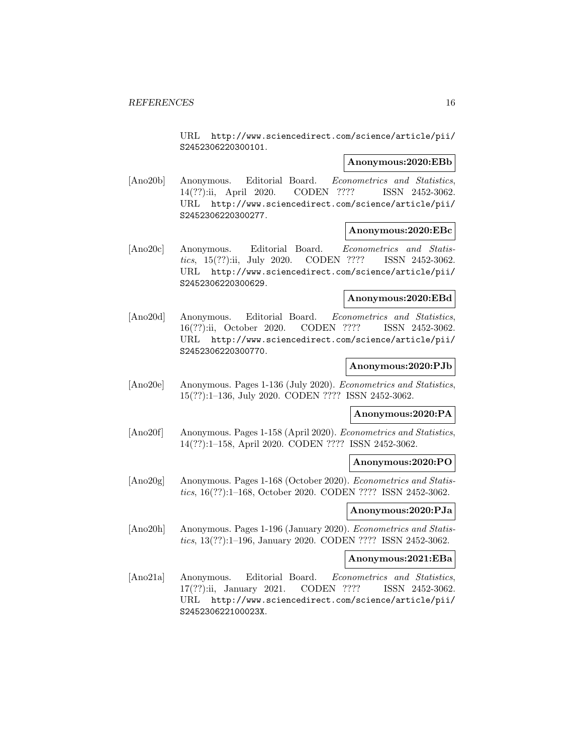URL http://www.sciencedirect.com/science/article/pii/S2452306220300101.

**Anonymous:2020:EBb**

[Ano20b] Anonymous. Editorial Board. *Econometrics and Statistics*, 14(??):ii, April 2020. CODEN ???? ISSN 2452-3062. URL http://www.sciencedirect.com/science/article/pii/S2452306220300277.

**Anonymous:2020:EBc**

[Ano20c] Anonymous. Editorial Board. *Econometrics and Statistics*, 15(??):ii, July 2020. CODEN ???? ISSN 2452-3062. URL http://www.sciencedirect.com/science/article/pii/S2452306220300629.

**Anonymous:2020:EBd**

[Ano20d] Anonymous. Editorial Board. *Econometrics and Statistics*, 16(??):ii, October 2020. CODEN ???? ISSN 2452-3062. URL http://www.sciencedirect.com/science/article/pii/S2452306220300770.

**Anonymous:2020:PJb**

[Ano20e] Anonymous. Pages 1-136 (July 2020). *Econometrics and Statistics*, 15(??):1–136, July 2020. CODEN ???? ISSN 2452-3062.

**Anonymous:2020:PA**

[Ano20f] Anonymous. Pages 1-158 (April 2020). *Econometrics and Statistics*, 14(??):1–158, April 2020. CODEN ???? ISSN 2452-3062.

**Anonymous:2020:PO**

[Ano20g] Anonymous. Pages 1-168 (October 2020). *Econometrics and Statistics*, 16(??):1–168, October 2020. CODEN ???? ISSN 2452-3062.

**Anonymous:2020:PJa**

[Ano20h] Anonymous. Pages 1-196 (January 2020). *Econometrics and Statistics*, 13(??):1–196, January 2020. CODEN ???? ISSN 2452-3062.

**Anonymous:2021:EBa**

[Ano21a] Anonymous. Editorial Board. *Econometrics and Statistics*, 17(??):ii, January 2021. CODEN ???? ISSN 2452-3062. URL http://www.sciencedirect.com/science/article/pii/S245230622100023X.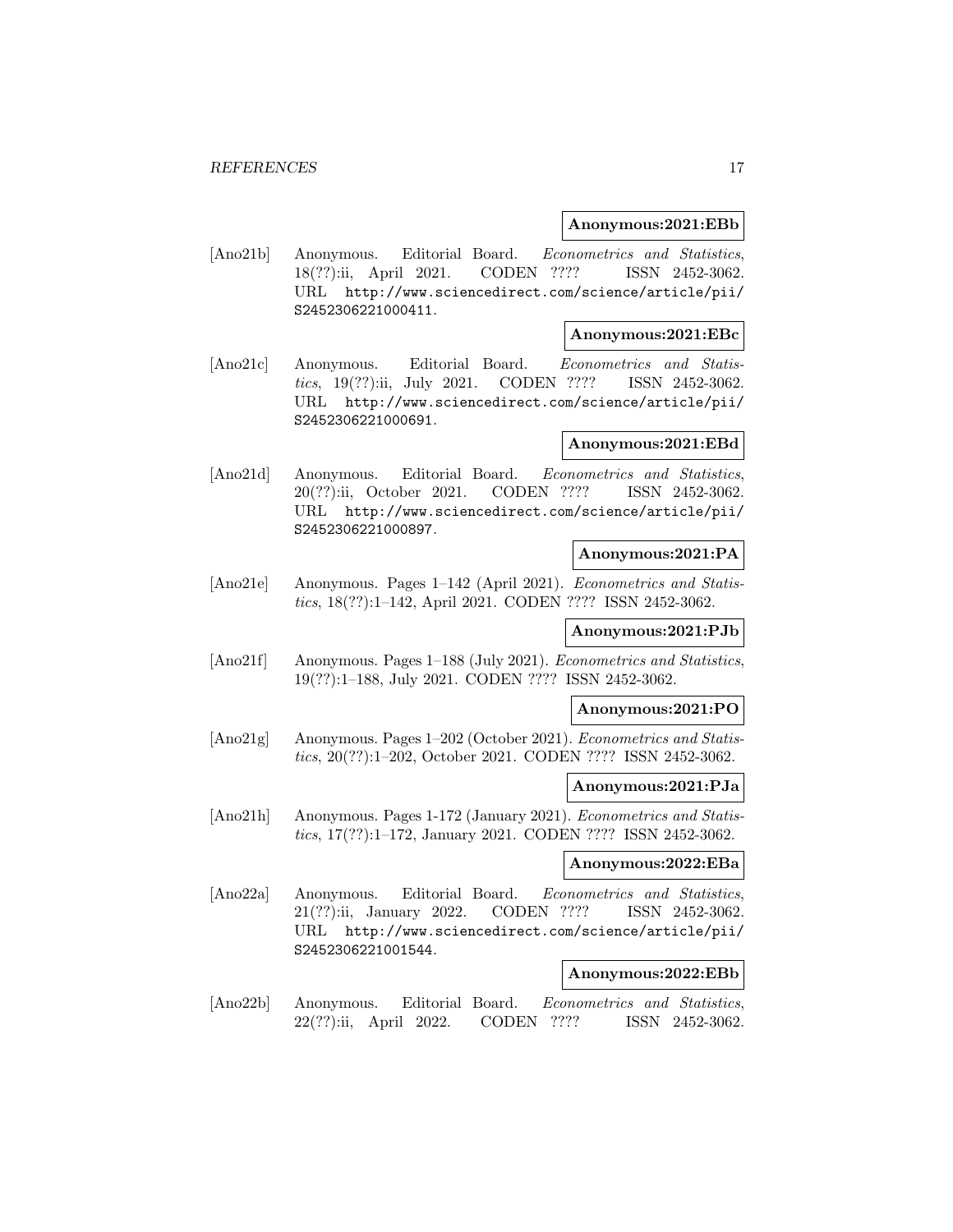**Anonymous:2021:EBb**

[Ano21b] Anonymous. Editorial Board. *Econometrics and Statistics*, 18(??):ii, April 2021. CODEN ???? ISSN 2452-3062. URL http://www.sciencedirect.com/science/article/pii/S2452306221000411.

**Anonymous:2021:EBc**

[Ano21c] Anonymous. Editorial Board. *Econometrics and Statistics*, 19(??):ii, July 2021. CODEN ???? ISSN 2452-3062. URL http://www.sciencedirect.com/science/article/pii/S2452306221000691.

**Anonymous:2021:EBd**

[Ano21d] Anonymous. Editorial Board. *Econometrics and Statistics*, 20(??):ii, October 2021. CODEN ???? ISSN 2452-3062. URL http://www.sciencedirect.com/science/article/pii/S2452306221000897.

**Anonymous:2021:PA**

[Ano21e] Anonymous. Pages 1–142 (April 2021). *Econometrics and Statistics*, 18(??):1–142, April 2021. CODEN ???? ISSN 2452-3062.

**Anonymous:2021:PJb**

[Ano21f] Anonymous. Pages 1–188 (July 2021). *Econometrics and Statistics*, 19(??):1–188, July 2021. CODEN ???? ISSN 2452-3062.

**Anonymous:2021:PO**

[Ano21g] Anonymous. Pages 1–202 (October 2021). *Econometrics and Statistics*, 20(??):1–202, October 2021. CODEN ???? ISSN 2452-3062.

**Anonymous:2021:PJa**

[Ano21h] Anonymous. Pages 1-172 (January 2021). *Econometrics and Statistics*, 17(??):1–172, January 2021. CODEN ???? ISSN 2452-3062.

**Anonymous:2022:EBa**

[Ano22a] Anonymous. Editorial Board. *Econometrics and Statistics*, 21(??):ii, January 2022. CODEN ???? ISSN 2452-3062. URL http://www.sciencedirect.com/science/article/pii/S2452306221001544.

**Anonymous:2022:EBb**

[Ano22b] Anonymous. Editorial Board. *Econometrics and Statistics*, 22(??):ii, April 2022. CODEN ???? ISSN 2452-3062.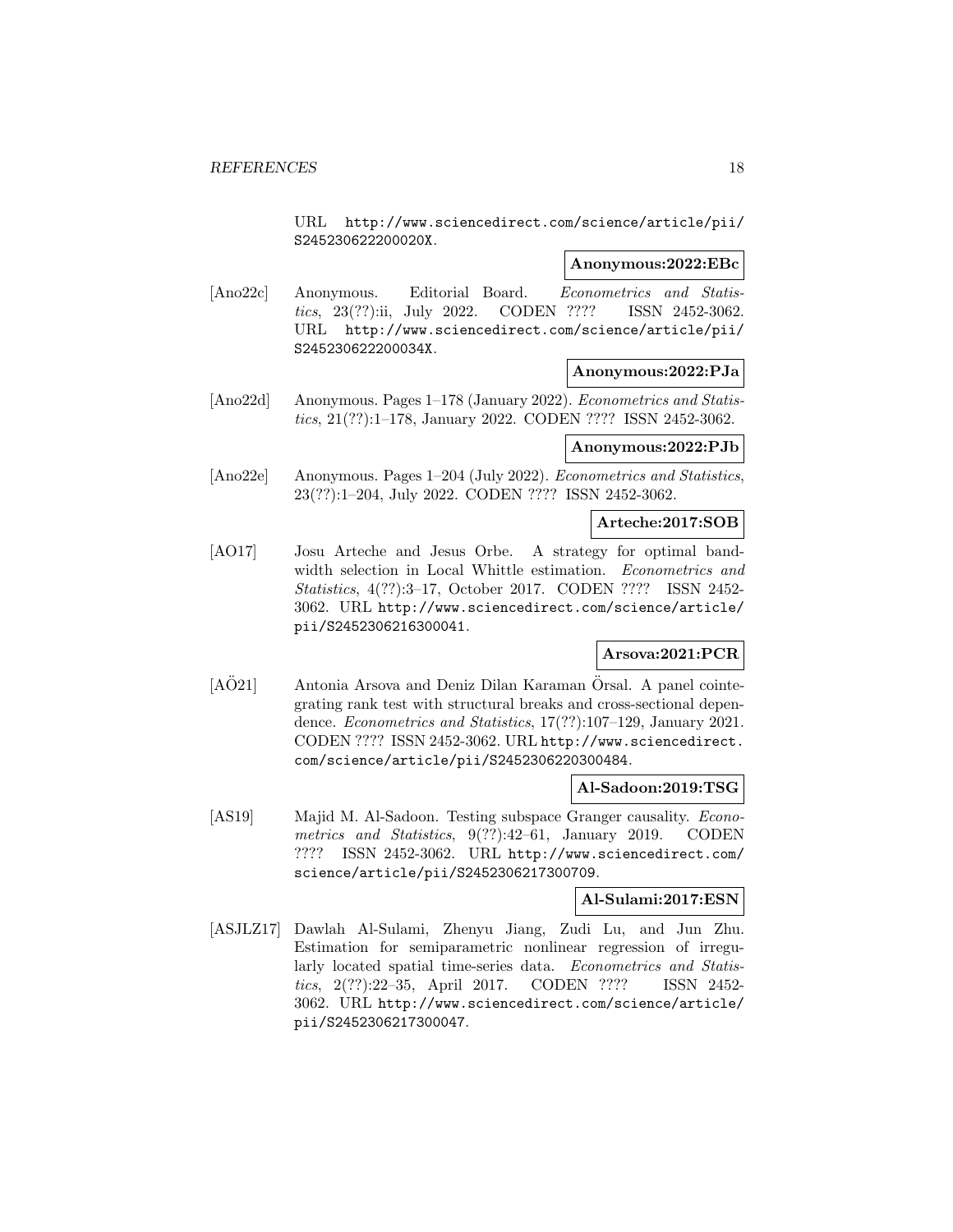URL http://www.sciencedirect.com/science/article/pii/S245230622200020X.

**Anonymous:2022:EBc**

[Ano22c] Anonymous. Editorial Board. *Econometrics and Statistics*, 23(??):ii, July 2022. CODEN ???? ISSN 2452-3062. URL http://www.sciencedirect.com/science/article/pii/S245230622200034X.

**Anonymous:2022:PJa**

[Ano22d] Anonymous. Pages 1–178 (January 2022). *Econometrics and Statistics*, 21(??):1–178, January 2022. CODEN ???? ISSN 2452-3062.

**Anonymous:2022:PJb**

[Ano22e] Anonymous. Pages 1–204 (July 2022). *Econometrics and Statistics*, 23(??):1–204, July 2022. CODEN ???? ISSN 2452-3062.

**Arteche:2017:SOB**

[AO17] Josu Arteche and Jesus Orbe. A strategy for optimal bandwidth selection in Local Whittle estimation. *Econometrics and Statistics*, 4(??):3–17, October 2017. CODEN ???? ISSN 2452-3062. URL http://www.sciencedirect.com/science/article/pii/S2452306216300041.

**Arsova:2021:PCR**

[AÖ21] Antonia Arsova and Deniz Dilan Karaman Örsal. A panel cointegrating rank test with structural breaks and cross-sectional dependence. *Econometrics and Statistics*, 17(??):107–129, January 2021. CODEN ???? ISSN 2452-3062. URL http://www.sciencedirect.com/science/article/pii/S2452306220300484.

**Al-Sadoon:2019:TSG**

[AS19] Majid M. Al-Sadoon. Testing subspace Granger causality. *Econometrics and Statistics*, 9(??):42–61, January 2019. CODEN ???? ISSN 2452-3062. URL http://www.sciencedirect.com/science/article/pii/S2452306217300709.

**Al-Sulami:2017:ESN**

[ASJLZ17] Dawlah Al-Sulami, Zhenyu Jiang, Zudi Lu, and Jun Zhu. Estimation for semiparametric nonlinear regression of irregularly located spatial time-series data. *Econometrics and Statistics*, 2(??):22–35, April 2017. CODEN ???? ISSN 2452-3062. URL http://www.sciencedirect.com/science/article/pii/S2452306217300047.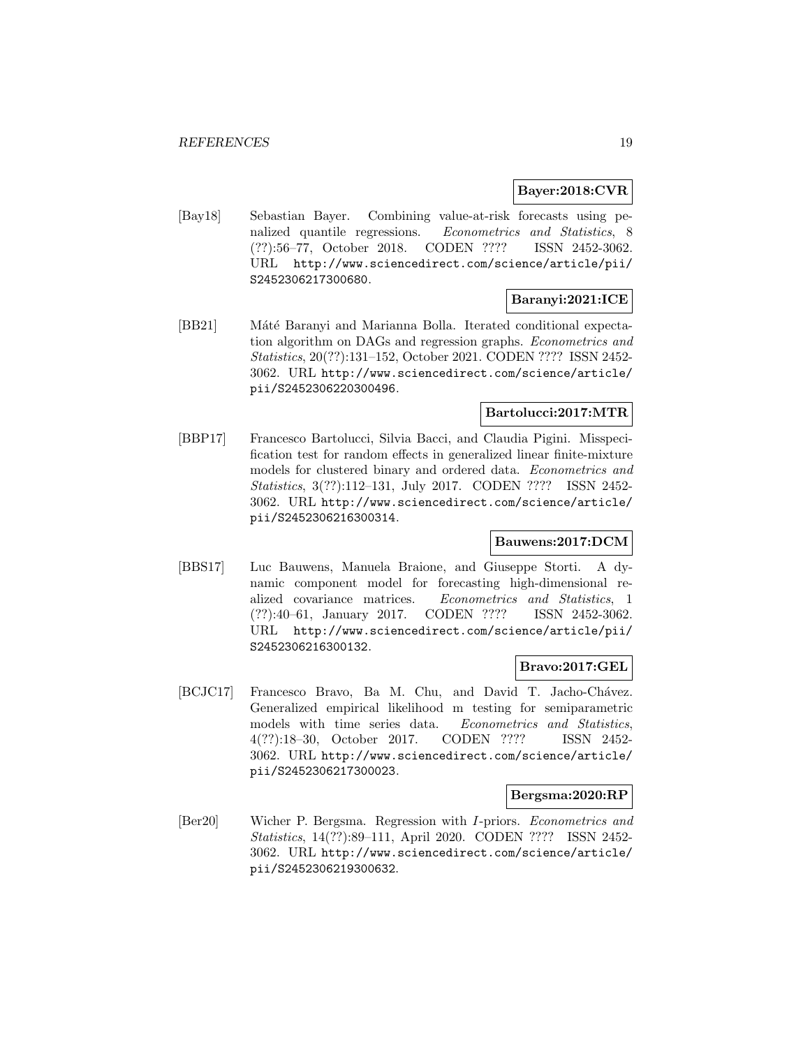**Bayer:2018:CVR**

[Bay18] Sebastian Bayer. Combining value-at-risk forecasts using penalized quantile regressions. *Econometrics and Statistics*, 8 (??):56–77, October 2018. CODEN ???? ISSN 2452-3062. URL http://www.sciencedirect.com/science/article/pii/S2452306217300680.

**Baranyi:2021:ICE**

[BB21] Máté Baranyi and Marianna Bolla. Iterated conditional expectation algorithm on DAGs and regression graphs. *Econometrics and Statistics*, 20(??):131–152, October 2021. CODEN ???? ISSN 2452-3062. URL http://www.sciencedirect.com/science/article/pii/S2452306220300496.

**Bartolucci:2017:MTR**

[BBP17] Francesco Bartolucci, Silvia Bacci, and Claudia Pigini. Misspecification test for random effects in generalized linear finite-mixture models for clustered binary and ordered data. *Econometrics and Statistics*, 3(??):112–131, July 2017. CODEN ???? ISSN 2452-3062. URL http://www.sciencedirect.com/science/article/pii/S2452306216300314.

**Bauwens:2017:DCM**

[BBS17] Luc Bauwens, Manuela Braione, and Giuseppe Storti. A dynamic component model for forecasting high-dimensional realized covariance matrices. *Econometrics and Statistics*, 1 (??):40–61, January 2017. CODEN ???? ISSN 2452-3062. URL http://www.sciencedirect.com/science/article/pii/S2452306216300132.

**Bravo:2017:GEL**

[BCJC17] Francesco Bravo, Ba M. Chu, and David T. Jacho-Chávez. Generalized empirical likelihood m testing for semiparametric models with time series data. *Econometrics and Statistics*, 4(??):18–30, October 2017. CODEN ???? ISSN 2452-3062. URL http://www.sciencedirect.com/science/article/pii/S2452306217300023.

**Bergsma:2020:RP**

[Ber20] Wicher P. Bergsma. Regression with *I*-priors. *Econometrics and Statistics*, 14(??):89–111, April 2020. CODEN ???? ISSN 2452-3062. URL http://www.sciencedirect.com/science/article/pii/S2452306219300632.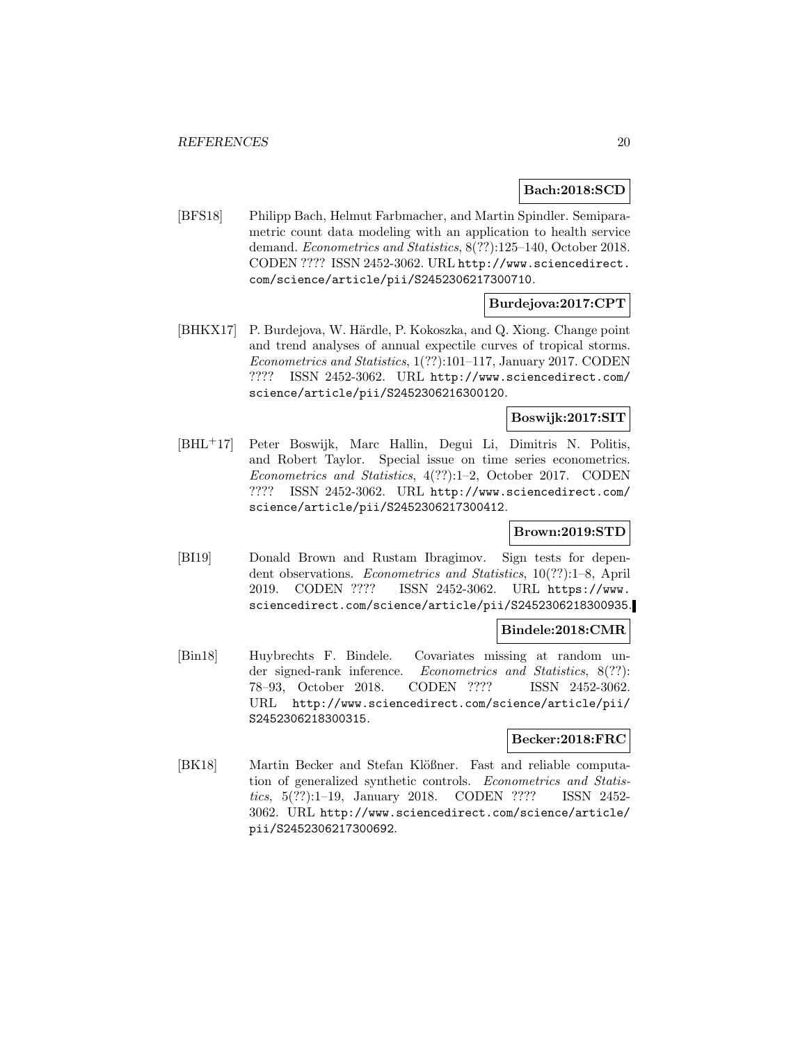**Bach:2018:SCD**

[BFS18] Philipp Bach, Helmut Farbmacher, and Martin Spindler. Semiparametric count data modeling with an application to health service demand. *Econometrics and Statistics*, 8(??):125–140, October 2018. CODEN ???? ISSN 2452-3062. URL http://www.sciencedirect.com/science/article/pii/S2452306217300710.

**Burdejova:2017:CPT**

[BHKX17] P. Burdejova, W. Härdle, P. Kokoszka, and Q. Xiong. Change point and trend analyses of annual expectile curves of tropical storms. *Econometrics and Statistics*, 1(??):101–117, January 2017. CODEN ???? ISSN 2452-3062. URL http://www.sciencedirect.com/science/article/pii/S2452306216300120.

**Boswijk:2017:SIT**

[BHL+17] Peter Boswijk, Marc Hallin, Degui Li, Dimitris N. Politis, and Robert Taylor. Special issue on time series econometrics. *Econometrics and Statistics*, 4(??):1–2, October 2017. CODEN ???? ISSN 2452-3062. URL http://www.sciencedirect.com/science/article/pii/S2452306217300412.

**Brown:2019:STD**

[BI19] Donald Brown and Rustam Ibragimov. Sign tests for dependent observations. *Econometrics and Statistics*, 10(??):1–8, April 2019. CODEN ???? ISSN 2452-3062. URL https://www.sciencedirect.com/science/article/pii/S2452306218300935.

**Bindele:2018:CMR**

[Bin18] Huybrechts F. Bindele. Covariates missing at random under signed-rank inference. *Econometrics and Statistics*, 8(??):78–93, October 2018. CODEN ???? ISSN 2452-3062. URL http://www.sciencedirect.com/science/article/pii/S2452306218300315.

**Becker:2018:FRC**

[BK18] Martin Becker and Stefan Klößner. Fast and reliable computation of generalized synthetic controls. *Econometrics and Statistics*, 5(??):1–19, January 2018. CODEN ???? ISSN 2452-3062. URL http://www.sciencedirect.com/science/article/pii/S2452306217300692.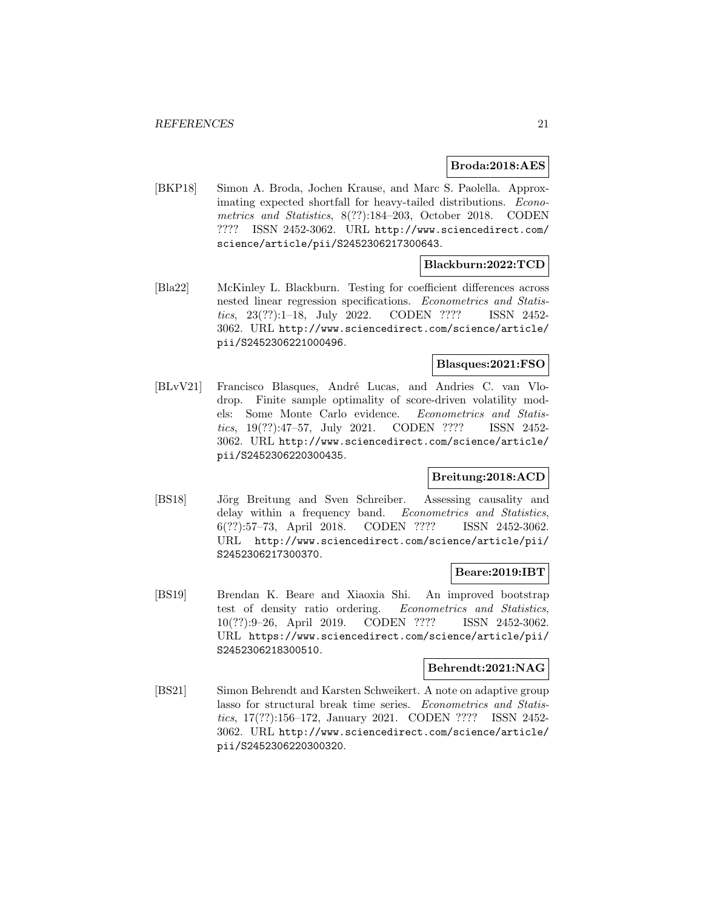**Broda:2018:AES**

[BKP18] Simon A. Broda, Jochen Krause, and Marc S. Paolella. Approximating expected shortfall for heavy-tailed distributions. *Econometrics and Statistics*, 8(??):184–203, October 2018. CODEN ???? ISSN 2452-3062. URL http://www.sciencedirect.com/science/article/pii/S2452306217300643.

**Blackburn:2022:TCD**

[Bla22] McKinley L. Blackburn. Testing for coefficient differences across nested linear regression specifications. *Econometrics and Statistics*, 23(??):1–18, July 2022. CODEN ???? ISSN 2452-3062. URL http://www.sciencedirect.com/science/article/pii/S2452306221000496.

**Blasques:2021:FSO**

[BLvV21] Francisco Blasques, André Lucas, and Andries C. van Vlodrop. Finite sample optimality of score-driven volatility models: Some Monte Carlo evidence. *Econometrics and Statistics*, 19(??):47–57, July 2021. CODEN ???? ISSN 2452-3062. URL http://www.sciencedirect.com/science/article/pii/S2452306220300435.

**Breitung:2018:ACD**

[BS18] Jörg Breitung and Sven Schreiber. Assessing causality and delay within a frequency band. *Econometrics and Statistics*, 6(??):57–73, April 2018. CODEN ???? ISSN 2452-3062. URL http://www.sciencedirect.com/science/article/pii/S2452306217300370.

**Beare:2019:IBT**

[BS19] Brendan K. Beare and Xiaoxia Shi. An improved bootstrap test of density ratio ordering. *Econometrics and Statistics*, 10(??):9–26, April 2019. CODEN ???? ISSN 2452-3062. URL https://www.sciencedirect.com/science/article/pii/S2452306218300510.

**Behrendt:2021:NAG**

[BS21] Simon Behrendt and Karsten Schweikert. A note on adaptive group lasso for structural break time series. *Econometrics and Statistics*, 17(??):156–172, January 2021. CODEN ???? ISSN 2452-3062. URL http://www.sciencedirect.com/science/article/pii/S2452306220300320.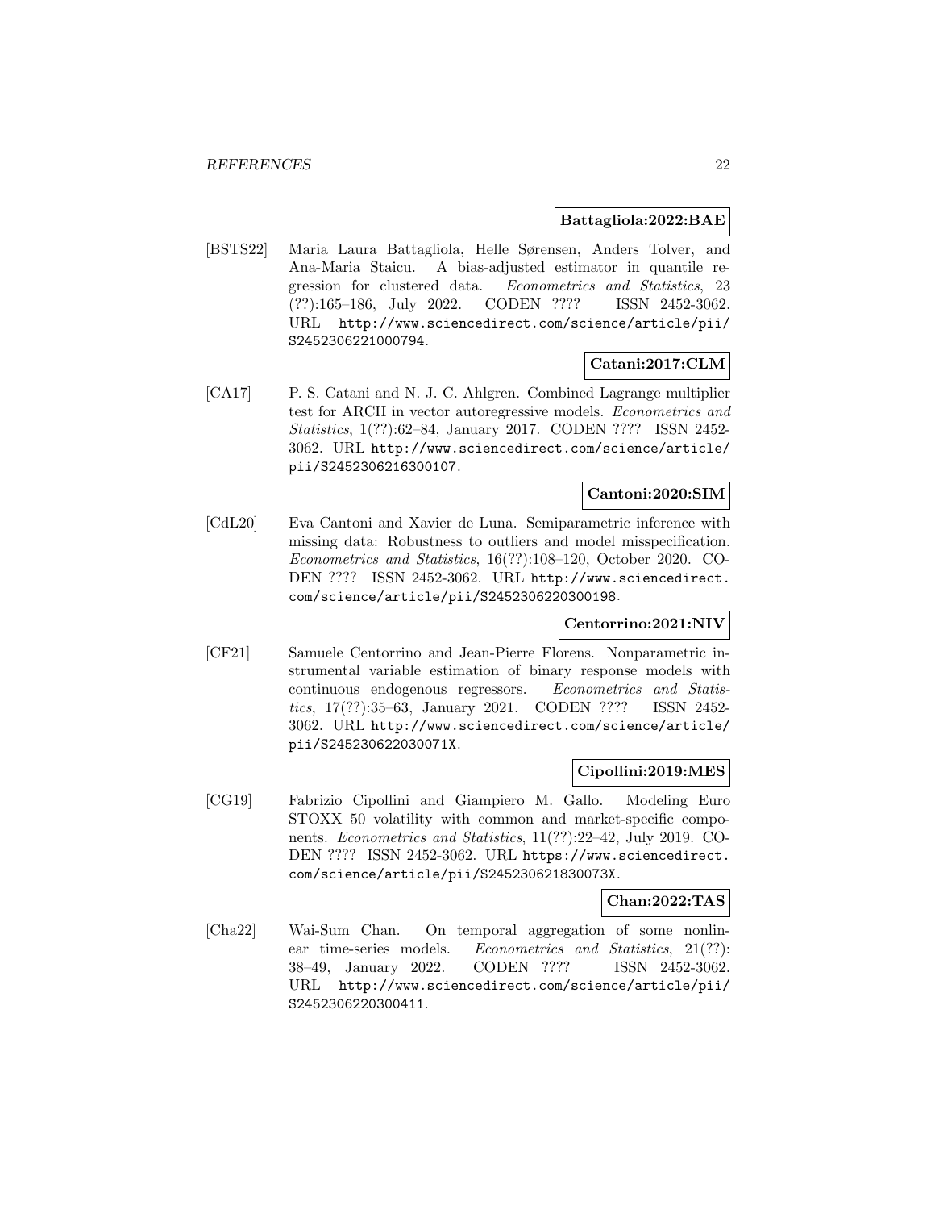**Battagliola:2022:BAE**

[BSTS22] Maria Laura Battagliola, Helle Sørensen, Anders Tolver, and Ana-Maria Staicu. A bias-adjusted estimator in quantile regression for clustered data. *Econometrics and Statistics*, 23 (??):165–186, July 2022. CODEN ???? ISSN 2452-3062. URL http://www.sciencedirect.com/science/article/pii/S2452306221000794.

**Catani:2017:CLM**

[CA17] P. S. Catani and N. J. C. Ahlgren. Combined Lagrange multiplier test for ARCH in vector autoregressive models. *Econometrics and Statistics*, 1(??):62–84, January 2017. CODEN ???? ISSN 2452-3062. URL http://www.sciencedirect.com/science/article/pii/S2452306216300107.

**Cantoni:2020:SIM**

[CdL20] Eva Cantoni and Xavier de Luna. Semiparametric inference with missing data: Robustness to outliers and model misspecification. *Econometrics and Statistics*, 16(??):108–120, October 2020. CODEN ???? ISSN 2452-3062. URL http://www.sciencedirect.com/science/article/pii/S2452306220300198.

**Centorrino:2021:NIV**

[CF21] Samuele Centorrino and Jean-Pierre Florens. Nonparametric instrumental variable estimation of binary response models with continuous endogenous regressors. *Econometrics and Statistics*, 17(??):35–63, January 2021. CODEN ???? ISSN 2452-3062. URL http://www.sciencedirect.com/science/article/pii/S245230622030071X.

**Cipollini:2019:MES**

[CG19] Fabrizio Cipollini and Giampiero M. Gallo. Modeling Euro STOXX 50 volatility with common and market-specific components. *Econometrics and Statistics*, 11(??):22–42, July 2019. CODEN ???? ISSN 2452-3062. URL https://www.sciencedirect.com/science/article/pii/S245230621830073X.

**Chan:2022:TAS**

[Cha22] Wai-Sum Chan. On temporal aggregation of some nonlinear time-series models. *Econometrics and Statistics*, 21(??): 38–49, January 2022. CODEN ???? ISSN 2452-3062. URL http://www.sciencedirect.com/science/article/pii/S2452306220300411.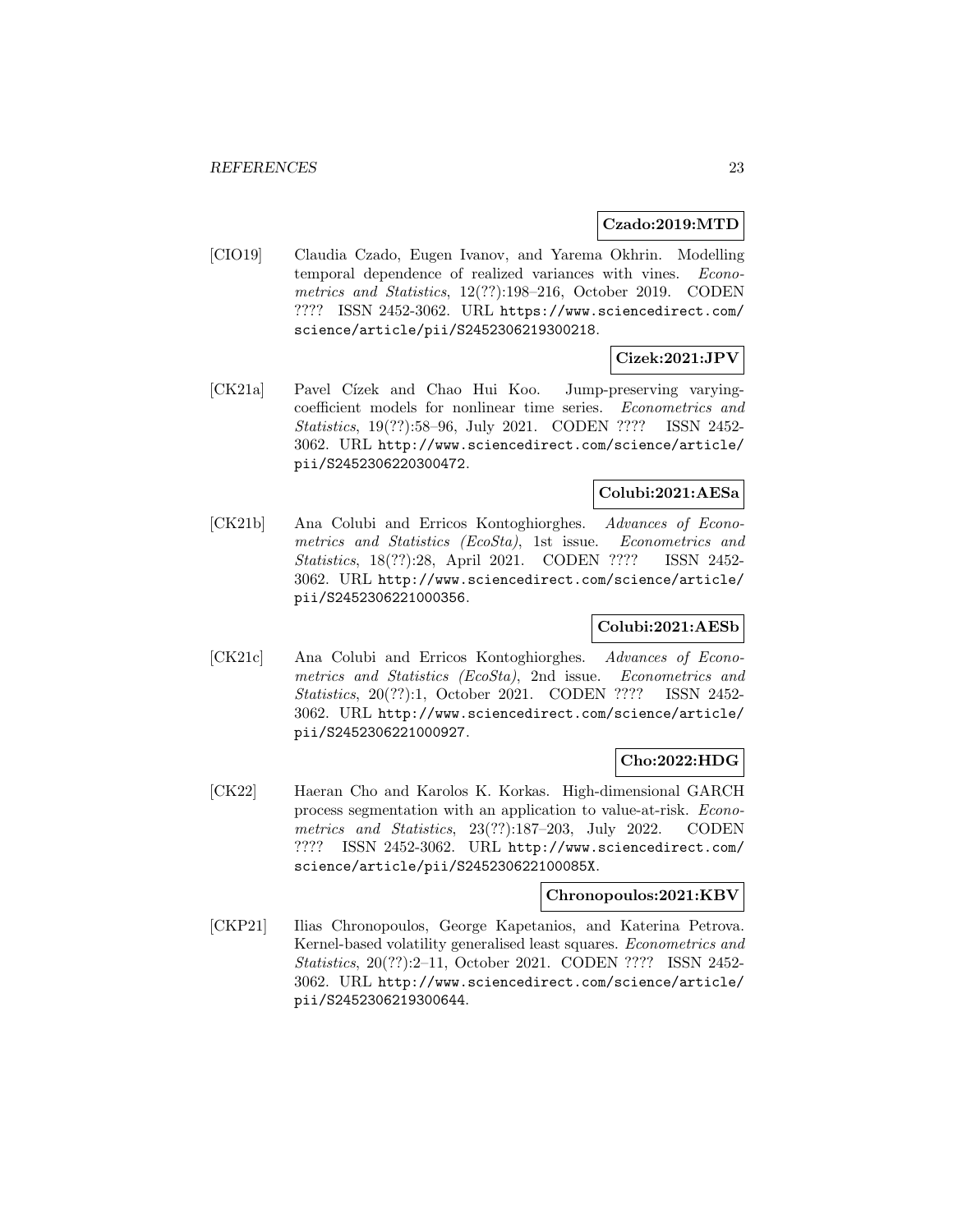**Czado:2019:MTD**

[CIO19] Claudia Czado, Eugen Ivanov, and Yarema Okhrin. Modelling temporal dependence of realized variances with vines. *Econometrics and Statistics*, 12(??):198–216, October 2019. CODEN ???? ISSN 2452-3062. URL https://www.sciencedirect.com/science/article/pii/S2452306219300218.

**Cizek:2021:JPV**

[CK21a] Pavel Cízek and Chao Hui Koo. Jump-preserving varying-coefficient models for nonlinear time series. *Econometrics and Statistics*, 19(??):58–96, July 2021. CODEN ???? ISSN 2452-3062. URL http://www.sciencedirect.com/science/article/pii/S2452306220300472.

**Colubi:2021:AESa**

[CK21b] Ana Colubi and Erricos Kontoghiorghes. *Advances of Econometrics and Statistics (EcoSta)*, 1st issue. *Econometrics and Statistics*, 18(??):28, April 2021. CODEN ???? ISSN 2452-3062. URL http://www.sciencedirect.com/science/article/pii/S2452306221000356.

**Colubi:2021:AESb**

[CK21c] Ana Colubi and Erricos Kontoghiorghes. *Advances of Econometrics and Statistics (EcoSta)*, 2nd issue. *Econometrics and Statistics*, 20(??):1, October 2021. CODEN ???? ISSN 2452-3062. URL http://www.sciencedirect.com/science/article/pii/S2452306221000927.

**Cho:2022:HDG**

[CK22] Haeran Cho and Karolos K. Korkas. High-dimensional GARCH process segmentation with an application to value-at-risk. *Econometrics and Statistics*, 23(??):187–203, July 2022. CODEN ???? ISSN 2452-3062. URL http://www.sciencedirect.com/science/article/pii/S245230622100085X.

**Chronopoulos:2021:KBV**

[CKP21] Ilias Chronopoulos, George Kapetanios, and Katerina Petrova. Kernel-based volatility generalised least squares. *Econometrics and Statistics*, 20(??):2–11, October 2021. CODEN ???? ISSN 2452-3062. URL http://www.sciencedirect.com/science/article/pii/S2452306219300644.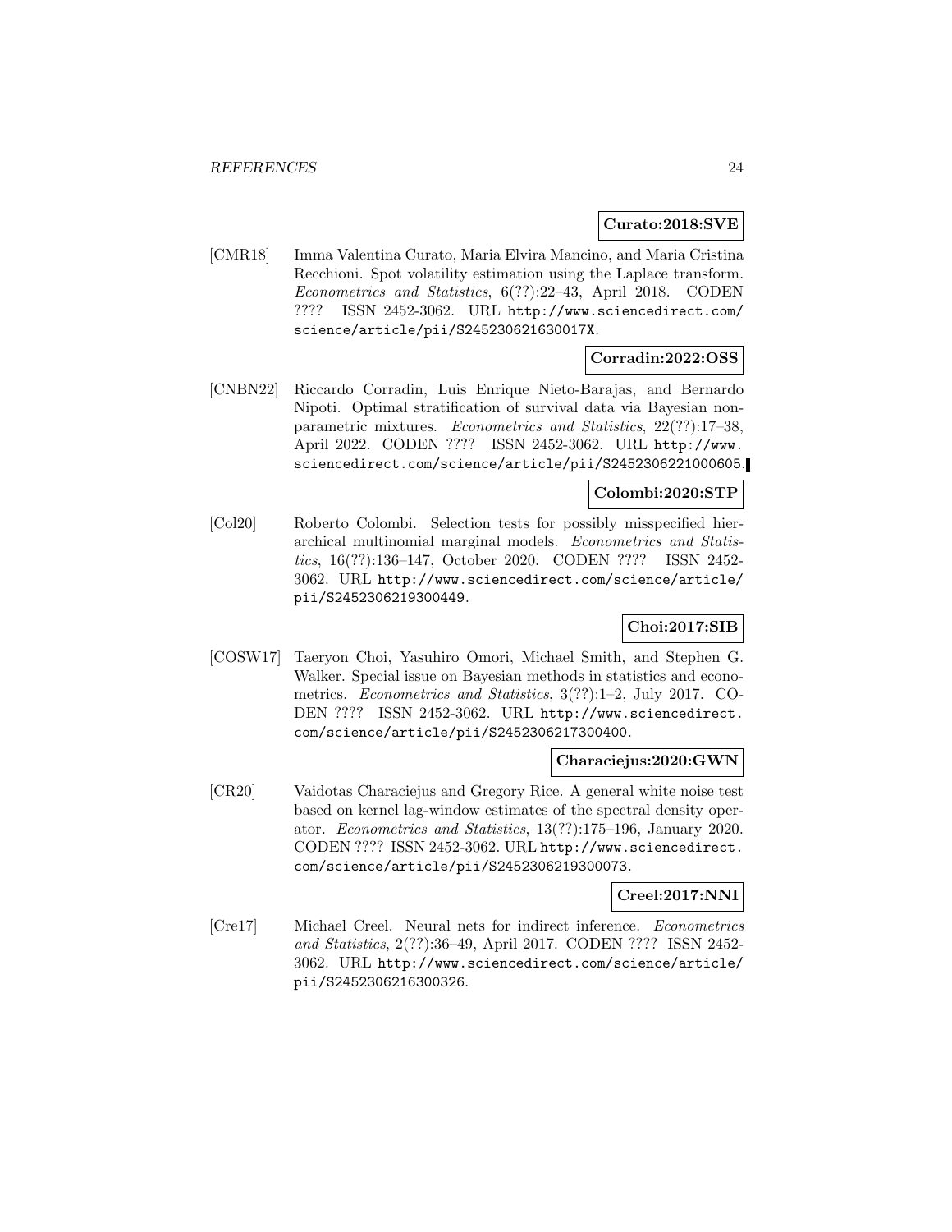**Curato:2018:SVE**

[CMR18] Imma Valentina Curato, Maria Elvira Mancino, and Maria Cristina Recchioni. Spot volatility estimation using the Laplace transform. *Econometrics and Statistics*, 6(??):22–43, April 2018. CODEN ???? ISSN 2452-3062. URL `http://www.sciencedirect.com/science/article/pii/S245230621630017X`.

**Corradin:2022:OSS**

[CNBN22] Riccardo Corradin, Luis Enrique Nieto-Barajas, and Bernardo Nipoti. Optimal stratification of survival data via Bayesian nonparametric mixtures. *Econometrics and Statistics*, 22(??):17–38, April 2022. CODEN ???? ISSN 2452-3062. URL `http://www.sciencedirect.com/science/article/pii/S2452306221000605`.

**Colombi:2020:STP**

[Col20] Roberto Colombi. Selection tests for possibly misspecified hierarchical multinomial marginal models. *Econometrics and Statistics*, 16(??):136–147, October 2020. CODEN ???? ISSN 2452-3062. URL `http://www.sciencedirect.com/science/article/pii/S2452306219300449`.

**Choi:2017:SIB**

[COSW17] Taeryon Choi, Yasuhiro Omori, Michael Smith, and Stephen G. Walker. Special issue on Bayesian methods in statistics and econometrics. *Econometrics and Statistics*, 3(??):1–2, July 2017. CODEN ???? ISSN 2452-3062. URL `http://www.sciencedirect.com/science/article/pii/S2452306217300400`.

**Characiejus:2020:GWN**

[CR20] Vaidotas Characiejus and Gregory Rice. A general white noise test based on kernel lag-window estimates of the spectral density operator. *Econometrics and Statistics*, 13(??):175–196, January 2020. CODEN ???? ISSN 2452-3062. URL `http://www.sciencedirect.com/science/article/pii/S2452306219300073`.

**Creel:2017:NNI**

[Cre17] Michael Creel. Neural nets for indirect inference. *Econometrics and Statistics*, 2(??):36–49, April 2017. CODEN ???? ISSN 2452-3062. URL `http://www.sciencedirect.com/science/article/pii/S2452306216300326`.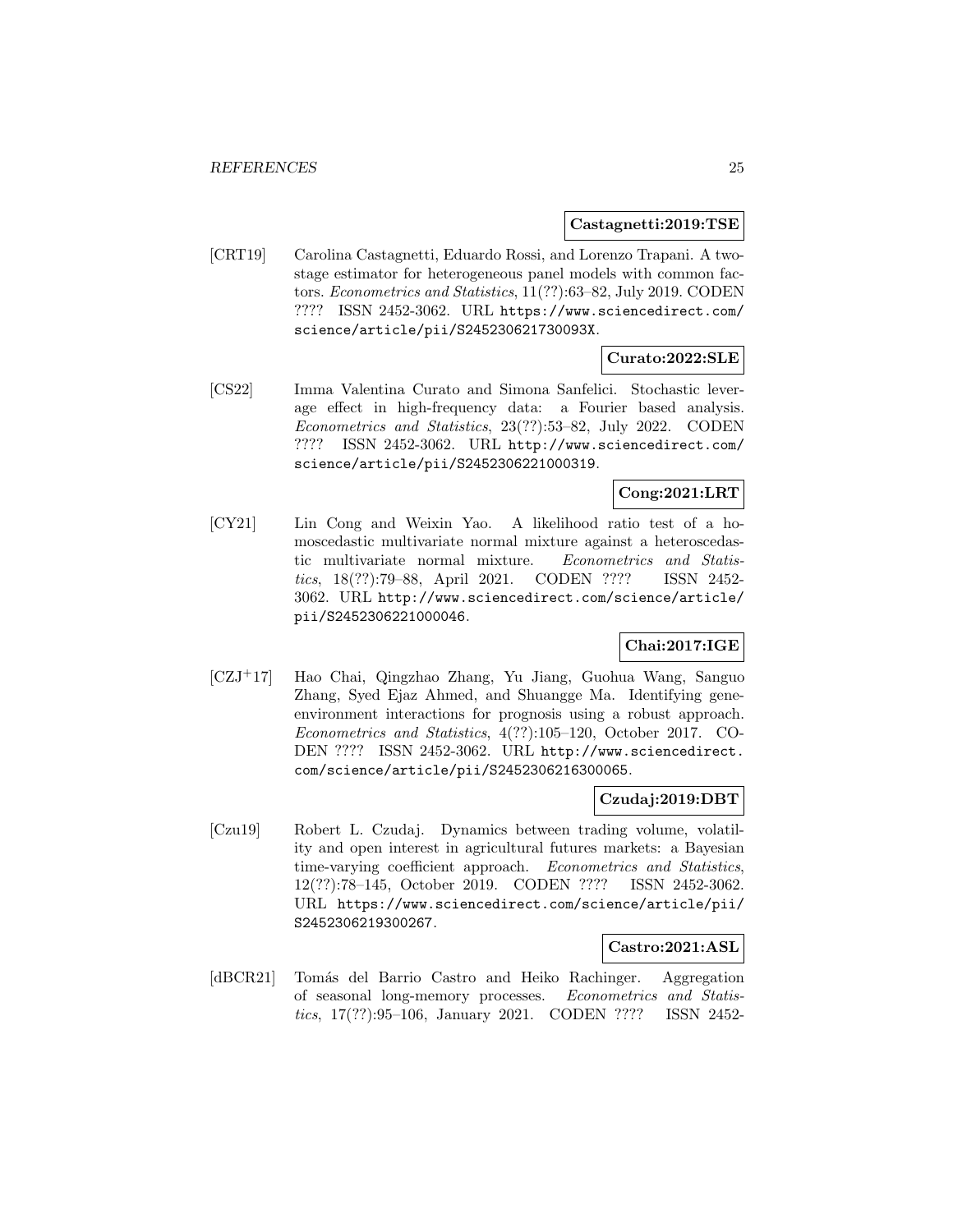**Castagnetti:2019:TSE**

[CRT19] Carolina Castagnetti, Eduardo Rossi, and Lorenzo Trapani. A two-stage estimator for heterogeneous panel models with common factors. *Econometrics and Statistics*, 11(??):63–82, July 2019. CODEN ???? ISSN 2452-3062. URL https://www.sciencedirect.com/science/article/pii/S245230621730093X.

**Curato:2022:SLE**

[CS22] Imma Valentina Curato and Simona Sanfelici. Stochastic leverage effect in high-frequency data: a Fourier based analysis. *Econometrics and Statistics*, 23(??):53–82, July 2022. CODEN ???? ISSN 2452-3062. URL http://www.sciencedirect.com/science/article/pii/S2452306221000319.

**Cong:2021:LRT**

[CY21] Lin Cong and Weixin Yao. A likelihood ratio test of a homoscedastic multivariate normal mixture against a heteroscedastic multivariate normal mixture. *Econometrics and Statistics*, 18(??):79–88, April 2021. CODEN ???? ISSN 2452-3062. URL http://www.sciencedirect.com/science/article/pii/S2452306221000046.

**Chai:2017:IGE**

[CZJ+17] Hao Chai, Qingzhao Zhang, Yu Jiang, Guohua Wang, Sanguo Zhang, Syed Ejaz Ahmed, and Shuangge Ma. Identifying gene-environment interactions for prognosis using a robust approach. *Econometrics and Statistics*, 4(??):105–120, October 2017. CODEN ???? ISSN 2452-3062. URL http://www.sciencedirect.com/science/article/pii/S2452306216300065.

**Czudaj:2019:DBT**

[Czu19] Robert L. Czudaj. Dynamics between trading volume, volatility and open interest in agricultural futures markets: a Bayesian time-varying coefficient approach. *Econometrics and Statistics*, 12(??):78–145, October 2019. CODEN ???? ISSN 2452-3062. URL https://www.sciencedirect.com/science/article/pii/S2452306219300267.

**Castro:2021:ASL**

[dBCR21] Tomás del Barrio Castro and Heiko Rachinger. Aggregation of seasonal long-memory processes. *Econometrics and Statistics*, 17(??):95–106, January 2021. CODEN ???? ISSN 2452-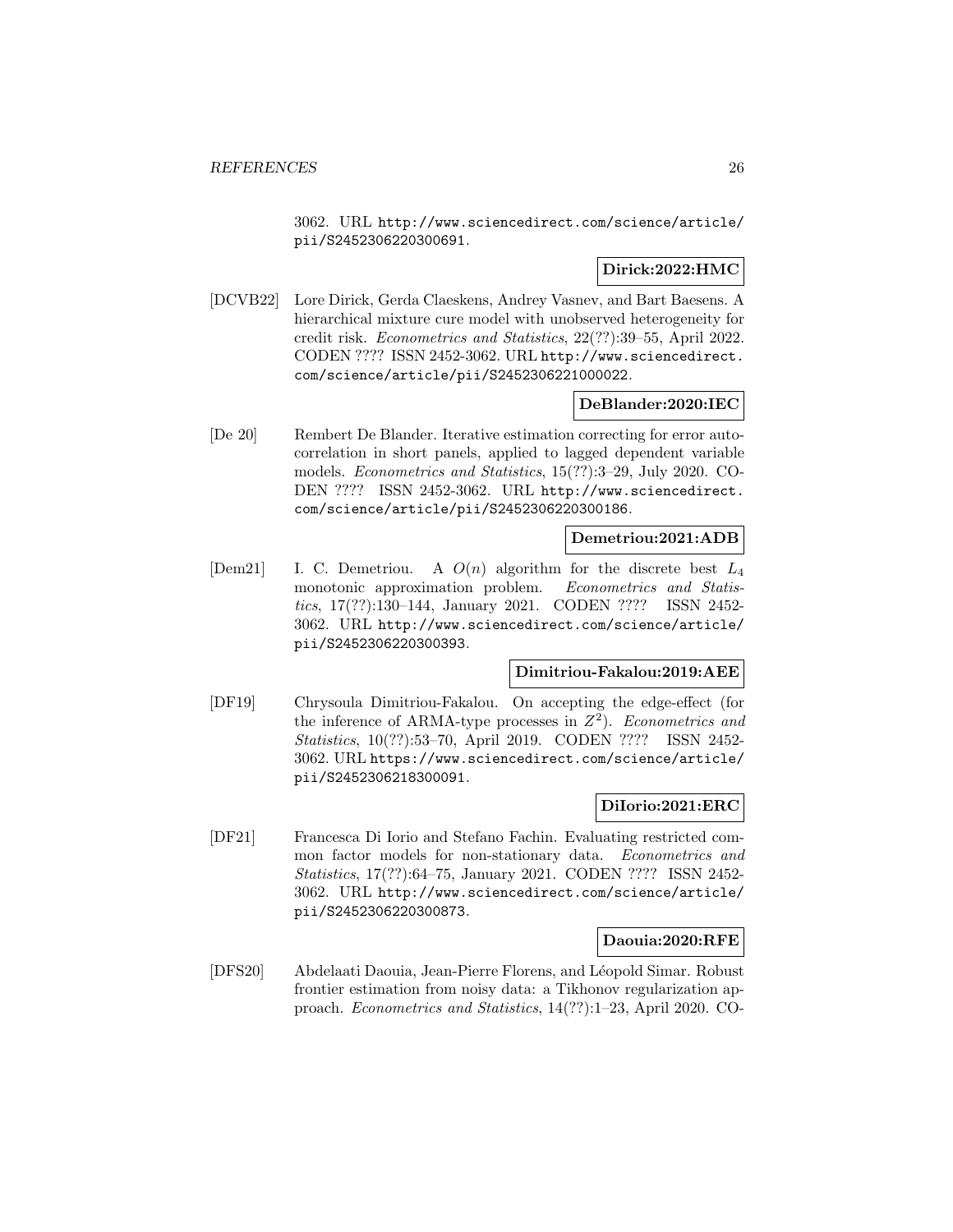3062. URL http://www.sciencedirect.com/science/article/pii/S2452306220300691.

**Dirick:2022:HMC**

[DCVB22] Lore Dirick, Gerda Claeskens, Andrey Vasnev, and Bart Baesens. A hierarchical mixture cure model with unobserved heterogeneity for credit risk. *Econometrics and Statistics*, 22(??):39–55, April 2022. CODEN ???? ISSN 2452-3062. URL http://www.sciencedirect.com/science/article/pii/S2452306221000022.

**DeBlander:2020:IEC**

[De 20] Rembert De Blander. Iterative estimation correcting for error autocorrelation in short panels, applied to lagged dependent variable models. *Econometrics and Statistics*, 15(??):3–29, July 2020. CODEN ???? ISSN 2452-3062. URL http://www.sciencedirect.com/science/article/pii/S2452306220300186.

**Demetriou:2021:ADB**

[Dem21] I. C. Demetriou. A $O(n)$ algorithm for the discrete best $L_4$ monotonic approximation problem. *Econometrics and Statistics*, 17(??):130–144, January 2021. CODEN ???? ISSN 2452-3062. URL http://www.sciencedirect.com/science/article/pii/S2452306220300393.

**Dimitriou-Fakalou:2019:AEE**

[DF19] Chrysoula Dimitriou-Fakalou. On accepting the edge-effect (for the inference of ARMA-type processes in $Z^2$). *Econometrics and Statistics*, 10(??):53–70, April 2019. CODEN ???? ISSN 2452-3062. URL https://www.sciencedirect.com/science/article/pii/S2452306218300091.

**DiIorio:2021:ERC**

[DF21] Francesca Di Iorio and Stefano Fachin. Evaluating restricted common factor models for non-stationary data. *Econometrics and Statistics*, 17(??):64–75, January 2021. CODEN ???? ISSN 2452-3062. URL http://www.sciencedirect.com/science/article/pii/S2452306220300873.

**Daouia:2020:RFE**

[DFS20] Abdelaati Daouia, Jean-Pierre Florens, and Léopold Simar. Robust frontier estimation from noisy data: a Tikhonov regularization approach. *Econometrics and Statistics*, 14(??):1–23, April 2020. CO-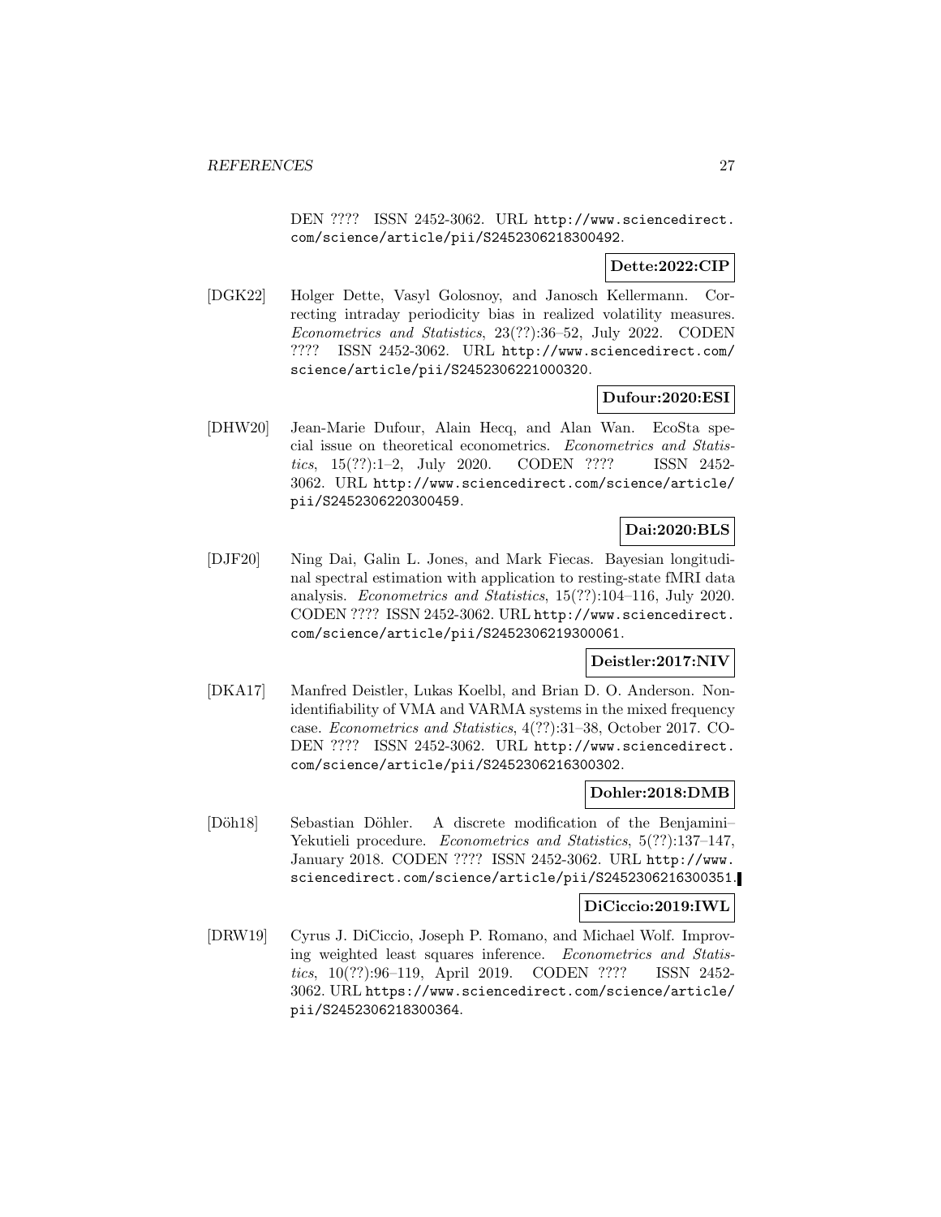DEN ???? ISSN 2452-3062. URL http://www.sciencedirect.com/science/article/pii/S2452306218300492.

**Dette:2022:CIP**

[DGK22] Holger Dette, Vasyl Golosnoy, and Janosch Kellermann. Correcting intraday periodicity bias in realized volatility measures. *Econometrics and Statistics*, 23(??):36–52, July 2022. CODEN ???? ISSN 2452-3062. URL http://www.sciencedirect.com/science/article/pii/S2452306221000320.

**Dufour:2020:ESI**

[DHW20] Jean-Marie Dufour, Alain Hecq, and Alan Wan. EcoSta special issue on theoretical econometrics. *Econometrics and Statistics*, 15(??):1–2, July 2020. CODEN ???? ISSN 2452-3062. URL http://www.sciencedirect.com/science/article/pii/S2452306220300459.

**Dai:2020:BLS**

[DJF20] Ning Dai, Galin L. Jones, and Mark Fiecas. Bayesian longitudinal spectral estimation with application to resting-state fMRI data analysis. *Econometrics and Statistics*, 15(??):104–116, July 2020. CODEN ???? ISSN 2452-3062. URL http://www.sciencedirect.com/science/article/pii/S2452306219300061.

**Deistler:2017:NIV**

[DKA17] Manfred Deistler, Lukas Koelbl, and Brian D. O. Anderson. Non-identifiability of VMA and VARMA systems in the mixed frequency case. *Econometrics and Statistics*, 4(??):31–38, October 2017. CODEN ???? ISSN 2452-3062. URL http://www.sciencedirect.com/science/article/pii/S2452306216300302.

**Dohler:2018:DMB**

[Döh18] Sebastian Döhler. A discrete modification of the Benjamini–Yekutieli procedure. *Econometrics and Statistics*, 5(??):137–147, January 2018. CODEN ???? ISSN 2452-3062. URL http://www.sciencedirect.com/science/article/pii/S2452306216300351.

**DiCiccio:2019:IWL**

[DRW19] Cyrus J. DiCiccio, Joseph P. Romano, and Michael Wolf. Improving weighted least squares inference. *Econometrics and Statistics*, 10(??):96–119, April 2019. CODEN ???? ISSN 2452-3062. URL https://www.sciencedirect.com/science/article/pii/S2452306218300364.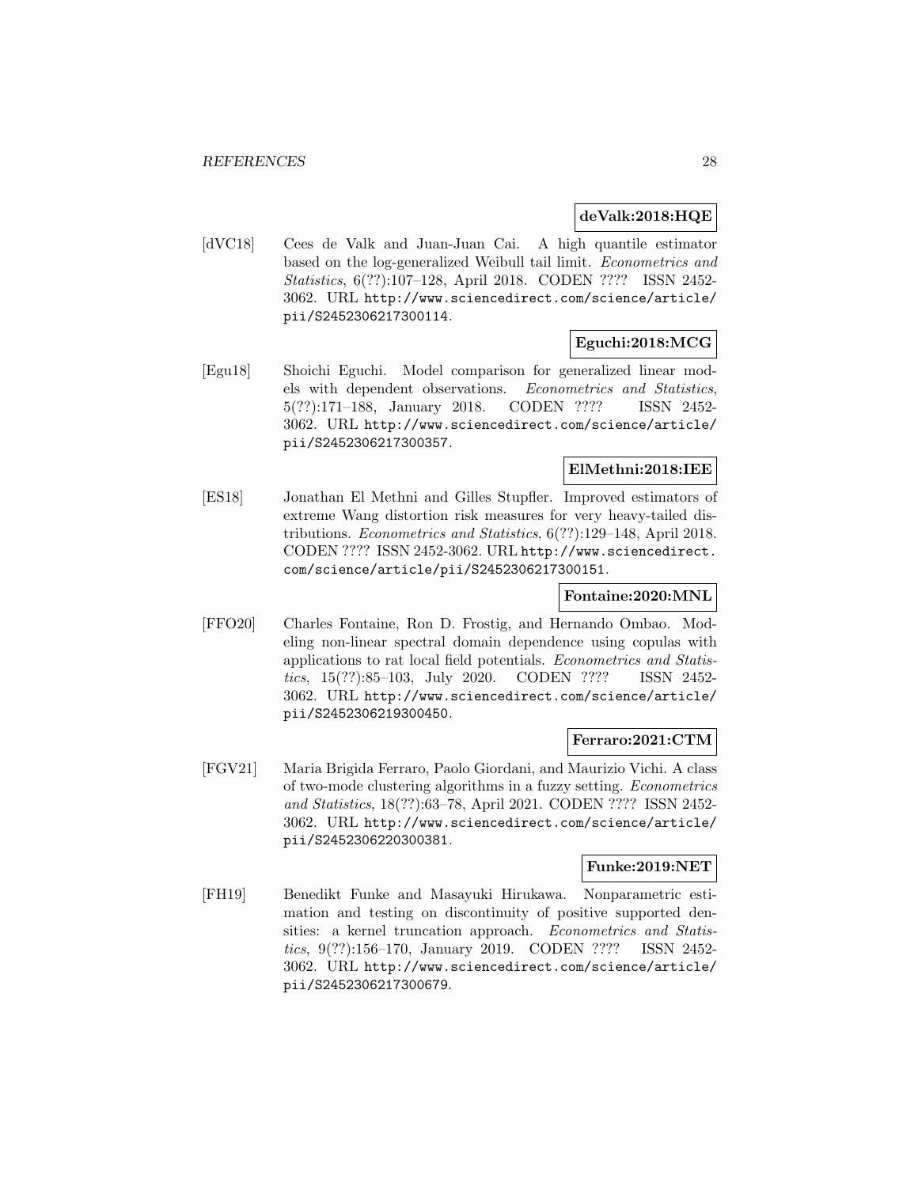**deValk:2018:HQE**

[dVC18] Cees de Valk and Juan-Juan Cai. A high quantile estimator based on the log-generalized Weibull tail limit. *Econometrics and Statistics*, 6(??):107–128, April 2018. CODEN ???? ISSN 2452-3062. URL http://www.sciencedirect.com/science/article/pii/S2452306217300114.

**Eguchi:2018:MCG**

[Egu18] Shoichi Eguchi. Model comparison for generalized linear models with dependent observations. *Econometrics and Statistics*, 5(??):171–188, January 2018. CODEN ???? ISSN 2452-3062. URL http://www.sciencedirect.com/science/article/pii/S2452306217300357.

**ElMethni:2018:IEE**

[ES18] Jonathan El Methni and Gilles Stupfler. Improved estimators of extreme Wang distortion risk measures for very heavy-tailed distributions. *Econometrics and Statistics*, 6(??):129–148, April 2018. CODEN ???? ISSN 2452-3062. URL http://www.sciencedirect.com/science/article/pii/S2452306217300151.

**Fontaine:2020:MNL**

[FFO20] Charles Fontaine, Ron D. Frostig, and Hernando Ombao. Modeling non-linear spectral domain dependence using copulas with applications to rat local field potentials. *Econometrics and Statistics*, 15(??):85–103, July 2020. CODEN ???? ISSN 2452-3062. URL http://www.sciencedirect.com/science/article/pii/S2452306219300450.

**Ferraro:2021:CTM**

[FGV21] Maria Brigida Ferraro, Paolo Giordani, and Maurizio Vichi. A class of two-mode clustering algorithms in a fuzzy setting. *Econometrics and Statistics*, 18(??):63–78, April 2021. CODEN ???? ISSN 2452-3062. URL http://www.sciencedirect.com/science/article/pii/S2452306220300381.

**Funke:2019:NET**

[FH19] Benedikt Funke and Masayuki Hirukawa. Nonparametric estimation and testing on discontinuity of positive supported densities: a kernel truncation approach. *Econometrics and Statistics*, 9(??):156–170, January 2019. CODEN ???? ISSN 2452-3062. URL http://www.sciencedirect.com/science/article/pii/S2452306217300679.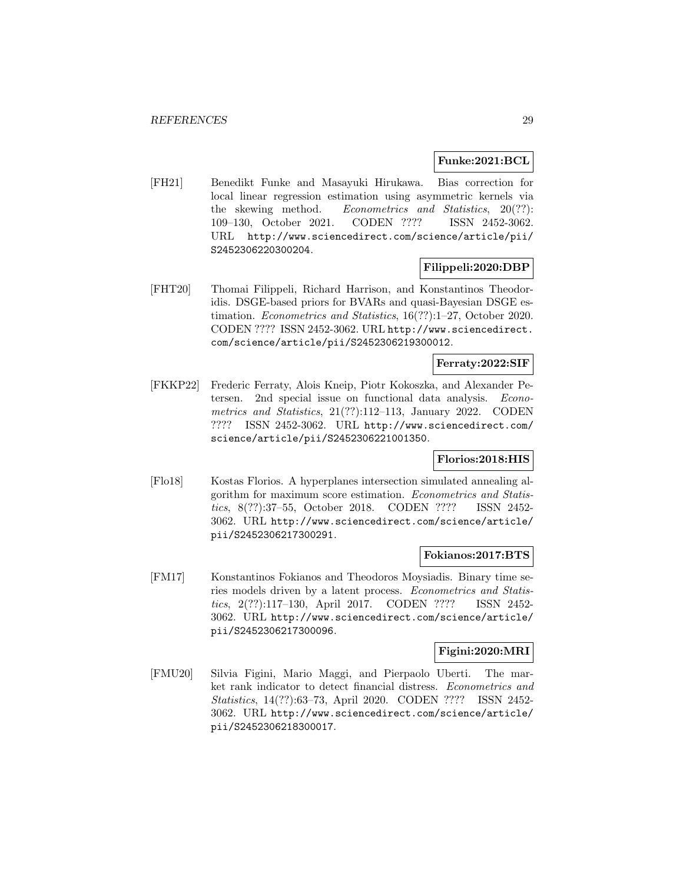**Funke:2021:BCL**

[FH21] Benedikt Funke and Masayuki Hirukawa. Bias correction for local linear regression estimation using asymmetric kernels via the skewing method. *Econometrics and Statistics*, 20(??): 109–130, October 2021. CODEN ???? ISSN 2452-3062. URL http://www.sciencedirect.com/science/article/pii/S2452306220300204.

**Filippeli:2020:DBP**

[FHT20] Thomai Filippeli, Richard Harrison, and Konstantinos Theodoridis. DSGE-based priors for BVARs and quasi-Bayesian DSGE estimation. *Econometrics and Statistics*, 16(??):1–27, October 2020. CODEN ???? ISSN 2452-3062. URL http://www.sciencedirect.com/science/article/pii/S2452306219300012.

**Ferraty:2022:SIF**

[FKKP22] Frederic Ferraty, Alois Kneip, Piotr Kokoszka, and Alexander Petersen. 2nd special issue on functional data analysis. *Econometrics and Statistics*, 21(??):112–113, January 2022. CODEN ???? ISSN 2452-3062. URL http://www.sciencedirect.com/science/article/pii/S2452306221001350.

**Florios:2018:HIS**

[Flo18] Kostas Florios. A hyperplanes intersection simulated annealing algorithm for maximum score estimation. *Econometrics and Statistics*, 8(??):37–55, October 2018. CODEN ???? ISSN 2452-3062. URL http://www.sciencedirect.com/science/article/pii/S2452306217300291.

**Fokianos:2017:BTS**

[FM17] Konstantinos Fokianos and Theodoros Moysiadis. Binary time series models driven by a latent process. *Econometrics and Statistics*, 2(??):117–130, April 2017. CODEN ???? ISSN 2452-3062. URL http://www.sciencedirect.com/science/article/pii/S2452306217300096.

**Figini:2020:MRI**

[FMU20] Silvia Figini, Mario Maggi, and Pierpaolo Uberti. The market rank indicator to detect financial distress. *Econometrics and Statistics*, 14(??):63–73, April 2020. CODEN ???? ISSN 2452-3062. URL http://www.sciencedirect.com/science/article/pii/S2452306218300017.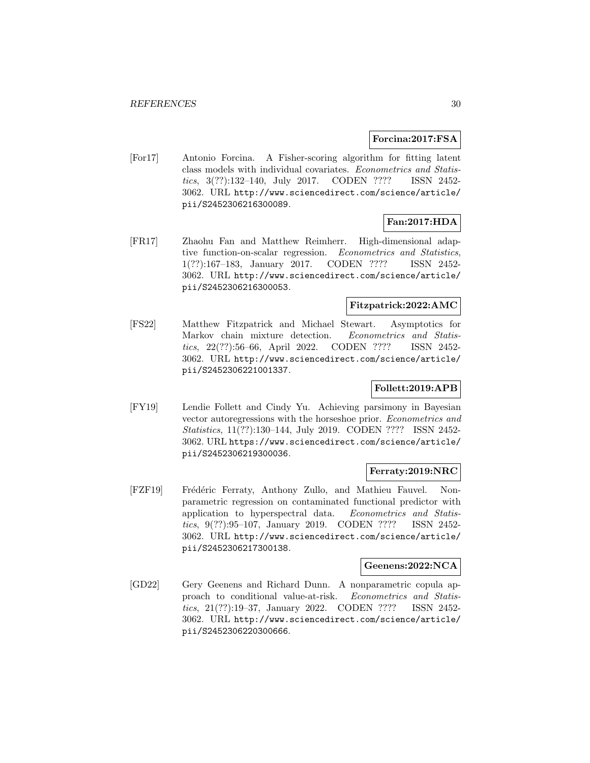**Forcina:2017:FSA**

[For17] Antonio Forcina. A Fisher-scoring algorithm for fitting latent class models with individual covariates. *Econometrics and Statistics*, 3(??):132–140, July 2017. CODEN ???? ISSN 2452-3062. URL http://www.sciencedirect.com/science/article/pii/S2452306216300089.

**Fan:2017:HDA**

[FR17] Zhaohu Fan and Matthew Reimherr. High-dimensional adaptive function-on-scalar regression. *Econometrics and Statistics*, 1(??):167–183, January 2017. CODEN ???? ISSN 2452-3062. URL http://www.sciencedirect.com/science/article/pii/S2452306216300053.

**Fitzpatrick:2022:AMC**

[FS22] Matthew Fitzpatrick and Michael Stewart. Asymptotics for Markov chain mixture detection. *Econometrics and Statistics*, 22(??):56–66, April 2022. CODEN ???? ISSN 2452-3062. URL http://www.sciencedirect.com/science/article/pii/S2452306221001337.

**Follett:2019:APB**

[FY19] Lendie Follett and Cindy Yu. Achieving parsimony in Bayesian vector autoregressions with the horseshoe prior. *Econometrics and Statistics*, 11(??):130–144, July 2019. CODEN ???? ISSN 2452-3062. URL https://www.sciencedirect.com/science/article/pii/S2452306219300036.

**Ferraty:2019:NRC**

[FZF19] Frédéric Ferraty, Anthony Zullo, and Mathieu Fauvel. Nonparametric regression on contaminated functional predictor with application to hyperspectral data. *Econometrics and Statistics*, 9(??):95–107, January 2019. CODEN ???? ISSN 2452-3062. URL http://www.sciencedirect.com/science/article/pii/S2452306217300138.

**Geenens:2022:NCA**

[GD22] Gery Geenens and Richard Dunn. A nonparametric copula approach to conditional value-at-risk. *Econometrics and Statistics*, 21(??):19–37, January 2022. CODEN ???? ISSN 2452-3062. URL http://www.sciencedirect.com/science/article/pii/S2452306220300666.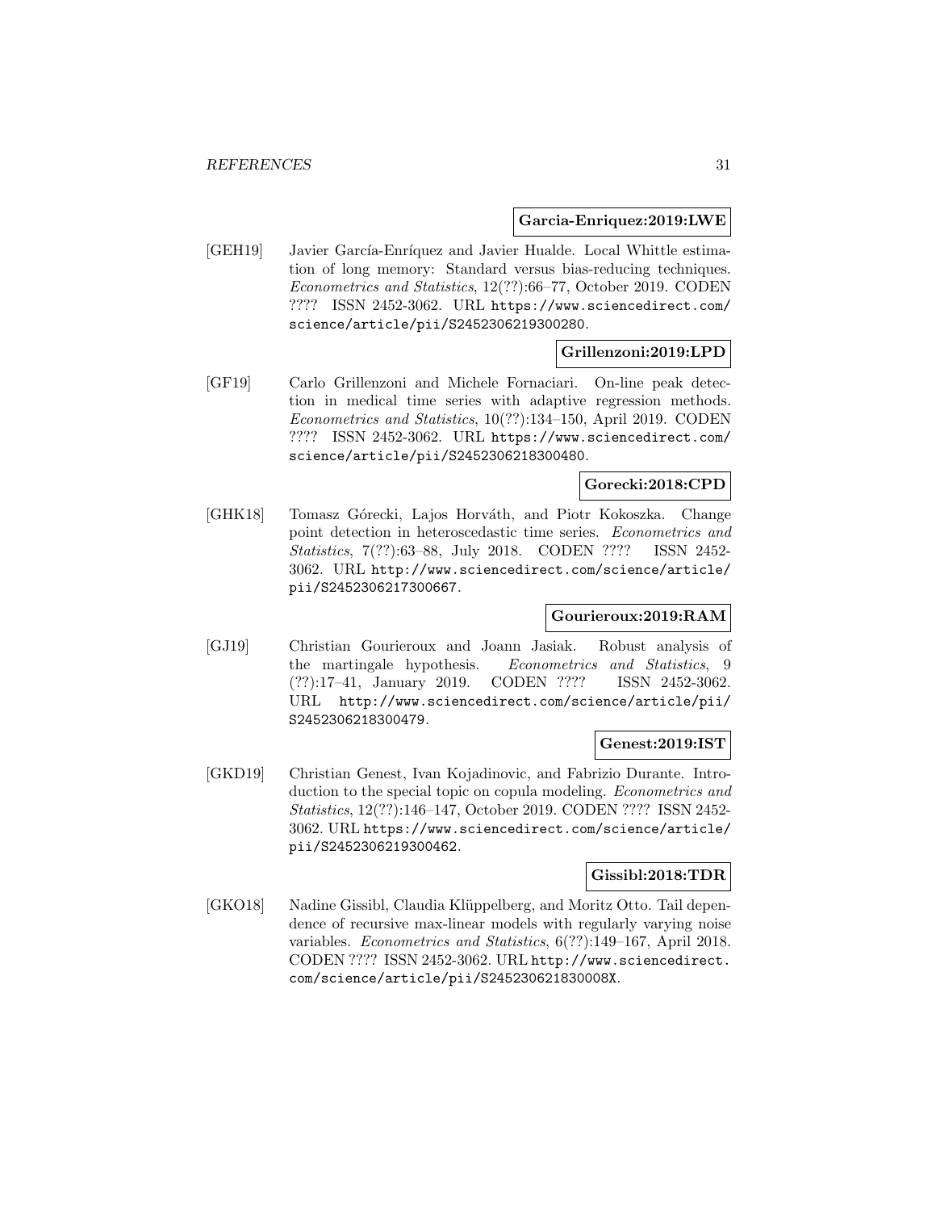**Garcia-Enriquez:2019:LWE**

[GEH19] Javier García-Enríquez and Javier Hualde. Local Whittle estimation of long memory: Standard versus bias-reducing techniques. *Econometrics and Statistics*, 12(??):66–77, October 2019. CODEN ???? ISSN 2452-3062. URL https://www.sciencedirect.com/science/article/pii/S2452306219300280.

**Grillenzoni:2019:LPD**

[GF19] Carlo Grillenzoni and Michele Fornaciari. On-line peak detection in medical time series with adaptive regression methods. *Econometrics and Statistics*, 10(??):134–150, April 2019. CODEN ???? ISSN 2452-3062. URL https://www.sciencedirect.com/science/article/pii/S2452306218300480.

**Gorecki:2018:CPD**

[GHK18] Tomasz Górecki, Lajos Horváth, and Piotr Kokoszka. Change point detection in heteroscedastic time series. *Econometrics and Statistics*, 7(??):63–88, July 2018. CODEN ???? ISSN 2452-3062. URL http://www.sciencedirect.com/science/article/pii/S2452306217300667.

**Gourieroux:2019:RAM**

[GJ19] Christian Gourieroux and Joann Jasiak. Robust analysis of the martingale hypothesis. *Econometrics and Statistics*, 9 (??):17–41, January 2019. CODEN ???? ISSN 2452-3062. URL http://www.sciencedirect.com/science/article/pii/S2452306218300479.

**Genest:2019:IST**

[GKD19] Christian Genest, Ivan Kojadinovic, and Fabrizio Durante. Introduction to the special topic on copula modeling. *Econometrics and Statistics*, 12(??):146–147, October 2019. CODEN ???? ISSN 2452-3062. URL https://www.sciencedirect.com/science/article/pii/S2452306219300462.

**Gissibl:2018:TDR**

[GKO18] Nadine Gissibl, Claudia Klüppelberg, and Moritz Otto. Tail dependence of recursive max-linear models with regularly varying noise variables. *Econometrics and Statistics*, 6(??):149–167, April 2018. CODEN ???? ISSN 2452-3062. URL http://www.sciencedirect.com/science/article/pii/S245230621830008X.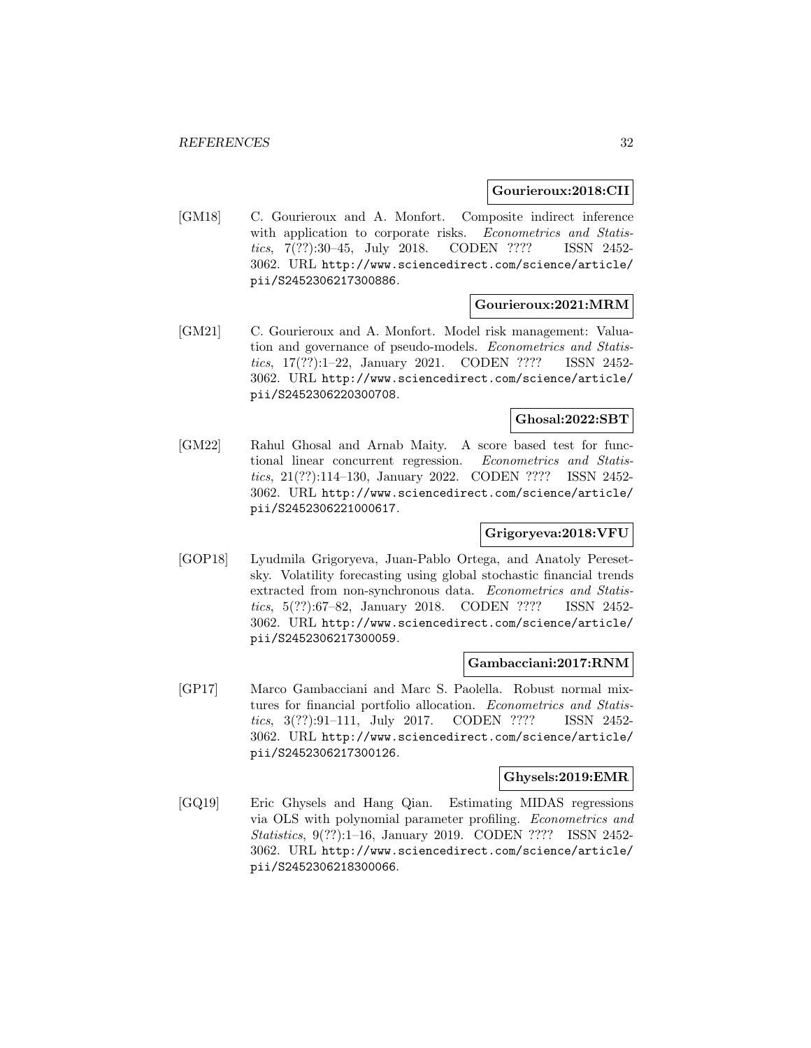**Gourieroux:2018:CII**

[GM18] C. Gourieroux and A. Monfort. Composite indirect inference with application to corporate risks. *Econometrics and Statistics*, 7(??):30–45, July 2018. CODEN ???? ISSN 2452-3062. URL http://www.sciencedirect.com/science/article/pii/S2452306217300886.

**Gourieroux:2021:MRM**

[GM21] C. Gourieroux and A. Monfort. Model risk management: Valuation and governance of pseudo-models. *Econometrics and Statistics*, 17(??):1–22, January 2021. CODEN ???? ISSN 2452-3062. URL http://www.sciencedirect.com/science/article/pii/S2452306220300708.

**Ghosal:2022:SBT**

[GM22] Rahul Ghosal and Arnab Maity. A score based test for functional linear concurrent regression. *Econometrics and Statistics*, 21(??):114–130, January 2022. CODEN ???? ISSN 2452-3062. URL http://www.sciencedirect.com/science/article/pii/S2452306221000617.

**Grigoryeva:2018:VFU**

[GOP18] Lyudmila Grigoryeva, Juan-Pablo Ortega, and Anatoly Peresetsky. Volatility forecasting using global stochastic financial trends extracted from non-synchronous data. *Econometrics and Statistics*, 5(??):67–82, January 2018. CODEN ???? ISSN 2452-3062. URL http://www.sciencedirect.com/science/article/pii/S2452306217300059.

**Gambacciani:2017:RNM**

[GP17] Marco Gambacciani and Marc S. Paolella. Robust normal mixtures for financial portfolio allocation. *Econometrics and Statistics*, 3(??):91–111, July 2017. CODEN ???? ISSN 2452-3062. URL http://www.sciencedirect.com/science/article/pii/S2452306217300126.

**Ghysels:2019:EMR**

[GQ19] Eric Ghysels and Hang Qian. Estimating MIDAS regressions via OLS with polynomial parameter profiling. *Econometrics and Statistics*, 9(??):1–16, January 2019. CODEN ???? ISSN 2452-3062. URL http://www.sciencedirect.com/science/article/pii/S2452306218300066.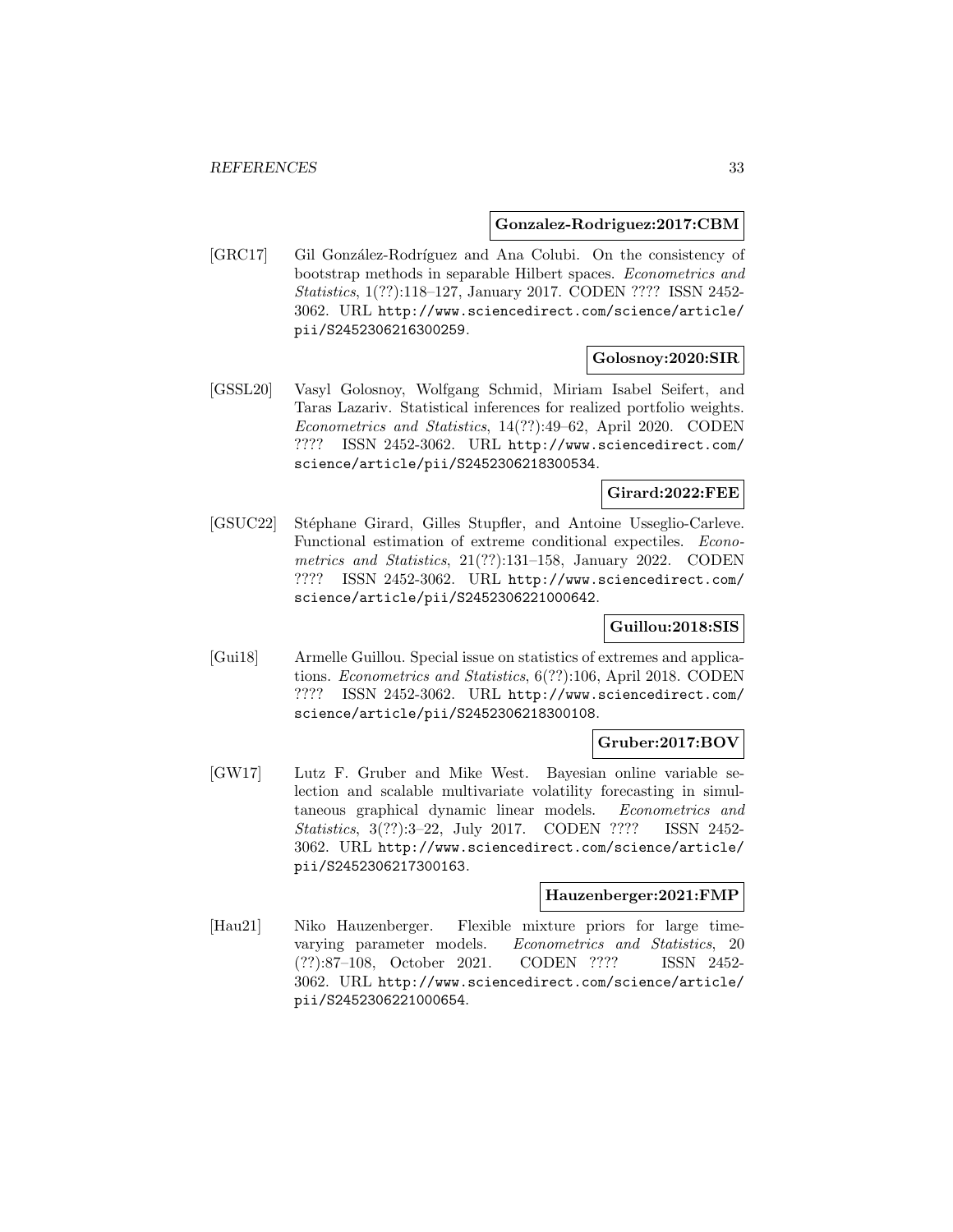**Gonzalez-Rodriguez:2017:CBM**

[GRC17] Gil González-Rodríguez and Ana Colubi. On the consistency of bootstrap methods in separable Hilbert spaces. *Econometrics and Statistics*, 1(??):118–127, January 2017. CODEN ???? ISSN 2452-3062. URL http://www.sciencedirect.com/science/article/pii/S2452306216300259.

**Golosnoy:2020:SIR**

[GSSL20] Vasyl Golosnoy, Wolfgang Schmid, Miriam Isabel Seifert, and Taras Lazariv. Statistical inferences for realized portfolio weights. *Econometrics and Statistics*, 14(??):49–62, April 2020. CODEN ???? ISSN 2452-3062. URL http://www.sciencedirect.com/science/article/pii/S2452306218300534.

**Girard:2022:FEE**

[GSUC22] Stéphane Girard, Gilles Stupfler, and Antoine Usseglio-Carleve. Functional estimation of extreme conditional expectiles. *Econometrics and Statistics*, 21(??):131–158, January 2022. CODEN ???? ISSN 2452-3062. URL http://www.sciencedirect.com/science/article/pii/S2452306221000642.

**Guillou:2018:SIS**

[Gui18] Armelle Guillou. Special issue on statistics of extremes and applications. *Econometrics and Statistics*, 6(??):106, April 2018. CODEN ???? ISSN 2452-3062. URL http://www.sciencedirect.com/science/article/pii/S2452306218300108.

**Gruber:2017:BOV**

[GW17] Lutz F. Gruber and Mike West. Bayesian online variable selection and scalable multivariate volatility forecasting in simultaneous graphical dynamic linear models. *Econometrics and Statistics*, 3(??):3–22, July 2017. CODEN ???? ISSN 2452-3062. URL http://www.sciencedirect.com/science/article/pii/S2452306217300163.

**Hauzenberger:2021:FMP**

[Hau21] Niko Hauzenberger. Flexible mixture priors for large time-varying parameter models. *Econometrics and Statistics*, 20(??):87–108, October 2021. CODEN ???? ISSN 2452-3062. URL http://www.sciencedirect.com/science/article/pii/S2452306221000654.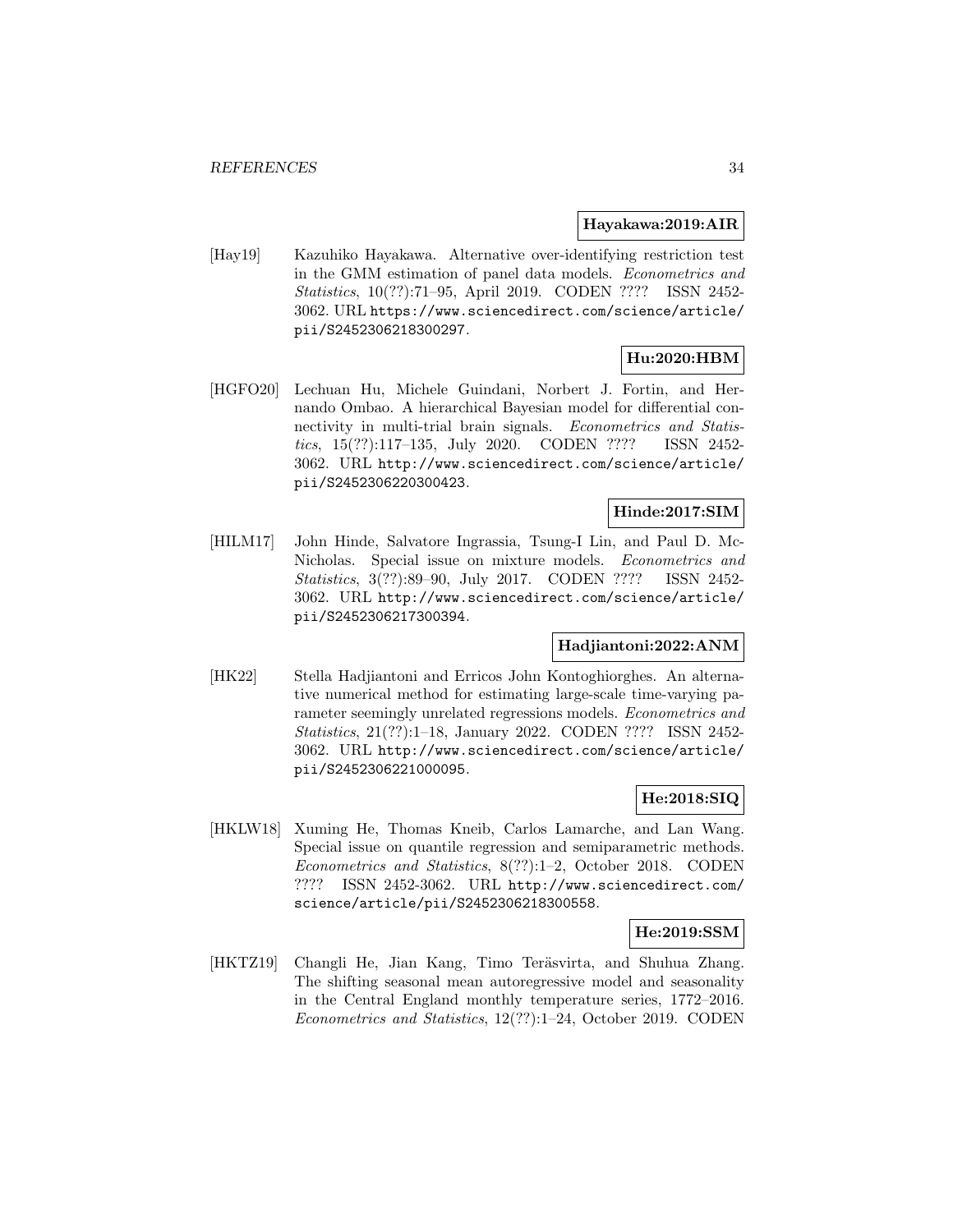**Hayakawa:2019:AIR**

[Hay19] Kazuhiko Hayakawa. Alternative over-identifying restriction test in the GMM estimation of panel data models. *Econometrics and Statistics*, 10(??):71–95, April 2019. CODEN ???? ISSN 2452-3062. URL https://www.sciencedirect.com/science/article/pii/S2452306218300297.

**Hu:2020:HBM**

[HGFO20] Lechuan Hu, Michele Guindani, Norbert J. Fortin, and Hernando Ombao. A hierarchical Bayesian model for differential connectivity in multi-trial brain signals. *Econometrics and Statistics*, 15(??):117–135, July 2020. CODEN ???? ISSN 2452-3062. URL http://www.sciencedirect.com/science/article/pii/S2452306220300423.

**Hinde:2017:SIM**

[HILM17] John Hinde, Salvatore Ingrassia, Tsung-I Lin, and Paul D. McNicholas. Special issue on mixture models. *Econometrics and Statistics*, 3(??):89–90, July 2017. CODEN ???? ISSN 2452-3062. URL http://www.sciencedirect.com/science/article/pii/S2452306217300394.

**Hadjiantoni:2022:ANM**

[HK22] Stella Hadjiantoni and Erricos John Kontoghiorghes. An alternative numerical method for estimating large-scale time-varying parameter seemingly unrelated regressions models. *Econometrics and Statistics*, 21(??):1–18, January 2022. CODEN ???? ISSN 2452-3062. URL http://www.sciencedirect.com/science/article/pii/S2452306221000095.

**He:2018:SIQ**

[HKLW18] Xuming He, Thomas Kneib, Carlos Lamarche, and Lan Wang. Special issue on quantile regression and semiparametric methods. *Econometrics and Statistics*, 8(??):1–2, October 2018. CODEN ???? ISSN 2452-3062. URL http://www.sciencedirect.com/science/article/pii/S2452306218300558.

**He:2019:SSM**

[HKTZ19] Changli He, Jian Kang, Timo Teräsvirta, and Shuhua Zhang. The shifting seasonal mean autoregressive model and seasonality in the Central England monthly temperature series, 1772–2016. *Econometrics and Statistics*, 12(??):1–24, October 2019. CODEN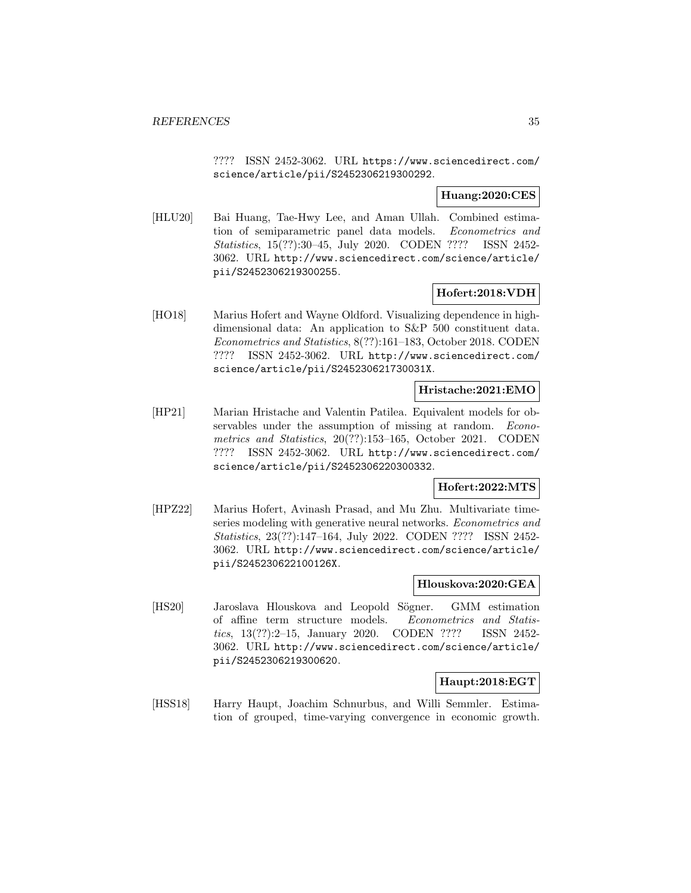???? ISSN 2452-3062. URL https://www.sciencedirect.com/science/article/pii/S2452306219300292.

**Huang:2020:CES**

[HLU20] Bai Huang, Tae-Hwy Lee, and Aman Ullah. Combined estimation of semiparametric panel data models. *Econometrics and Statistics*, 15(??):30–45, July 2020. CODEN ???? ISSN 2452-3062. URL http://www.sciencedirect.com/science/article/pii/S2452306219300255.

**Hofert:2018:VDH**

[HO18] Marius Hofert and Wayne Oldford. Visualizing dependence in high-dimensional data: An application to S&P 500 constituent data. *Econometrics and Statistics*, 8(??):161–183, October 2018. CODEN ???? ISSN 2452-3062. URL http://www.sciencedirect.com/science/article/pii/S245230621730031X.

**Hristache:2021:EMO**

[HP21] Marian Hristache and Valentin Patilea. Equivalent models for observables under the assumption of missing at random. *Econometrics and Statistics*, 20(??):153–165, October 2021. CODEN ???? ISSN 2452-3062. URL http://www.sciencedirect.com/science/article/pii/S2452306220300332.

**Hofert:2022:MTS**

[HPZ22] Marius Hofert, Avinash Prasad, and Mu Zhu. Multivariate time-series modeling with generative neural networks. *Econometrics and Statistics*, 23(??):147–164, July 2022. CODEN ???? ISSN 2452-3062. URL http://www.sciencedirect.com/science/article/pii/S245230622100126X.

**Hlouskova:2020:GEA**

[HS20] Jaroslava Hlouskova and Leopold Sögner. GMM estimation of affine term structure models. *Econometrics and Statistics*, 13(??):2–15, January 2020. CODEN ???? ISSN 2452-3062. URL http://www.sciencedirect.com/science/article/pii/S2452306219300620.

**Haupt:2018:EGT**

[HSS18] Harry Haupt, Joachim Schnurbus, and Willi Semmler. Estimation of grouped, time-varying convergence in economic growth.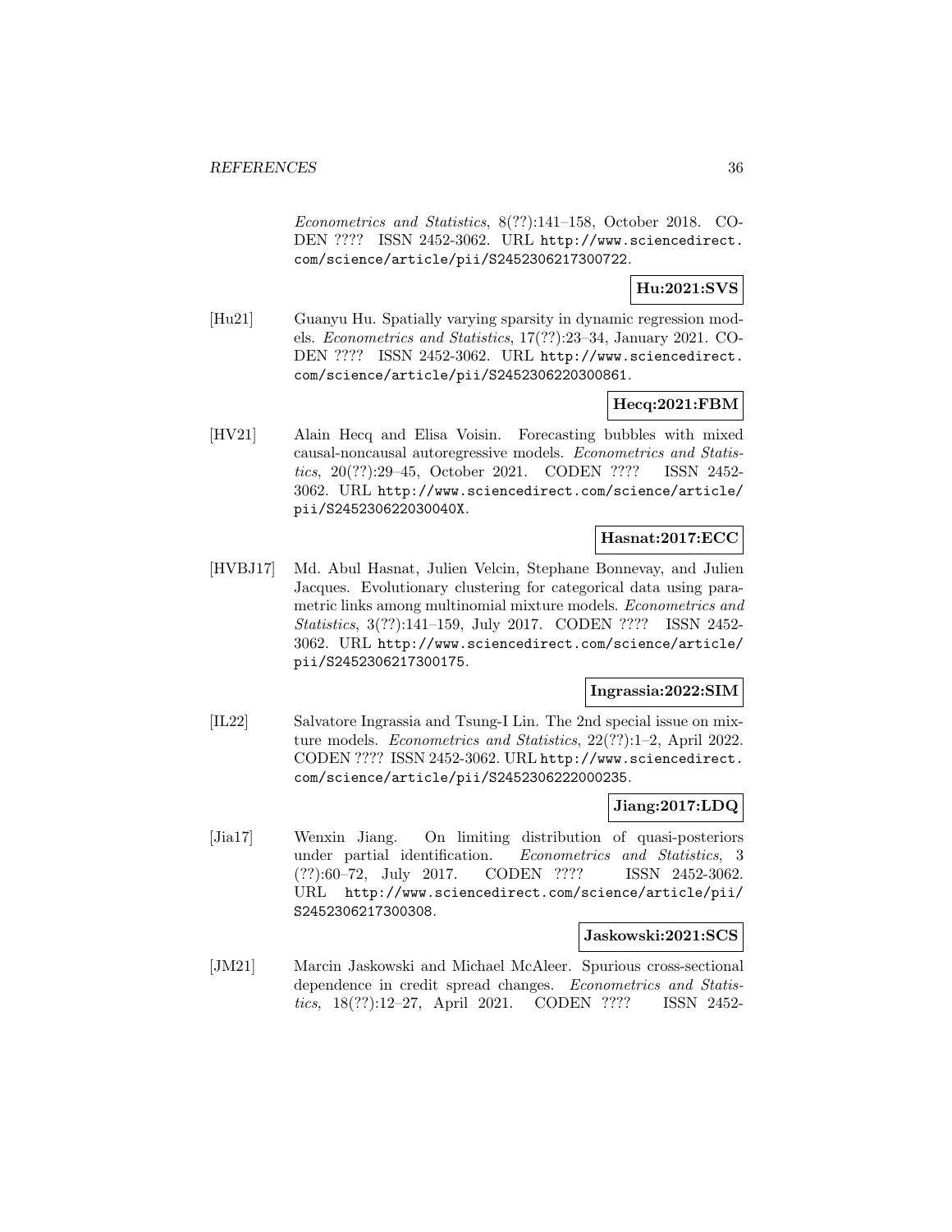*Econometrics and Statistics*, 8(??):141–158, October 2018. CODEN ???? ISSN 2452-3062. URL http://www.sciencedirect.com/science/article/pii/S2452306217300722.

**Hu:2021:SVS**

[Hu21] Guanyu Hu. Spatially varying sparsity in dynamic regression models. *Econometrics and Statistics*, 17(??):23–34, January 2021. CODEN ???? ISSN 2452-3062. URL http://www.sciencedirect.com/science/article/pii/S2452306220300861.

**Hecq:2021:FBM**

[HV21] Alain Hecq and Elisa Voisin. Forecasting bubbles with mixed causal-noncausal autoregressive models. *Econometrics and Statistics*, 20(??):29–45, October 2021. CODEN ???? ISSN 2452-3062. URL http://www.sciencedirect.com/science/article/pii/S245230622030040X.

**Hasnat:2017:ECC**

[HVBJ17] Md. Abul Hasnat, Julien Velcin, Stephane Bonnevay, and Julien Jacques. Evolutionary clustering for categorical data using parametric links among multinomial mixture models. *Econometrics and Statistics*, 3(??):141–159, July 2017. CODEN ???? ISSN 2452-3062. URL http://www.sciencedirect.com/science/article/pii/S2452306217300175.

**Ingrassia:2022:SIM**

[IL22] Salvatore Ingrassia and Tsung-I Lin. The 2nd special issue on mixture models. *Econometrics and Statistics*, 22(??):1–2, April 2022. CODEN ???? ISSN 2452-3062. URL http://www.sciencedirect.com/science/article/pii/S2452306222000235.

**Jiang:2017:LDQ**

[Jia17] Wenxin Jiang. On limiting distribution of quasi-posteriors under partial identification. *Econometrics and Statistics*, 3 (??):60–72, July 2017. CODEN ???? ISSN 2452-3062. URL http://www.sciencedirect.com/science/article/pii/S2452306217300308.

**Jaskowski:2021:SCS**

[JM21] Marcin Jaskowski and Michael McAleer. Spurious cross-sectional dependence in credit spread changes. *Econometrics and Statistics*, 18(??):12–27, April 2021. CODEN ???? ISSN 2452-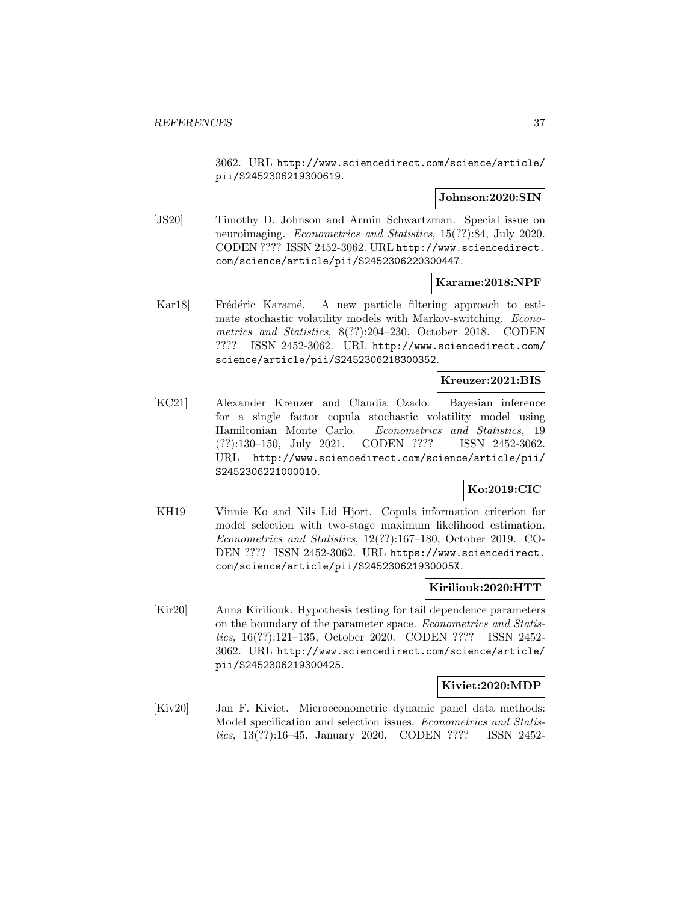3062. URL http://www.sciencedirect.com/science/article/pii/S2452306219300619.

**Johnson:2020:SIN**

[JS20] Timothy D. Johnson and Armin Schwartzman. Special issue on neuroimaging. *Econometrics and Statistics*, 15(??):84, July 2020. CODEN ???? ISSN 2452-3062. URL http://www.sciencedirect.com/science/article/pii/S2452306220300447.

**Karame:2018:NPF**

[Kar18] Frédéric Karamé. A new particle filtering approach to estimate stochastic volatility models with Markov-switching. *Econometrics and Statistics*, 8(??):204–230, October 2018. CODEN ???? ISSN 2452-3062. URL http://www.sciencedirect.com/science/article/pii/S2452306218300352.

**Kreuzer:2021:BIS**

[KC21] Alexander Kreuzer and Claudia Czado. Bayesian inference for a single factor copula stochastic volatility model using Hamiltonian Monte Carlo. *Econometrics and Statistics*, 19(??):130–150, July 2021. CODEN ???? ISSN 2452-3062. URL http://www.sciencedirect.com/science/article/pii/S2452306221000010.

**Ko:2019:CIC**

[KH19] Vinnie Ko and Nils Lid Hjort. Copula information criterion for model selection with two-stage maximum likelihood estimation. *Econometrics and Statistics*, 12(??):167–180, October 2019. CODEN ???? ISSN 2452-3062. URL https://www.sciencedirect.com/science/article/pii/S245230621930005X.

**Kiriliouk:2020:HTT**

[Kir20] Anna Kiriliouk. Hypothesis testing for tail dependence parameters on the boundary of the parameter space. *Econometrics and Statistics*, 16(??):121–135, October 2020. CODEN ???? ISSN 2452-3062. URL http://www.sciencedirect.com/science/article/pii/S2452306219300425.

**Kiviet:2020:MDP**

[Kiv20] Jan F. Kiviet. Microeconometric dynamic panel data methods: Model specification and selection issues. *Econometrics and Statistics*, 13(??):16–45, January 2020. CODEN ???? ISSN 2452-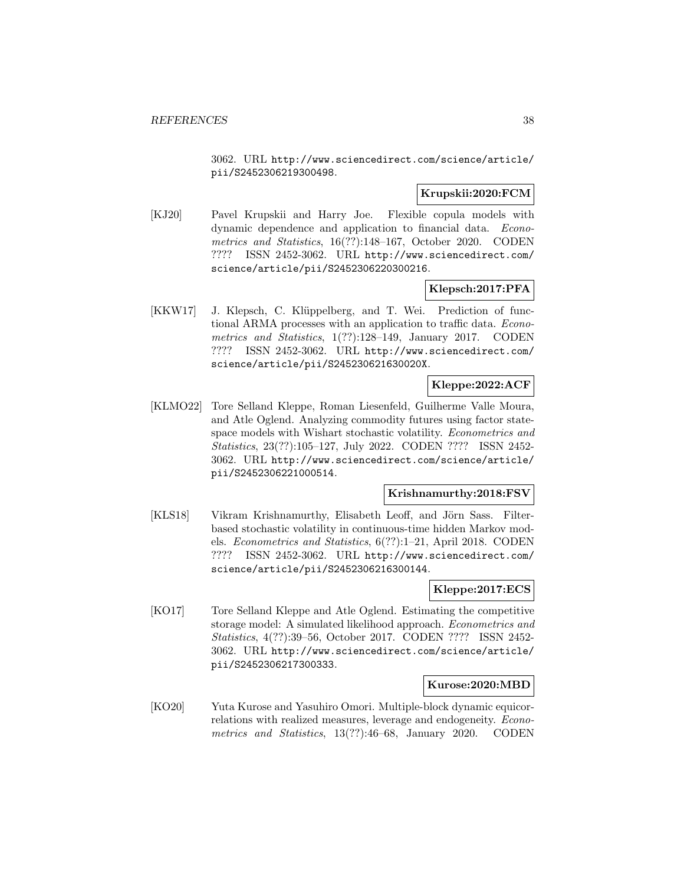3062. URL http://www.sciencedirect.com/science/article/pii/S2452306219300498.

**Krupskii:2020:FCM**

[KJ20] Pavel Krupskii and Harry Joe. Flexible copula models with dynamic dependence and application to financial data. *Econometrics and Statistics*, 16(??):148–167, October 2020. CODEN ???? ISSN 2452-3062. URL http://www.sciencedirect.com/science/article/pii/S2452306220300216.

**Klepsch:2017:PFA**

[KKW17] J. Klepsch, C. Klüppelberg, and T. Wei. Prediction of functional ARMA processes with an application to traffic data. *Econometrics and Statistics*, 1(??):128–149, January 2017. CODEN ???? ISSN 2452-3062. URL http://www.sciencedirect.com/science/article/pii/S245230621630020X.

**Kleppe:2022:ACF**

[KLMO22] Tore Selland Kleppe, Roman Liesenfeld, Guilherme Valle Moura, and Atle Oglend. Analyzing commodity futures using factor state-space models with Wishart stochastic volatility. *Econometrics and Statistics*, 23(??):105–127, July 2022. CODEN ???? ISSN 2452-3062. URL http://www.sciencedirect.com/science/article/pii/S2452306221000514.

**Krishnamurthy:2018:FSV**

[KLS18] Vikram Krishnamurthy, Elisabeth Leoff, and Jörn Sass. Filter-based stochastic volatility in continuous-time hidden Markov models. *Econometrics and Statistics*, 6(??):1–21, April 2018. CODEN ???? ISSN 2452-3062. URL http://www.sciencedirect.com/science/article/pii/S2452306216300144.

**Kleppe:2017:ECS**

[KO17] Tore Selland Kleppe and Atle Oglend. Estimating the competitive storage model: A simulated likelihood approach. *Econometrics and Statistics*, 4(??):39–56, October 2017. CODEN ???? ISSN 2452-3062. URL http://www.sciencedirect.com/science/article/pii/S2452306217300333.

**Kurose:2020:MBD**

[KO20] Yuta Kurose and Yasuhiro Omori. Multiple-block dynamic equicorrelations with realized measures, leverage and endogeneity. *Econometrics and Statistics*, 13(??):46–68, January 2020. CODEN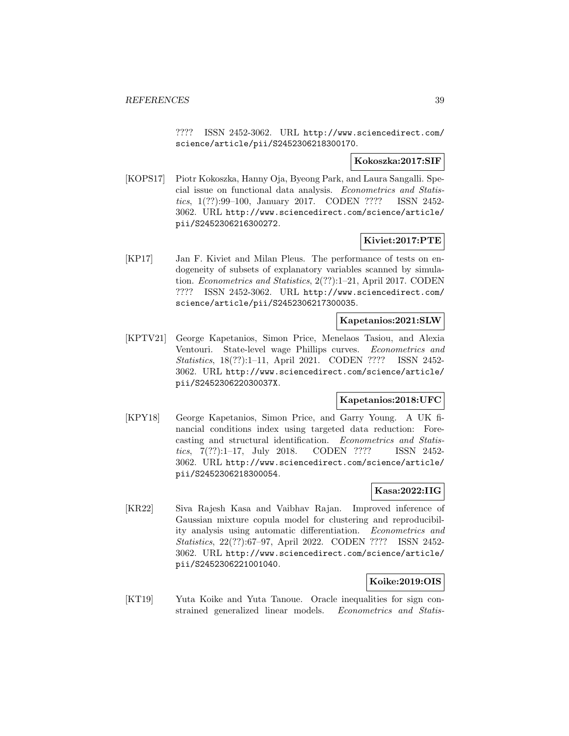???? ISSN 2452-3062. URL http://www.sciencedirect.com/science/article/pii/S2452306218300170.

**Kokoszka:2017:SIF**

[KOPS17] Piotr Kokoszka, Hanny Oja, Byeong Park, and Laura Sangalli. Special issue on functional data analysis. *Econometrics and Statistics*, 1(??):99–100, January 2017. CODEN ???? ISSN 2452-3062. URL http://www.sciencedirect.com/science/article/pii/S2452306216300272.

**Kiviet:2017:PTE**

[KP17] Jan F. Kiviet and Milan Pleus. The performance of tests on endogeneity of subsets of explanatory variables scanned by simulation. *Econometrics and Statistics*, 2(??):1–21, April 2017. CODEN ???? ISSN 2452-3062. URL http://www.sciencedirect.com/science/article/pii/S2452306217300035.

**Kapetanios:2021:SLW**

[KPTV21] George Kapetanios, Simon Price, Menelaos Tasiou, and Alexia Ventouri. State-level wage Phillips curves. *Econometrics and Statistics*, 18(??):1–11, April 2021. CODEN ???? ISSN 2452-3062. URL http://www.sciencedirect.com/science/article/pii/S245230622030037X.

**Kapetanios:2018:UFC**

[KPY18] George Kapetanios, Simon Price, and Garry Young. A UK financial conditions index using targeted data reduction: Forecasting and structural identification. *Econometrics and Statistics*, 7(??):1–17, July 2018. CODEN ???? ISSN 2452-3062. URL http://www.sciencedirect.com/science/article/pii/S2452306218300054.

**Kasa:2022:IIG**

[KR22] Siva Rajesh Kasa and Vaibhav Rajan. Improved inference of Gaussian mixture copula model for clustering and reproducibility analysis using automatic differentiation. *Econometrics and Statistics*, 22(??):67–97, April 2022. CODEN ???? ISSN 2452-3062. URL http://www.sciencedirect.com/science/article/pii/S2452306221001040.

**Koike:2019:OIS**

[KT19] Yuta Koike and Yuta Tanoue. Oracle inequalities for sign constrained generalized linear models. *Econometrics and Statis-*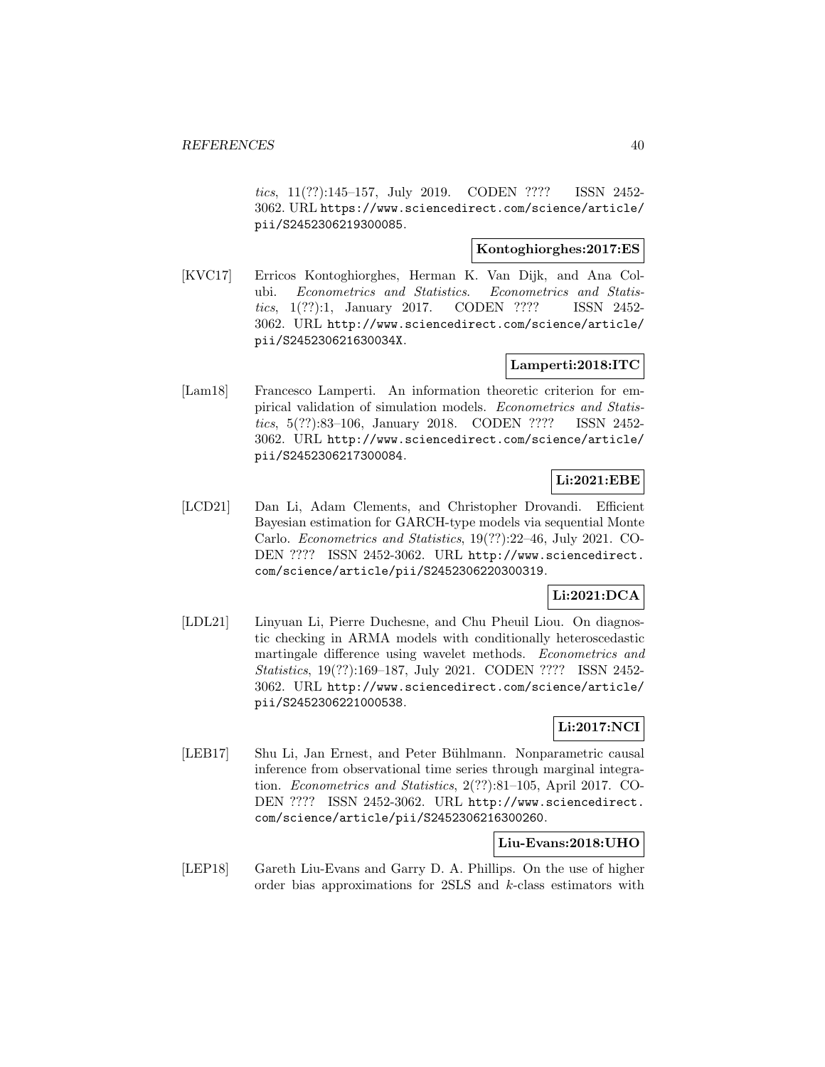*tics*, 11(??):145–157, July 2019. CODEN ???? ISSN 2452-3062. URL https://www.sciencedirect.com/science/article/pii/S2452306219300085.

**Kontoghiorghes:2017:ES**

[KVC17] Erricos Kontoghiorghes, Herman K. Van Dijk, and Ana Colubi. *Econometrics and Statistics*. *Econometrics and Statistics*, 1(??):1, January 2017. CODEN ???? ISSN 2452-3062. URL http://www.sciencedirect.com/science/article/pii/S245230621630034X.

**Lamperti:2018:ITC**

[Lam18] Francesco Lamperti. An information theoretic criterion for empirical validation of simulation models. *Econometrics and Statistics*, 5(??):83–106, January 2018. CODEN ???? ISSN 2452-3062. URL http://www.sciencedirect.com/science/article/pii/S2452306217300084.

**Li:2021:EBE**

[LCD21] Dan Li, Adam Clements, and Christopher Drovandi. Efficient Bayesian estimation for GARCH-type models via sequential Monte Carlo. *Econometrics and Statistics*, 19(??):22–46, July 2021. CODEN ???? ISSN 2452-3062. URL http://www.sciencedirect.com/science/article/pii/S2452306220300319.

**Li:2021:DCA**

[LDL21] Linyuan Li, Pierre Duchesne, and Chu Pheuil Liou. On diagnostic checking in ARMA models with conditionally heteroscedastic martingale difference using wavelet methods. *Econometrics and Statistics*, 19(??):169–187, July 2021. CODEN ???? ISSN 2452-3062. URL http://www.sciencedirect.com/science/article/pii/S2452306221000538.

**Li:2017:NCI**

[LEB17] Shu Li, Jan Ernest, and Peter Bühlmann. Nonparametric causal inference from observational time series through marginal integration. *Econometrics and Statistics*, 2(??):81–105, April 2017. CODEN ???? ISSN 2452-3062. URL http://www.sciencedirect.com/science/article/pii/S2452306216300260.

**Liu-Evans:2018:UHO**

[LEP18] Gareth Liu-Evans and Garry D. A. Phillips. On the use of higher order bias approximations for 2SLS and $k$-class estimators with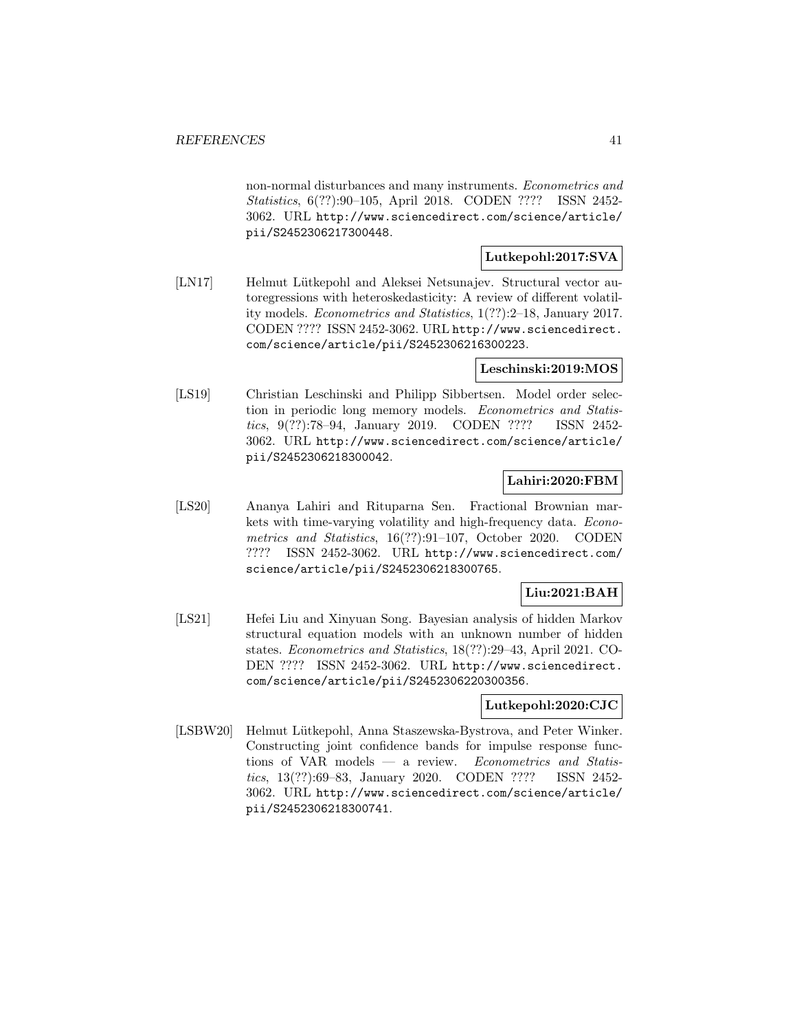non-normal disturbances and many instruments. *Econometrics and Statistics*, 6(??):90–105, April 2018. CODEN ???? ISSN 2452-3062. URL http://www.sciencedirect.com/science/article/pii/S2452306217300448.

**Lutkepohl:2017:SVA**

[LN17] Helmut Lütkepohl and Aleksei Netsunajev. Structural vector autoregressions with heteroskedasticity: A review of different volatility models. *Econometrics and Statistics*, 1(??):2–18, January 2017. CODEN ???? ISSN 2452-3062. URL http://www.sciencedirect.com/science/article/pii/S2452306216300223.

**Leschinski:2019:MOS**

[LS19] Christian Leschinski and Philipp Sibbertsen. Model order selection in periodic long memory models. *Econometrics and Statistics*, 9(??):78–94, January 2019. CODEN ???? ISSN 2452-3062. URL http://www.sciencedirect.com/science/article/pii/S2452306218300042.

**Lahiri:2020:FBM**

[LS20] Ananya Lahiri and Rituparna Sen. Fractional Brownian markets with time-varying volatility and high-frequency data. *Econometrics and Statistics*, 16(??):91–107, October 2020. CODEN ???? ISSN 2452-3062. URL http://www.sciencedirect.com/science/article/pii/S2452306218300765.

**Liu:2021:BAH**

[LS21] Hefei Liu and Xinyuan Song. Bayesian analysis of hidden Markov structural equation models with an unknown number of hidden states. *Econometrics and Statistics*, 18(??):29–43, April 2021. CODEN ???? ISSN 2452-3062. URL http://www.sciencedirect.com/science/article/pii/S2452306220300356.

**Lutkepohl:2020:CJC**

[LSBW20] Helmut Lütkepohl, Anna Staszewska-Bystrova, and Peter Winker. Constructing joint confidence bands for impulse response functions of VAR models — a review. *Econometrics and Statistics*, 13(??):69–83, January 2020. CODEN ???? ISSN 2452-3062. URL http://www.sciencedirect.com/science/article/pii/S2452306218300741.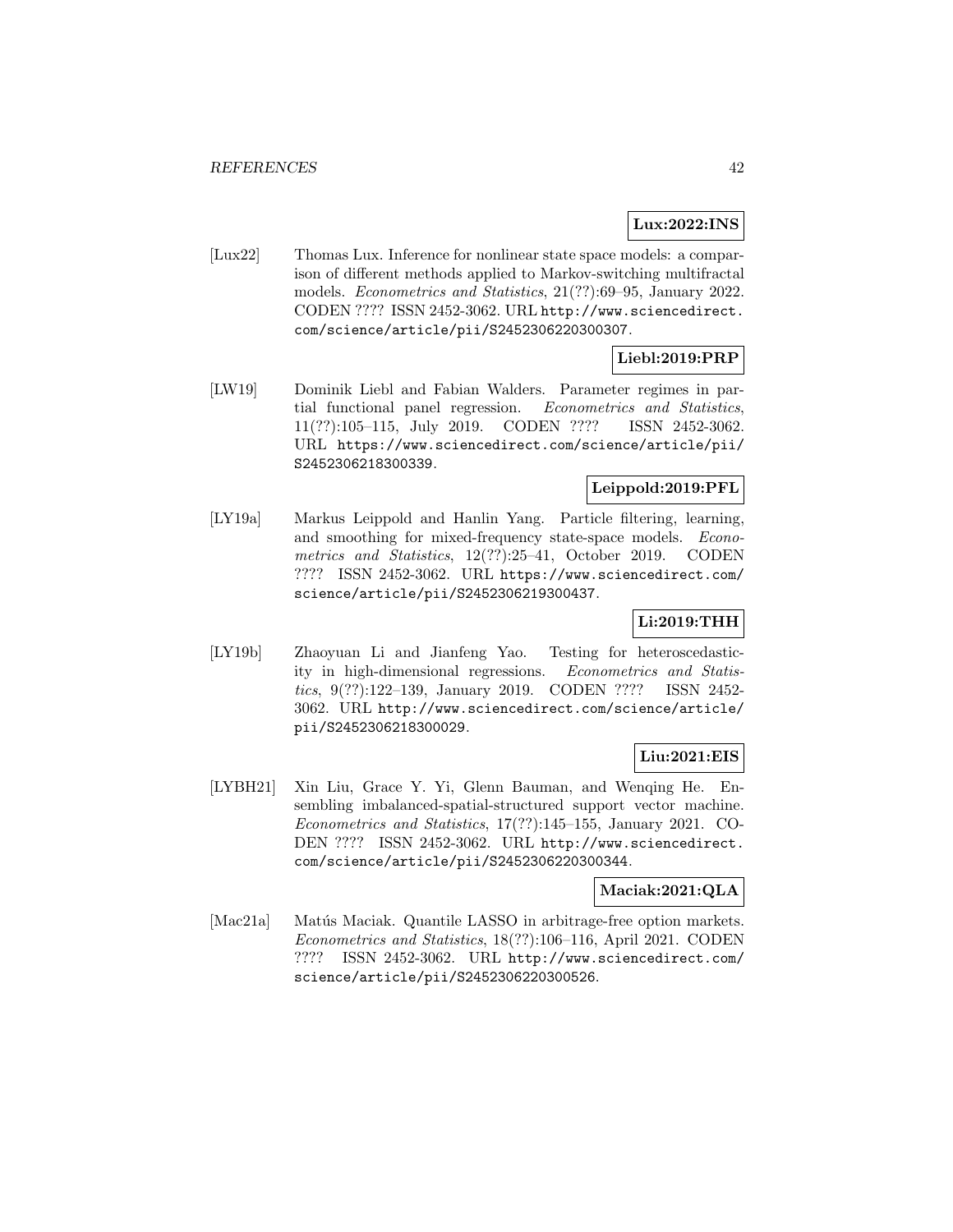**Lux:2022:INS**

[Lux22] Thomas Lux. Inference for nonlinear state space models: a comparison of different methods applied to Markov-switching multifractal models. *Econometrics and Statistics*, 21(??):69–95, January 2022. CODEN ???? ISSN 2452-3062. URL http://www.sciencedirect.com/science/article/pii/S2452306220300307.

**Liebl:2019:PRP**

[LW19] Dominik Liebl and Fabian Walders. Parameter regimes in partial functional panel regression. *Econometrics and Statistics*, 11(??):105–115, July 2019. CODEN ???? ISSN 2452-3062. URL https://www.sciencedirect.com/science/article/pii/S2452306218300339.

**Leippold:2019:PFL**

[LY19a] Markus Leippold and Hanlin Yang. Particle filtering, learning, and smoothing for mixed-frequency state-space models. *Econometrics and Statistics*, 12(??):25–41, October 2019. CODEN ???? ISSN 2452-3062. URL https://www.sciencedirect.com/science/article/pii/S2452306219300437.

**Li:2019:THH**

[LY19b] Zhaoyuan Li and Jianfeng Yao. Testing for heteroscedasticity in high-dimensional regressions. *Econometrics and Statistics*, 9(??):122–139, January 2019. CODEN ???? ISSN 2452-3062. URL http://www.sciencedirect.com/science/article/pii/S2452306218300029.

**Liu:2021:EIS**

[LYBH21] Xin Liu, Grace Y. Yi, Glenn Bauman, and Wenqing He. Ensembling imbalanced-spatial-structured support vector machine. *Econometrics and Statistics*, 17(??):145–155, January 2021. CODEN ???? ISSN 2452-3062. URL http://www.sciencedirect.com/science/article/pii/S2452306220300344.

**Maciak:2021:QLA**

[Mac21a] Matús Maciak. Quantile LASSO in arbitrage-free option markets. *Econometrics and Statistics*, 18(??):106–116, April 2021. CODEN ???? ISSN 2452-3062. URL http://www.sciencedirect.com/science/article/pii/S2452306220300526.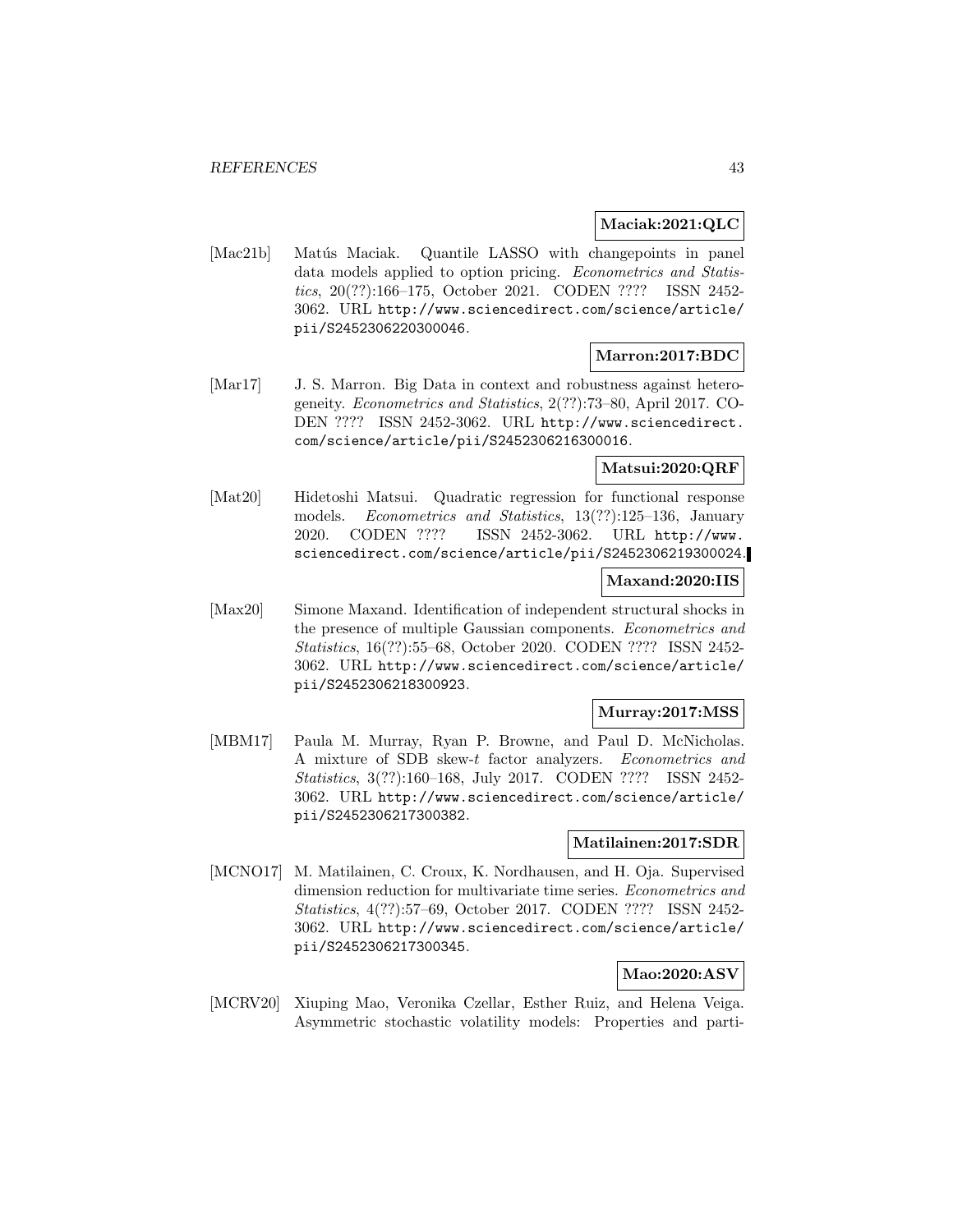**Maciak:2021:QLC**

[Mac21b] Matús Maciak. Quantile LASSO with changepoints in panel data models applied to option pricing. *Econometrics and Statistics*, 20(??):166–175, October 2021. CODEN ???? ISSN 2452-3062. URL http://www.sciencedirect.com/science/article/pii/S2452306220300046.

**Marron:2017:BDC**

[Mar17] J. S. Marron. Big Data in context and robustness against heterogeneity. *Econometrics and Statistics*, 2(??):73–80, April 2017. CODEN ???? ISSN 2452-3062. URL http://www.sciencedirect.com/science/article/pii/S2452306216300016.

**Matsui:2020:QRF**

[Mat20] Hidetoshi Matsui. Quadratic regression for functional response models. *Econometrics and Statistics*, 13(??):125–136, January 2020. CODEN ???? ISSN 2452-3062. URL http://www.sciencedirect.com/science/article/pii/S2452306219300024.

**Maxand:2020:IIS**

[Max20] Simone Maxand. Identification of independent structural shocks in the presence of multiple Gaussian components. *Econometrics and Statistics*, 16(??):55–68, October 2020. CODEN ???? ISSN 2452-3062. URL http://www.sciencedirect.com/science/article/pii/S2452306218300923.

**Murray:2017:MSS**

[MBM17] Paula M. Murray, Ryan P. Browne, and Paul D. McNicholas. A mixture of SDB skew-$t$ factor analyzers. *Econometrics and Statistics*, 3(??):160–168, July 2017. CODEN ???? ISSN 2452-3062. URL http://www.sciencedirect.com/science/article/pii/S2452306217300382.

**Matilainen:2017:SDR**

[MCNO17] M. Matilainen, C. Croux, K. Nordhausen, and H. Oja. Supervised dimension reduction for multivariate time series. *Econometrics and Statistics*, 4(??):57–69, October 2017. CODEN ???? ISSN 2452-3062. URL http://www.sciencedirect.com/science/article/pii/S2452306217300345.

**Mao:2020:ASV**

[MCRV20] Xiuping Mao, Veronika Czellar, Esther Ruiz, and Helena Veiga. Asymmetric stochastic volatility models: Properties and parti-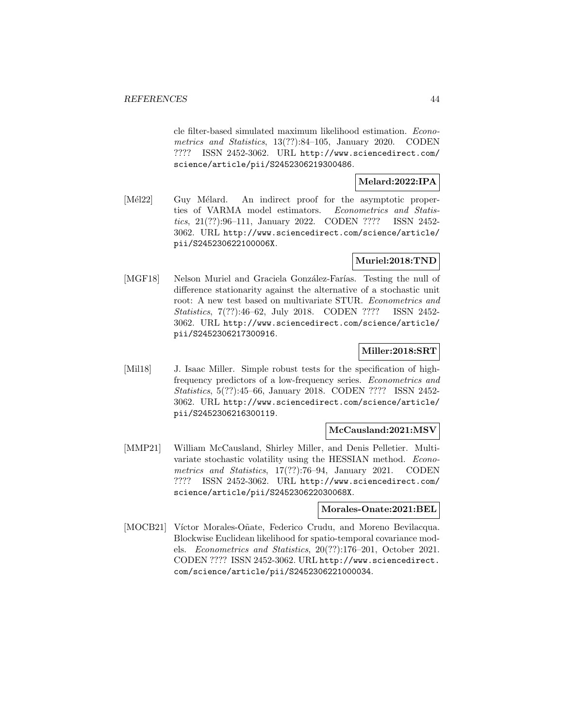cle filter-based simulated maximum likelihood estimation. *Econometrics and Statistics*, 13(??):84–105, January 2020. CODEN ???? ISSN 2452-3062. URL http://www.sciencedirect.com/science/article/pii/S2452306219300486.

**Melard:2022:IPA**

[Mél22] Guy Mélard. An indirect proof for the asymptotic properties of VARMA model estimators. *Econometrics and Statistics*, 21(??):96–111, January 2022. CODEN ???? ISSN 2452-3062. URL http://www.sciencedirect.com/science/article/pii/S245230622100006X.

**Muriel:2018:TND**

[MGF18] Nelson Muriel and Graciela González-Farías. Testing the null of difference stationarity against the alternative of a stochastic unit root: A new test based on multivariate STUR. *Econometrics and Statistics*, 7(??):46–62, July 2018. CODEN ???? ISSN 2452-3062. URL http://www.sciencedirect.com/science/article/pii/S2452306217300916.

**Miller:2018:SRT**

[Mil18] J. Isaac Miller. Simple robust tests for the specification of high-frequency predictors of a low-frequency series. *Econometrics and Statistics*, 5(??):45–66, January 2018. CODEN ???? ISSN 2452-3062. URL http://www.sciencedirect.com/science/article/pii/S2452306216300119.

**McCausland:2021:MSV**

[MMP21] William McCausland, Shirley Miller, and Denis Pelletier. Multivariate stochastic volatility using the HESSIAN method. *Econometrics and Statistics*, 17(??):76–94, January 2021. CODEN ???? ISSN 2452-3062. URL http://www.sciencedirect.com/science/article/pii/S245230622030068X.

**Morales-Onate:2021:BEL**

[MOCB21] Víctor Morales-Oñate, Federico Crudu, and Moreno Bevilacqua. Blockwise Euclidean likelihood for spatio-temporal covariance models. *Econometrics and Statistics*, 20(??):176–201, October 2021. CODEN ???? ISSN 2452-3062. URL http://www.sciencedirect.com/science/article/pii/S2452306221000034.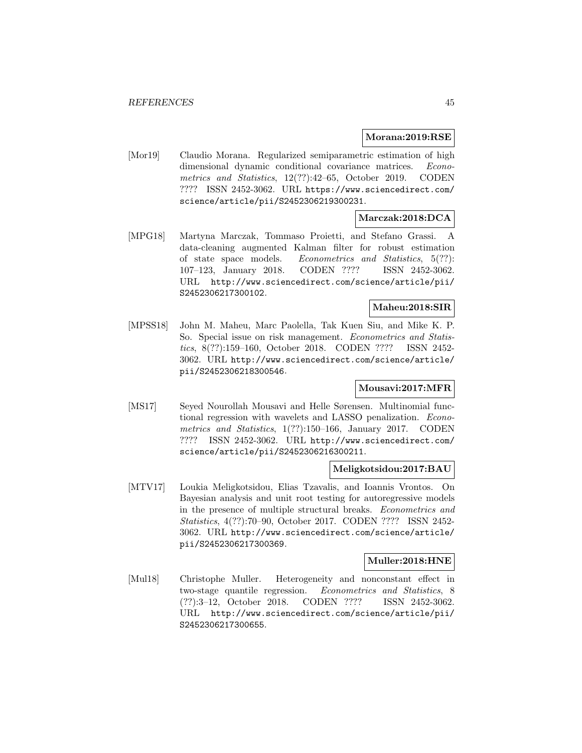**Morana:2019:RSE**

[Mor19] Claudio Morana. Regularized semiparametric estimation of high dimensional dynamic conditional covariance matrices. *Econometrics and Statistics*, 12(??):42–65, October 2019. CODEN ???? ISSN 2452-3062. URL https://www.sciencedirect.com/science/article/pii/S2452306219300231.

**Marczak:2018:DCA**

[MPG18] Martyna Marczak, Tommaso Proietti, and Stefano Grassi. A data-cleaning augmented Kalman filter for robust estimation of state space models. *Econometrics and Statistics*, 5(??):107–123, January 2018. CODEN ???? ISSN 2452-3062. URL http://www.sciencedirect.com/science/article/pii/S2452306217300102.

**Maheu:2018:SIR**

[MPSS18] John M. Maheu, Marc Paolella, Tak Kuen Siu, and Mike K. P. So. Special issue on risk management. *Econometrics and Statistics*, 8(??):159–160, October 2018. CODEN ???? ISSN 2452-3062. URL http://www.sciencedirect.com/science/article/pii/S2452306218300546.

**Mousavi:2017:MFR**

[MS17] Seyed Nourollah Mousavi and Helle Sørensen. Multinomial functional regression with wavelets and LASSO penalization. *Econometrics and Statistics*, 1(??):150–166, January 2017. CODEN ???? ISSN 2452-3062. URL http://www.sciencedirect.com/science/article/pii/S2452306216300211.

**Meligkotsidou:2017:BAU**

[MTV17] Loukia Meligkotsidou, Elias Tzavalis, and Ioannis Vrontos. On Bayesian analysis and unit root testing for autoregressive models in the presence of multiple structural breaks. *Econometrics and Statistics*, 4(??):70–90, October 2017. CODEN ???? ISSN 2452-3062. URL http://www.sciencedirect.com/science/article/pii/S2452306217300369.

**Muller:2018:HNE**

[Mul18] Christophe Muller. Heterogeneity and nonconstant effect in two-stage quantile regression. *Econometrics and Statistics*, 8(??):3–12, October 2018. CODEN ???? ISSN 2452-3062. URL http://www.sciencedirect.com/science/article/pii/S2452306217300655.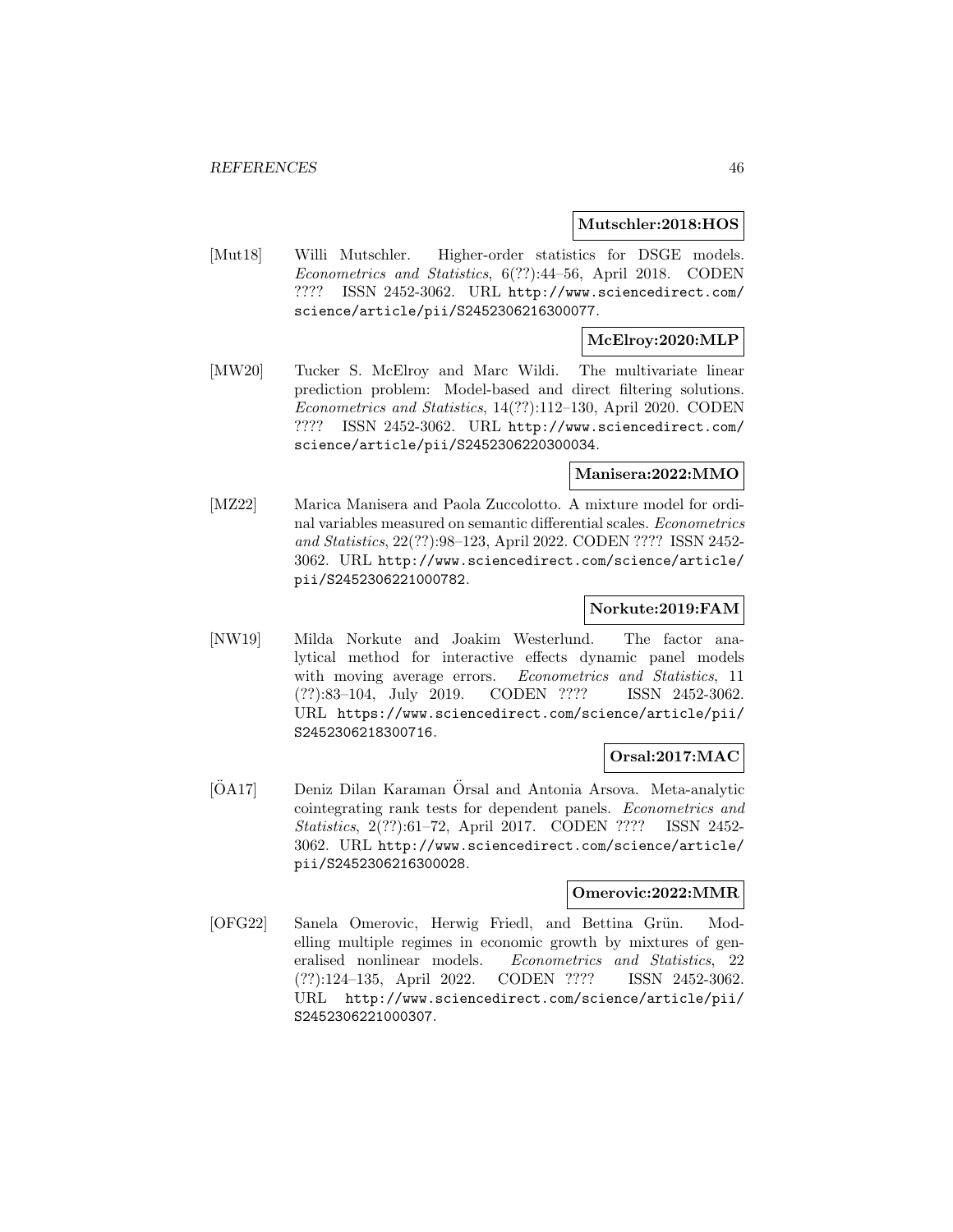**Mutschler:2018:HOS**

[Mut18] Willi Mutschler. Higher-order statistics for DSGE models. *Econometrics and Statistics*, 6(??):44–56, April 2018. CODEN ???? ISSN 2452-3062. URL http://www.sciencedirect.com/science/article/pii/S2452306216300077.

**McElroy:2020:MLP**

[MW20] Tucker S. McElroy and Marc Wildi. The multivariate linear prediction problem: Model-based and direct filtering solutions. *Econometrics and Statistics*, 14(??):112–130, April 2020. CODEN ???? ISSN 2452-3062. URL http://www.sciencedirect.com/science/article/pii/S2452306220300034.

**Manisera:2022:MMO**

[MZ22] Marica Manisera and Paola Zuccolotto. A mixture model for ordinal variables measured on semantic differential scales. *Econometrics and Statistics*, 22(??):98–123, April 2022. CODEN ???? ISSN 2452-3062. URL http://www.sciencedirect.com/science/article/pii/S2452306221000782.

**Norkute:2019:FAM**

[NW19] Milda Norkute and Joakim Westerlund. The factor analytical method for interactive effects dynamic panel models with moving average errors. *Econometrics and Statistics*, 11 (??):83–104, July 2019. CODEN ???? ISSN 2452-3062. URL https://www.sciencedirect.com/science/article/pii/S2452306218300716.

**Orsal:2017:MAC**

[ÖA17] Deniz Dilan Karaman Örsal and Antonia Arsova. Meta-analytic cointegrating rank tests for dependent panels. *Econometrics and Statistics*, 2(??):61–72, April 2017. CODEN ???? ISSN 2452-3062. URL http://www.sciencedirect.com/science/article/pii/S2452306216300028.

**Omerovic:2022:MMR**

[OFG22] Sanela Omerovic, Herwig Friedl, and Bettina Grün. Modelling multiple regimes in economic growth by mixtures of generalised nonlinear models. *Econometrics and Statistics*, 22 (??):124–135, April 2022. CODEN ???? ISSN 2452-3062. URL http://www.sciencedirect.com/science/article/pii/S2452306221000307.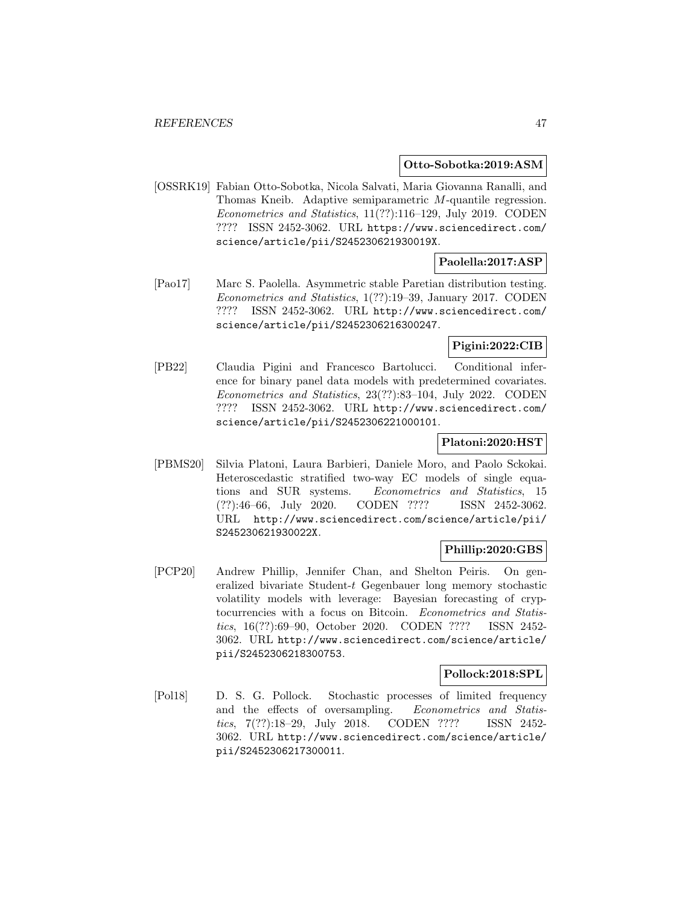**Otto-Sobotka:2019:ASM**

[OSSRK19] Fabian Otto-Sobotka, Nicola Salvati, Maria Giovanna Ranalli, and Thomas Kneib. Adaptive semiparametric $M$-quantile regression. *Econometrics and Statistics*, 11(??):116–129, July 2019. CODEN ???? ISSN 2452-3062. URL https://www.sciencedirect.com/science/article/pii/S245230621930019X.

**Paolella:2017:ASP**

[Pao17] Marc S. Paolella. Asymmetric stable Paretian distribution testing. *Econometrics and Statistics*, 1(??):19–39, January 2017. CODEN ???? ISSN 2452-3062. URL http://www.sciencedirect.com/science/article/pii/S2452306216300247.

**Pigini:2022:CIB**

[PB22] Claudia Pigini and Francesco Bartolucci. Conditional inference for binary panel data models with predetermined covariates. *Econometrics and Statistics*, 23(??):83–104, July 2022. CODEN ???? ISSN 2452-3062. URL http://www.sciencedirect.com/science/article/pii/S2452306221000101.

**Platoni:2020:HST**

[PBMS20] Silvia Platoni, Laura Barbieri, Daniele Moro, and Paolo Sckokai. Heteroscedastic stratified two-way EC models of single equations and SUR systems. *Econometrics and Statistics*, 15 (??):46–66, July 2020. CODEN ???? ISSN 2452-3062. URL http://www.sciencedirect.com/science/article/pii/S245230621930022X.

**Phillip:2020:GBS**

[PCP20] Andrew Phillip, Jennifer Chan, and Shelton Peiris. On generalized bivariate Student-$t$ Gegenbauer long memory stochastic volatility models with leverage: Bayesian forecasting of cryptocurrencies with a focus on Bitcoin. *Econometrics and Statistics*, 16(??):69–90, October 2020. CODEN ???? ISSN 2452-3062. URL http://www.sciencedirect.com/science/article/pii/S2452306218300753.

**Pollock:2018:SPL**

[Pol18] D. S. G. Pollock. Stochastic processes of limited frequency and the effects of oversampling. *Econometrics and Statistics*, 7(??):18–29, July 2018. CODEN ???? ISSN 2452-3062. URL http://www.sciencedirect.com/science/article/pii/S2452306217300011.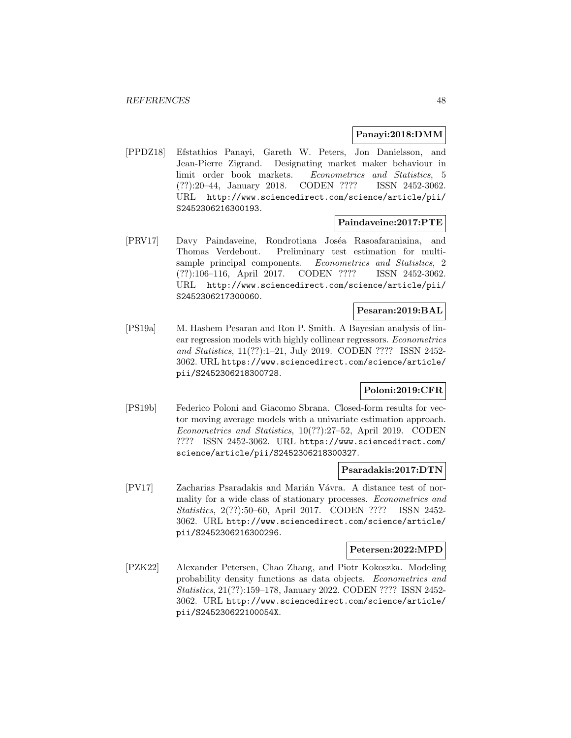**Panayi:2018:DMM**

[PPDZ18] Efstathios Panayi, Gareth W. Peters, Jon Danielsson, and Jean-Pierre Zigrand. Designating market maker behaviour in limit order book markets. *Econometrics and Statistics*, 5 (??):20–44, January 2018. CODEN ???? ISSN 2452-3062. URL http://www.sciencedirect.com/science/article/pii/S2452306216300193.

**Paindaveine:2017:PTE**

[PRV17] Davy Paindaveine, Rondrotiana Joséa Rasoafaraniaina, and Thomas Verdebout. Preliminary test estimation for multi-sample principal components. *Econometrics and Statistics*, 2 (??):106–116, April 2017. CODEN ???? ISSN 2452-3062. URL http://www.sciencedirect.com/science/article/pii/S2452306217300060.

**Pesaran:2019:BAL**

[PS19a] M. Hashem Pesaran and Ron P. Smith. A Bayesian analysis of linear regression models with highly collinear regressors. *Econometrics and Statistics*, 11(??):1–21, July 2019. CODEN ???? ISSN 2452-3062. URL https://www.sciencedirect.com/science/article/pii/S2452306218300728.

**Poloni:2019:CFR**

[PS19b] Federico Poloni and Giacomo Sbrana. Closed-form results for vector moving average models with a univariate estimation approach. *Econometrics and Statistics*, 10(??):27–52, April 2019. CODEN ???? ISSN 2452-3062. URL https://www.sciencedirect.com/science/article/pii/S2452306218300327.

**Psaradakis:2017:DTN**

[PV17] Zacharias Psaradakis and Marián Vávra. A distance test of normality for a wide class of stationary processes. *Econometrics and Statistics*, 2(??):50–60, April 2017. CODEN ???? ISSN 2452-3062. URL http://www.sciencedirect.com/science/article/pii/S2452306216300296.

**Petersen:2022:MPD**

[PZK22] Alexander Petersen, Chao Zhang, and Piotr Kokoszka. Modeling probability density functions as data objects. *Econometrics and Statistics*, 21(??):159–178, January 2022. CODEN ???? ISSN 2452-3062. URL http://www.sciencedirect.com/science/article/pii/S245230622100054X.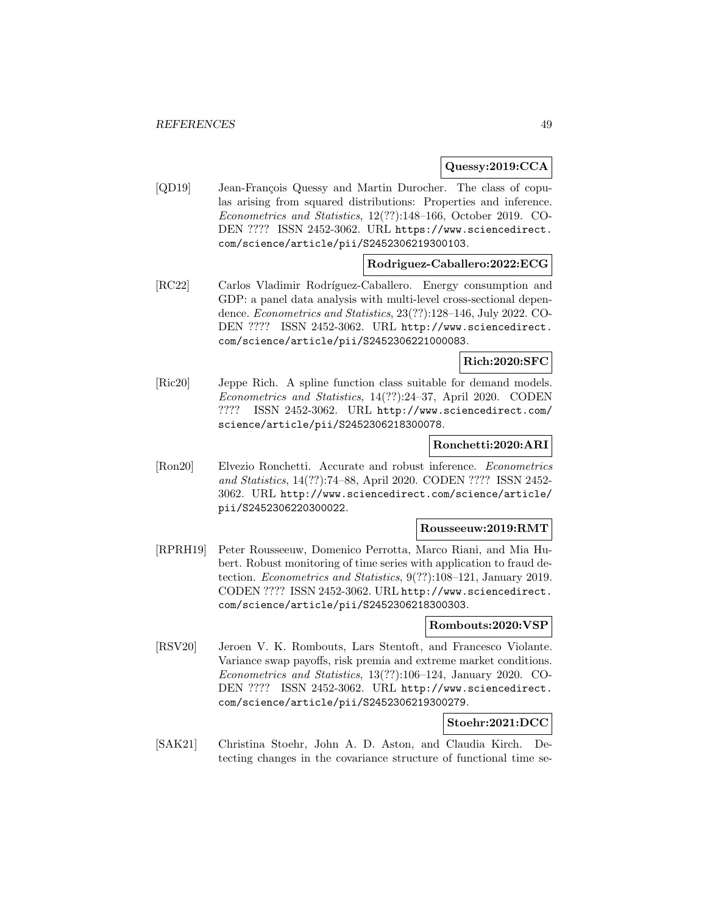**Quessy:2019:CCA**

[QD19] Jean-François Quessy and Martin Durocher. The class of copulas arising from squared distributions: Properties and inference. *Econometrics and Statistics*, 12(??):148–166, October 2019. CODEN ???? ISSN 2452-3062. URL https://www.sciencedirect.com/science/article/pii/S2452306219300103.

**Rodriguez-Caballero:2022:ECG**

[RC22] Carlos Vladimir Rodríguez-Caballero. Energy consumption and GDP: a panel data analysis with multi-level cross-sectional dependence. *Econometrics and Statistics*, 23(??):128–146, July 2022. CODEN ???? ISSN 2452-3062. URL http://www.sciencedirect.com/science/article/pii/S2452306221000083.

**Rich:2020:SFC**

[Ric20] Jeppe Rich. A spline function class suitable for demand models. *Econometrics and Statistics*, 14(??):24–37, April 2020. CODEN ???? ISSN 2452-3062. URL http://www.sciencedirect.com/science/article/pii/S2452306218300078.

**Ronchetti:2020:ARI**

[Ron20] Elvezio Ronchetti. Accurate and robust inference. *Econometrics and Statistics*, 14(??):74–88, April 2020. CODEN ???? ISSN 2452-3062. URL http://www.sciencedirect.com/science/article/pii/S2452306220300022.

**Rousseeuw:2019:RMT**

[RPRH19] Peter Rousseeuw, Domenico Perrotta, Marco Riani, and Mia Hubert. Robust monitoring of time series with application to fraud detection. *Econometrics and Statistics*, 9(??):108–121, January 2019. CODEN ???? ISSN 2452-3062. URL http://www.sciencedirect.com/science/article/pii/S2452306218300303.

**Rombouts:2020:VSP**

[RSV20] Jeroen V. K. Rombouts, Lars Stentoft, and Francesco Violante. Variance swap payoffs, risk premia and extreme market conditions. *Econometrics and Statistics*, 13(??):106–124, January 2020. CODEN ???? ISSN 2452-3062. URL http://www.sciencedirect.com/science/article/pii/S2452306219300279.

**Stoehr:2021:DCC**

[SAK21] Christina Stoehr, John A. D. Aston, and Claudia Kirch. Detecting changes in the covariance structure of functional time se-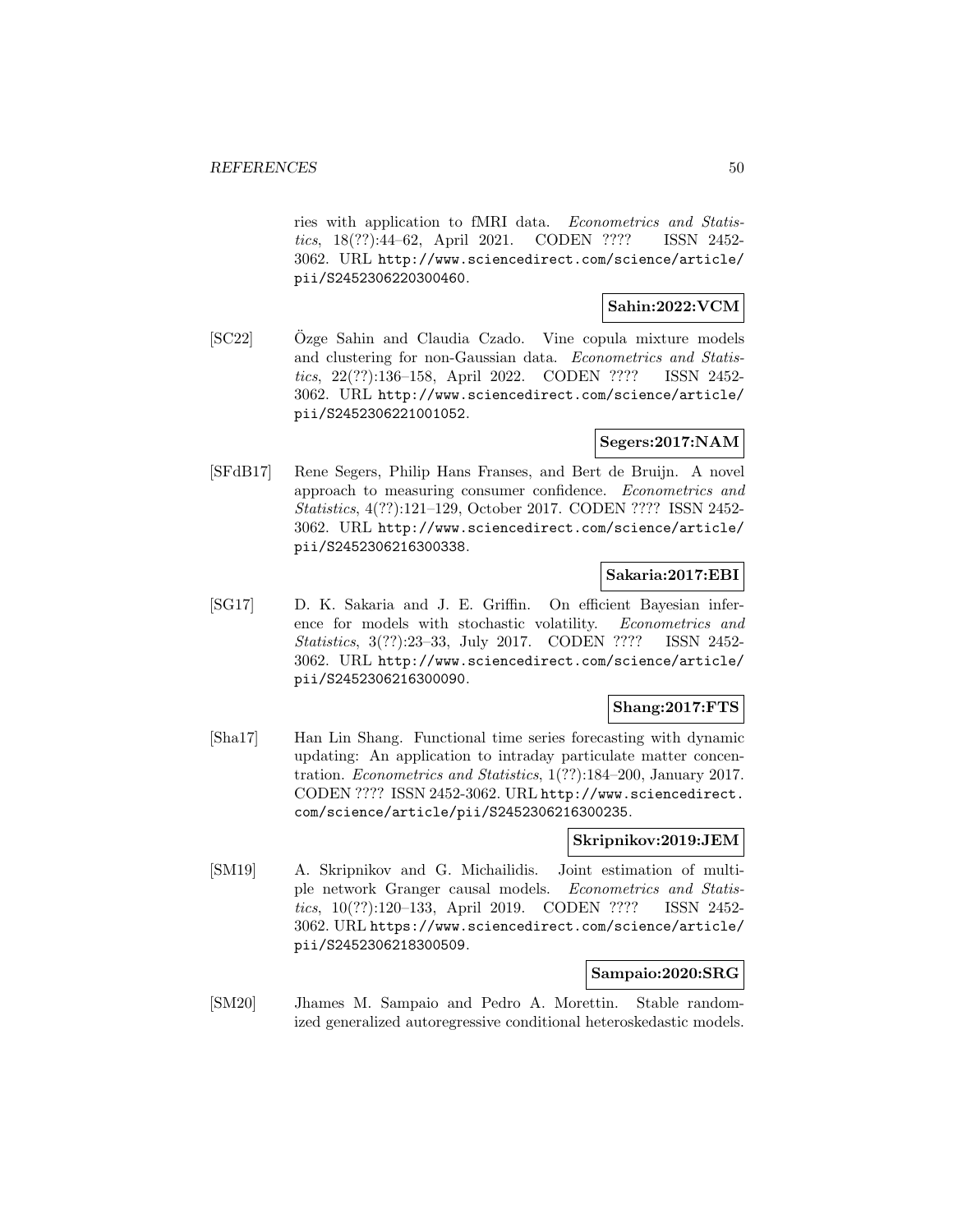ries with application to fMRI data. *Econometrics and Statistics*, 18(??):44–62, April 2021. CODEN ???? ISSN 2452-3062. URL http://www.sciencedirect.com/science/article/pii/S2452306220300460.

**Sahin:2022:VCM**

[SC22] Özge Sahin and Claudia Czado. Vine copula mixture models and clustering for non-Gaussian data. *Econometrics and Statistics*, 22(??):136–158, April 2022. CODEN ???? ISSN 2452-3062. URL http://www.sciencedirect.com/science/article/pii/S2452306221001052.

**Segers:2017:NAM**

[SFdB17] Rene Segers, Philip Hans Franses, and Bert de Bruijn. A novel approach to measuring consumer confidence. *Econometrics and Statistics*, 4(??):121–129, October 2017. CODEN ???? ISSN 2452-3062. URL http://www.sciencedirect.com/science/article/pii/S2452306216300338.

**Sakaria:2017:EBI**

[SG17] D. K. Sakaria and J. E. Griffin. On efficient Bayesian inference for models with stochastic volatility. *Econometrics and Statistics*, 3(??):23–33, July 2017. CODEN ???? ISSN 2452-3062. URL http://www.sciencedirect.com/science/article/pii/S2452306216300090.

**Shang:2017:FTS**

[Sha17] Han Lin Shang. Functional time series forecasting with dynamic updating: An application to intraday particulate matter concentration. *Econometrics and Statistics*, 1(??):184–200, January 2017. CODEN ???? ISSN 2452-3062. URL http://www.sciencedirect.com/science/article/pii/S2452306216300235.

**Skripnikov:2019:JEM**

[SM19] A. Skripnikov and G. Michailidis. Joint estimation of multiple network Granger causal models. *Econometrics and Statistics*, 10(??):120–133, April 2019. CODEN ???? ISSN 2452-3062. URL https://www.sciencedirect.com/science/article/pii/S2452306218300509.

**Sampaio:2020:SRG**

[SM20] Jhames M. Sampaio and Pedro A. Morettin. Stable randomized generalized autoregressive conditional heteroskedastic models.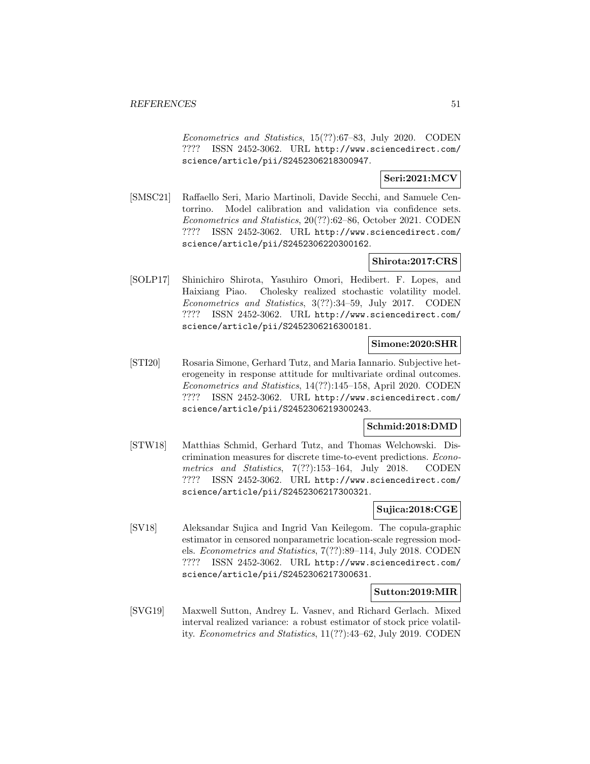*Econometrics and Statistics*, 15(??):67–83, July 2020. CODEN ???? ISSN 2452-3062. URL http://www.sciencedirect.com/science/article/pii/S2452306218300947.

**Seri:2021:MCV**

[SMSC21] Raffaello Seri, Mario Martinoli, Davide Secchi, and Samuele Centorrino. Model calibration and validation via confidence sets. *Econometrics and Statistics*, 20(??):62–86, October 2021. CODEN ???? ISSN 2452-3062. URL http://www.sciencedirect.com/science/article/pii/S2452306220300162.

**Shirota:2017:CRS**

[SOLP17] Shinichiro Shirota, Yasuhiro Omori, Hedibert. F. Lopes, and Haixiang Piao. Cholesky realized stochastic volatility model. *Econometrics and Statistics*, 3(??):34–59, July 2017. CODEN ???? ISSN 2452-3062. URL http://www.sciencedirect.com/science/article/pii/S2452306216300181.

**Simone:2020:SHR**

[STI20] Rosaria Simone, Gerhard Tutz, and Maria Iannario. Subjective heterogeneity in response attitude for multivariate ordinal outcomes. *Econometrics and Statistics*, 14(??):145–158, April 2020. CODEN ???? ISSN 2452-3062. URL http://www.sciencedirect.com/science/article/pii/S2452306219300243.

**Schmid:2018:DMD**

[STW18] Matthias Schmid, Gerhard Tutz, and Thomas Welchowski. Discrimination measures for discrete time-to-event predictions. *Econometrics and Statistics*, 7(??):153–164, July 2018. CODEN ???? ISSN 2452-3062. URL http://www.sciencedirect.com/science/article/pii/S2452306217300321.

**Sujica:2018:CGE**

[SV18] Aleksandar Sujica and Ingrid Van Keilegom. The copula-graphic estimator in censored nonparametric location-scale regression models. *Econometrics and Statistics*, 7(??):89–114, July 2018. CODEN ???? ISSN 2452-3062. URL http://www.sciencedirect.com/science/article/pii/S2452306217300631.

**Sutton:2019:MIR**

[SVG19] Maxwell Sutton, Andrey L. Vasnev, and Richard Gerlach. Mixed interval realized variance: a robust estimator of stock price volatility. *Econometrics and Statistics*, 11(??):43–62, July 2019. CODEN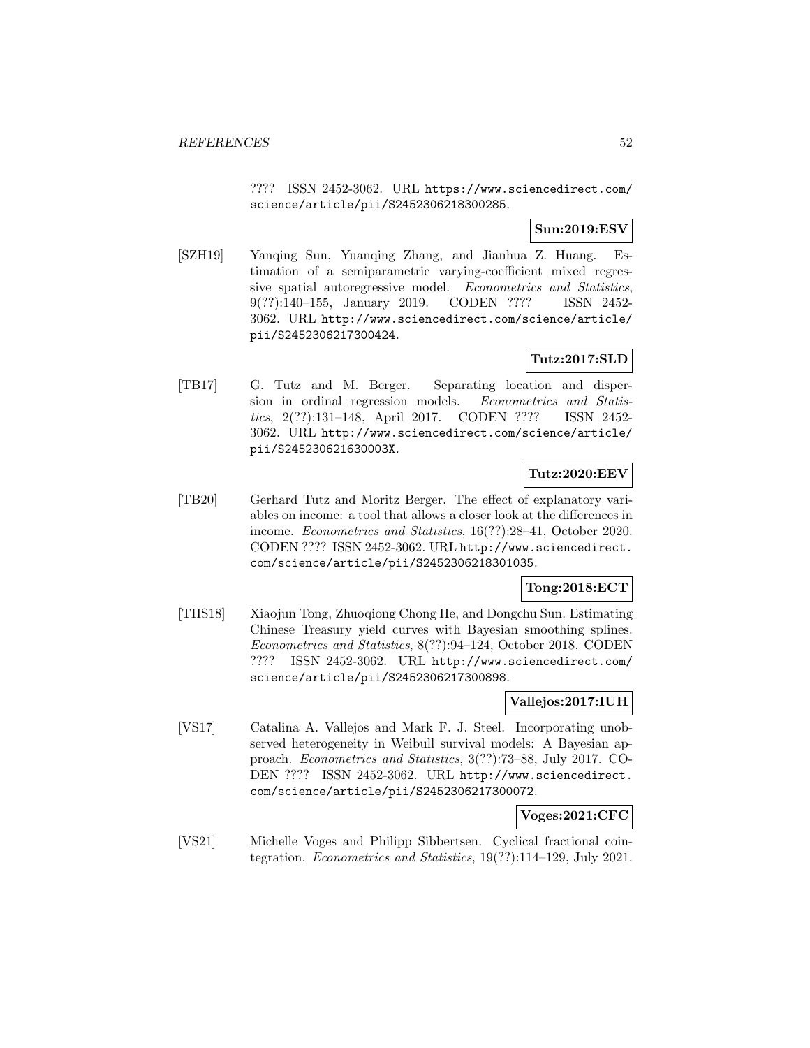???? ISSN 2452-3062. URL https://www.sciencedirect.com/science/article/pii/S2452306218300285.

**Sun:2019:ESV**

[SZH19] Yanqing Sun, Yuanqing Zhang, and Jianhua Z. Huang. Estimation of a semiparametric varying-coefficient mixed regressive spatial autoregressive model. *Econometrics and Statistics*, 9(??):140–155, January 2019. CODEN ???? ISSN 2452-3062. URL http://www.sciencedirect.com/science/article/pii/S2452306217300424.

**Tutz:2017:SLD**

[TB17] G. Tutz and M. Berger. Separating location and dispersion in ordinal regression models. *Econometrics and Statistics*, 2(??):131–148, April 2017. CODEN ???? ISSN 2452-3062. URL http://www.sciencedirect.com/science/article/pii/S245230621630003X.

**Tutz:2020:EEV**

[TB20] Gerhard Tutz and Moritz Berger. The effect of explanatory variables on income: a tool that allows a closer look at the differences in income. *Econometrics and Statistics*, 16(??):28–41, October 2020. CODEN ???? ISSN 2452-3062. URL http://www.sciencedirect.com/science/article/pii/S2452306218301035.

**Tong:2018:ECT**

[THS18] Xiaojun Tong, Zhuoqiong Chong He, and Dongchu Sun. Estimating Chinese Treasury yield curves with Bayesian smoothing splines. *Econometrics and Statistics*, 8(??):94–124, October 2018. CODEN ???? ISSN 2452-3062. URL http://www.sciencedirect.com/science/article/pii/S2452306217300898.

**Vallejos:2017:IUH**

[VS17] Catalina A. Vallejos and Mark F. J. Steel. Incorporating unobserved heterogeneity in Weibull survival models: A Bayesian approach. *Econometrics and Statistics*, 3(??):73–88, July 2017. CODEN ???? ISSN 2452-3062. URL http://www.sciencedirect.com/science/article/pii/S2452306217300072.

**Voges:2021:CFC**

[VS21] Michelle Voges and Philipp Sibbertsen. Cyclical fractional cointegration. *Econometrics and Statistics*, 19(??):114–129, July 2021.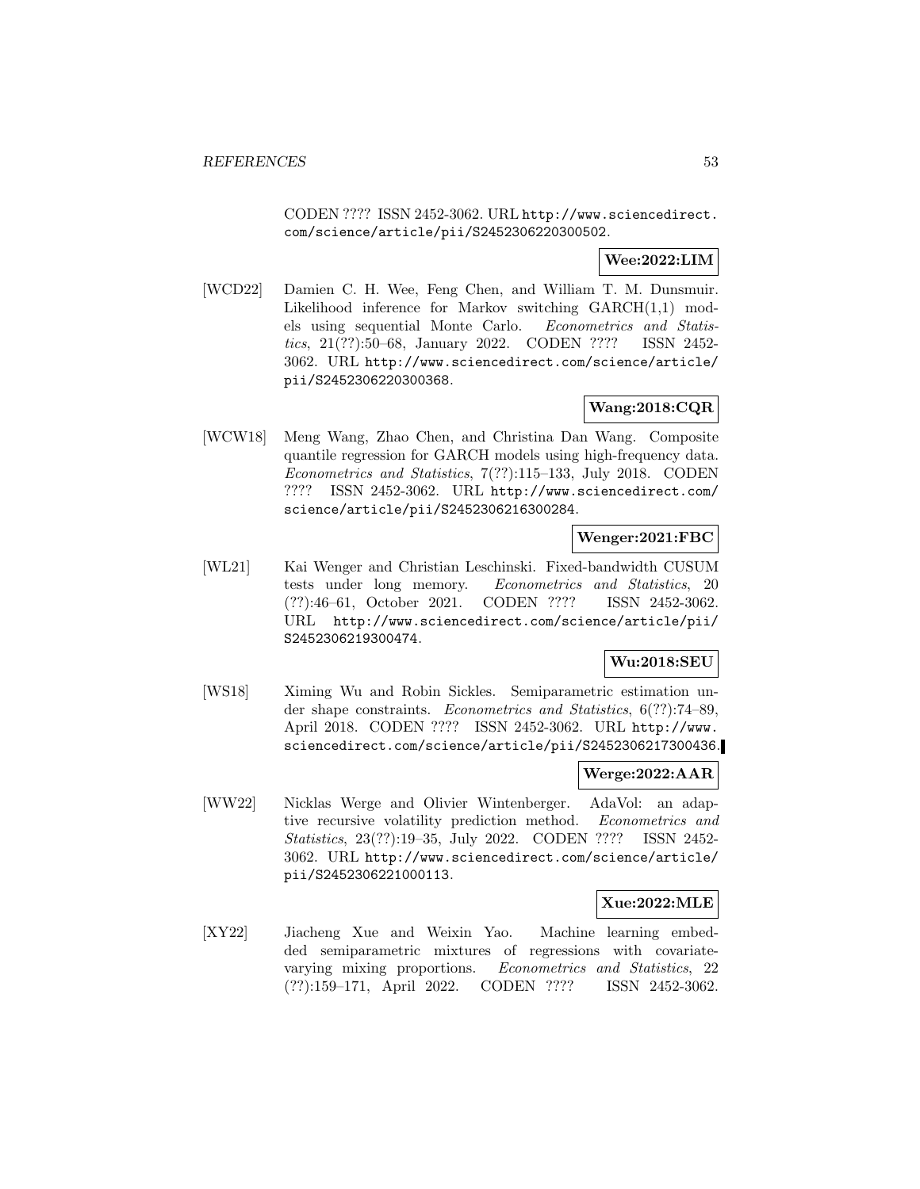CODEN ???? ISSN 2452-3062. URL http://www.sciencedirect.com/science/article/pii/S2452306220300502.

**Wee:2022:LIM**

[WCD22] Damien C. H. Wee, Feng Chen, and William T. M. Dunsmuir. Likelihood inference for Markov switching GARCH(1,1) models using sequential Monte Carlo. *Econometrics and Statistics*, 21(??):50–68, January 2022. CODEN ???? ISSN 2452-3062. URL http://www.sciencedirect.com/science/article/pii/S2452306220300368.

**Wang:2018:CQR**

[WCW18] Meng Wang, Zhao Chen, and Christina Dan Wang. Composite quantile regression for GARCH models using high-frequency data. *Econometrics and Statistics*, 7(??):115–133, July 2018. CODEN ???? ISSN 2452-3062. URL http://www.sciencedirect.com/science/article/pii/S2452306216300284.

**Wenger:2021:FBC**

[WL21] Kai Wenger and Christian Leschinski. Fixed-bandwidth CUSUM tests under long memory. *Econometrics and Statistics*, 20 (??):46–61, October 2021. CODEN ???? ISSN 2452-3062. URL http://www.sciencedirect.com/science/article/pii/S2452306219300474.

**Wu:2018:SEU**

[WS18] Ximing Wu and Robin Sickles. Semiparametric estimation under shape constraints. *Econometrics and Statistics*, 6(??):74–89, April 2018. CODEN ???? ISSN 2452-3062. URL http://www.sciencedirect.com/science/article/pii/S2452306217300436.

**Werge:2022:AAR**

[WW22] Nicklas Werge and Olivier Wintenberger. AdaVol: an adaptive recursive volatility prediction method. *Econometrics and Statistics*, 23(??):19–35, July 2022. CODEN ???? ISSN 2452-3062. URL http://www.sciencedirect.com/science/article/pii/S2452306221000113.

**Xue:2022:MLE**

[XY22] Jiacheng Xue and Weixin Yao. Machine learning embedded semiparametric mixtures of regressions with covariate-varying mixing proportions. *Econometrics and Statistics*, 22 (??):159–171, April 2022. CODEN ???? ISSN 2452-3062.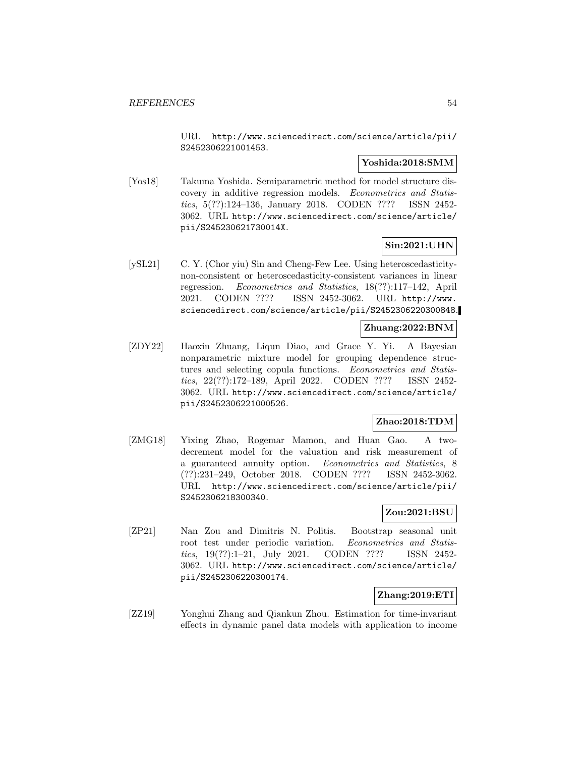URL http://www.sciencedirect.com/science/article/pii/S2452306221001453.

**Yoshida:2018:SMM**

[Yos18] Takuma Yoshida. Semiparametric method for model structure discovery in additive regression models. *Econometrics and Statistics*, 5(??):124–136, January 2018. CODEN ???? ISSN 2452-3062. URL http://www.sciencedirect.com/science/article/pii/S245230621730014X.

**Sin:2021:UHN**

[ySL21] C. Y. (Chor yiu) Sin and Cheng-Few Lee. Using heteroscedasticity-non-consistent or heteroscedasticity-consistent variances in linear regression. *Econometrics and Statistics*, 18(??):117–142, April 2021. CODEN ???? ISSN 2452-3062. URL http://www.sciencedirect.com/science/article/pii/S2452306220300848.

**Zhuang:2022:BNM**

[ZDY22] Haoxin Zhuang, Liqun Diao, and Grace Y. Yi. A Bayesian nonparametric mixture model for grouping dependence structures and selecting copula functions. *Econometrics and Statistics*, 22(??):172–189, April 2022. CODEN ???? ISSN 2452-3062. URL http://www.sciencedirect.com/science/article/pii/S2452306221000526.

**Zhao:2018:TDM**

[ZMG18] Yixing Zhao, Rogemar Mamon, and Huan Gao. A two-decrement model for the valuation and risk measurement of a guaranteed annuity option. *Econometrics and Statistics*, 8 (??):231–249, October 2018. CODEN ???? ISSN 2452-3062. URL http://www.sciencedirect.com/science/article/pii/S2452306218300340.

**Zou:2021:BSU**

[ZP21] Nan Zou and Dimitris N. Politis. Bootstrap seasonal unit root test under periodic variation. *Econometrics and Statistics*, 19(??):1–21, July 2021. CODEN ???? ISSN 2452-3062. URL http://www.sciencedirect.com/science/article/pii/S2452306220300174.

**Zhang:2019:ETI**

[ZZ19] Yonghui Zhang and Qiankun Zhou. Estimation for time-invariant effects in dynamic panel data models with application to income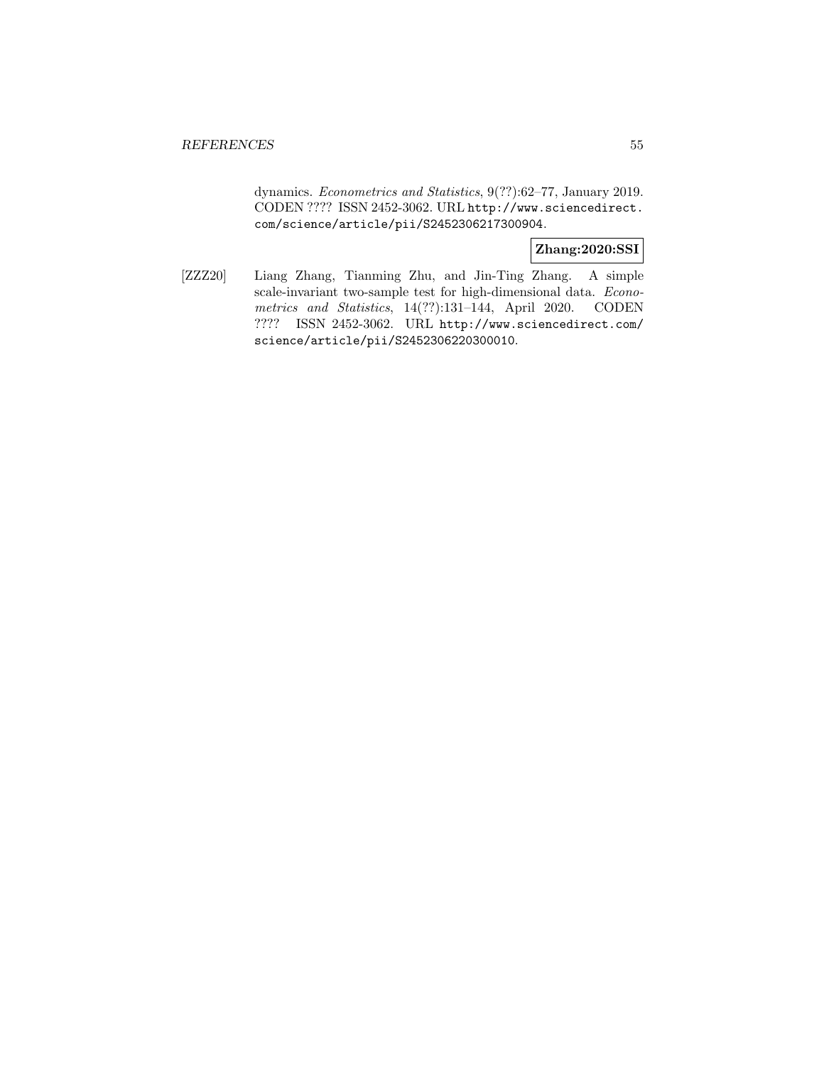dynamics. *Econometrics and Statistics*, 9(??):62–77, January 2019. CODEN ???? ISSN 2452-3062. URL http://www.sciencedirect.com/science/article/pii/S2452306217300904.

**Zhang:2020:SSI**

[ZZZ20] Liang Zhang, Tianming Zhu, and Jin-Ting Zhang. A simple scale-invariant two-sample test for high-dimensional data. *Econometrics and Statistics*, 14(??):131–144, April 2020. CODEN ???? ISSN 2452-3062. URL http://www.sciencedirect.com/science/article/pii/S2452306220300010.